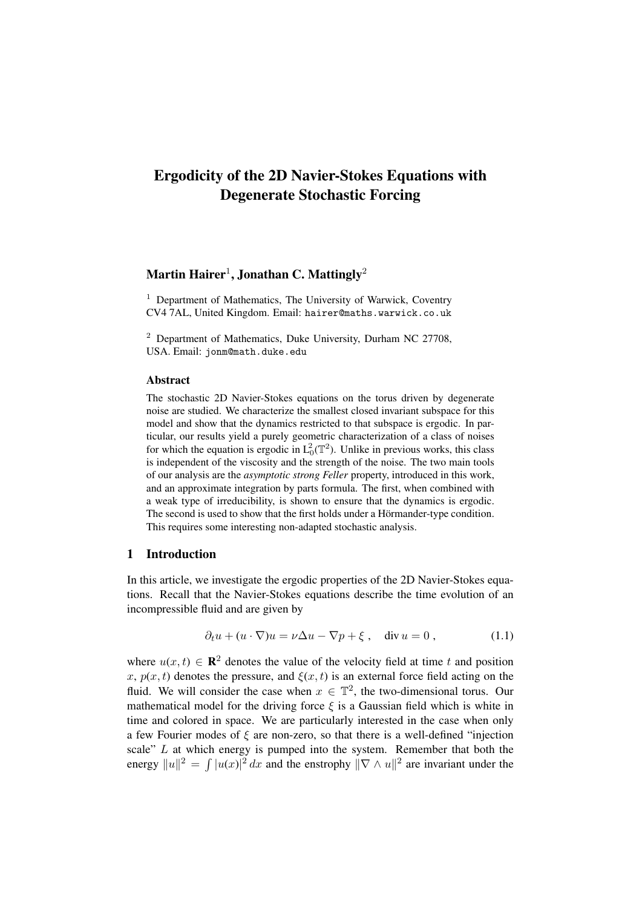# Ergodicity of the 2D Navier-Stokes Equations with Degenerate Stochastic Forcing

**Martin Hairer**[1], **Jonathan C. Mattingly**[2]

[1] Department of Mathematics, The University of Warwick, Coventry CV4 7AL, United Kingdom. Email: `hairer@maths.warwick.co.uk`

[2] Department of Mathematics, Duke University, Durham NC 27708, USA. Email: `jonm@math.duke.edu`

### Abstract

The stochastic 2D Navier-Stokes equations on the torus driven by degenerate noise are studied. We characterize the smallest closed invariant subspace for this model and show that the dynamics restricted to that subspace is ergodic. In particular, our results yield a purely geometric characterization of a class of noises for which the equation is ergodic in $L^2_0(\mathbb{T}^2)$. Unlike in previous works, this class is independent of the viscosity and the strength of the noise. The two main tools of our analysis are the *asymptotic strong Feller* property, introduced in this work, and an approximate integration by parts formula. The first, when combined with a weak type of irreducibility, is shown to ensure that the dynamics is ergodic. The second is used to show that the first holds under a Hörmander-type condition. This requires some interesting non-adapted stochastic analysis.

## 1 Introduction

In this article, we investigate the ergodic properties of the 2D Navier-Stokes equations. Recall that the Navier-Stokes equations describe the time evolution of an incompressible fluid and are given by

$$\partial_t u + (u \cdot \nabla)u = \nu \Delta u - \nabla p + \xi \;, \quad \operatorname{div} u = 0 \;, \tag{1.1}$$

where $u(x,t) \in \mathbf{R}^2$ denotes the value of the velocity field at time $t$ and position $x$, $p(x,t)$ denotes the pressure, and $\xi(x,t)$ is an external force field acting on the fluid. We will consider the case when $x \in \mathbb{T}^2$, the two-dimensional torus. Our mathematical model for the driving force $\xi$ is a Gaussian field which is white in time and colored in space. We are particularly interested in the case when only a few Fourier modes of $\xi$ are non-zero, so that there is a well-defined "injection scale" $L$ at which energy is pumped into the system. Remember that both the energy $\|u\|^2 = \int |u(x)|^2\,dx$ and the enstrophy $\|\nabla \wedge u\|^2$ are invariant under the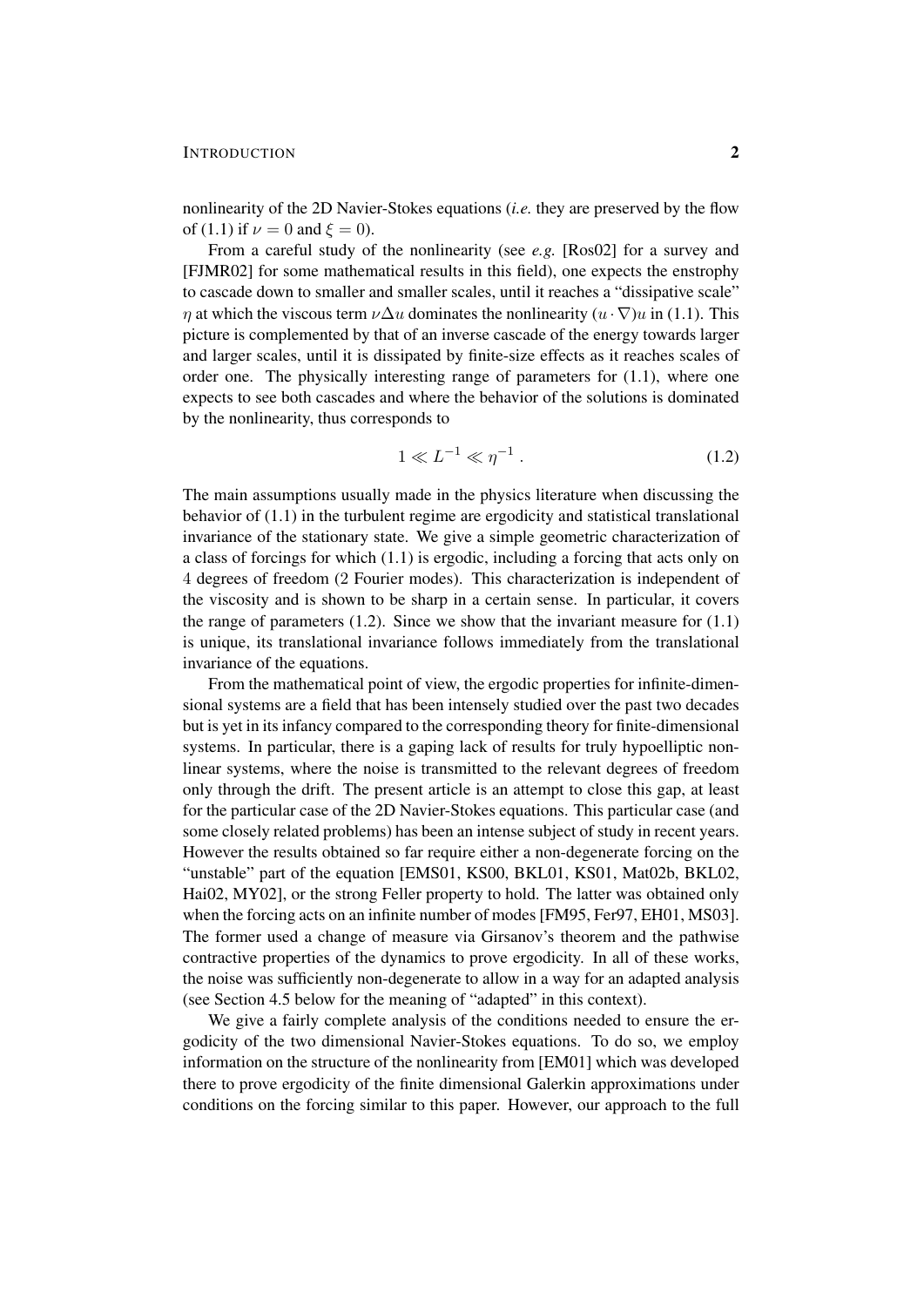nonlinearity of the 2D Navier-Stokes equations (*i.e.* they are preserved by the flow of (1.1) if $\nu = 0$ and $\xi = 0$).

From a careful study of the nonlinearity (see *e.g.* [Ros02] for a survey and [FJMR02] for some mathematical results in this field), one expects the enstrophy to cascade down to smaller and smaller scales, until it reaches a "dissipative scale" $\eta$ at which the viscous term $\nu\Delta u$ dominates the nonlinearity $(u \cdot \nabla)u$ in (1.1). This picture is complemented by that of an inverse cascade of the energy towards larger and larger scales, until it is dissipated by finite-size effects as it reaches scales of order one. The physically interesting range of parameters for (1.1), where one expects to see both cascades and where the behavior of the solutions is dominated by the nonlinearity, thus corresponds to

$$1 \ll L^{-1} \ll \eta^{-1} \,. \tag{1.2}$$

The main assumptions usually made in the physics literature when discussing the behavior of (1.1) in the turbulent regime are ergodicity and statistical translational invariance of the stationary state. We give a simple geometric characterization of a class of forcings for which (1.1) is ergodic, including a forcing that acts only on $4$ degrees of freedom ($2$ Fourier modes). This characterization is independent of the viscosity and is shown to be sharp in a certain sense. In particular, it covers the range of parameters (1.2). Since we show that the invariant measure for (1.1) is unique, its translational invariance follows immediately from the translational invariance of the equations.

From the mathematical point of view, the ergodic properties for infinite-dimensional systems are a field that has been intensely studied over the past two decades but is yet in its infancy compared to the corresponding theory for finite-dimensional systems. In particular, there is a gaping lack of results for truly hypoelliptic nonlinear systems, where the noise is transmitted to the relevant degrees of freedom only through the drift. The present article is an attempt to close this gap, at least for the particular case of the 2D Navier-Stokes equations. This particular case (and some closely related problems) has been an intense subject of study in recent years. However the results obtained so far require either a non-degenerate forcing on the "unstable" part of the equation [EMS01, KS00, BKL01, KS01, Mat02b, BKL02, Hai02, MY02], or the strong Feller property to hold. The latter was obtained only when the forcing acts on an infinite number of modes [FM95, Fer97, EH01, MS03]. The former used a change of measure via Girsanov's theorem and the pathwise contractive properties of the dynamics to prove ergodicity. In all of these works, the noise was sufficiently non-degenerate to allow in a way for an adapted analysis (see Section 4.5 below for the meaning of "adapted" in this context).

We give a fairly complete analysis of the conditions needed to ensure the ergodicity of the two dimensional Navier-Stokes equations. To do so, we employ information on the structure of the nonlinearity from [EM01] which was developed there to prove ergodicity of the finite dimensional Galerkin approximations under conditions on the forcing similar to this paper. However, our approach to the full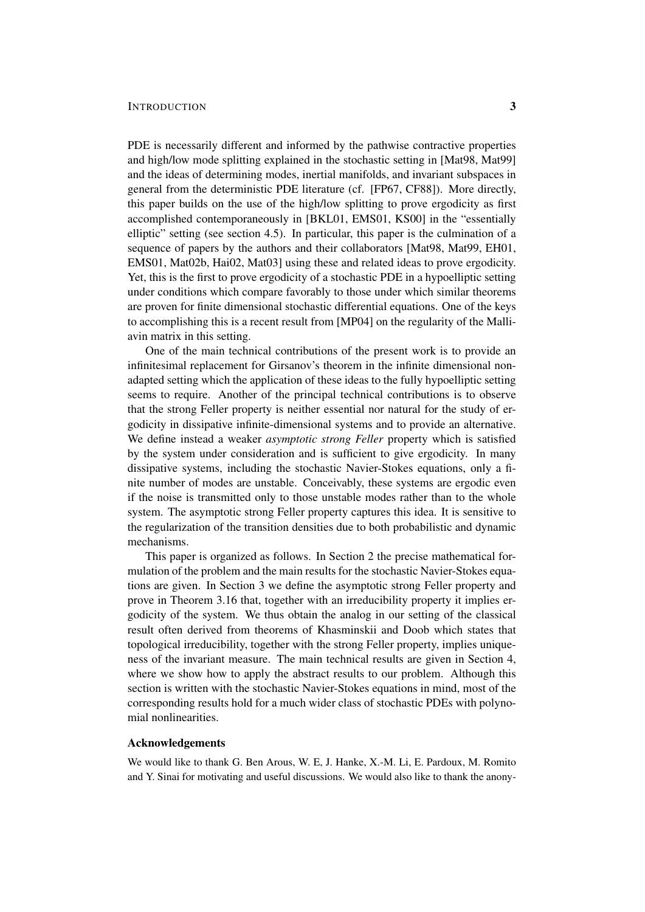PDE is necessarily different and informed by the pathwise contractive properties and high/low mode splitting explained in the stochastic setting in [Mat98, Mat99] and the ideas of determining modes, inertial manifolds, and invariant subspaces in general from the deterministic PDE literature (cf. [FP67, CF88]). More directly, this paper builds on the use of the high/low splitting to prove ergodicity as first accomplished contemporaneously in [BKL01, EMS01, KS00] in the "essentially elliptic" setting (see section 4.5). In particular, this paper is the culmination of a sequence of papers by the authors and their collaborators [Mat98, Mat99, EH01, EMS01, Mat02b, Hai02, Mat03] using these and related ideas to prove ergodicity. Yet, this is the first to prove ergodicity of a stochastic PDE in a hypoelliptic setting under conditions which compare favorably to those under which similar theorems are proven for finite dimensional stochastic differential equations. One of the keys to accomplishing this is a recent result from [MP04] on the regularity of the Malliavin matrix in this setting.

One of the main technical contributions of the present work is to provide an infinitesimal replacement for Girsanov's theorem in the infinite dimensional non-adapted setting which the application of these ideas to the fully hypoelliptic setting seems to require. Another of the principal technical contributions is to observe that the strong Feller property is neither essential nor natural for the study of ergodicity in dissipative infinite-dimensional systems and to provide an alternative. We define instead a weaker *asymptotic strong Feller* property which is satisfied by the system under consideration and is sufficient to give ergodicity. In many dissipative systems, including the stochastic Navier-Stokes equations, only a finite number of modes are unstable. Conceivably, these systems are ergodic even if the noise is transmitted only to those unstable modes rather than to the whole system. The asymptotic strong Feller property captures this idea. It is sensitive to the regularization of the transition densities due to both probabilistic and dynamic mechanisms.

This paper is organized as follows. In Section 2 the precise mathematical formulation of the problem and the main results for the stochastic Navier-Stokes equations are given. In Section 3 we define the asymptotic strong Feller property and prove in Theorem 3.16 that, together with an irreducibility property it implies ergodicity of the system. We thus obtain the analog in our setting of the classical result often derived from theorems of Khasminskii and Doob which states that topological irreducibility, together with the strong Feller property, implies uniqueness of the invariant measure. The main technical results are given in Section 4, where we show how to apply the abstract results to our problem. Although this section is written with the stochastic Navier-Stokes equations in mind, most of the corresponding results hold for a much wider class of stochastic PDEs with polynomial nonlinearities.

### Acknowledgements

We would like to thank G. Ben Arous, W. E, J. Hanke, X.-M. Li, E. Pardoux, M. Romito and Y. Sinai for motivating and useful discussions. We would also like to thank the anony-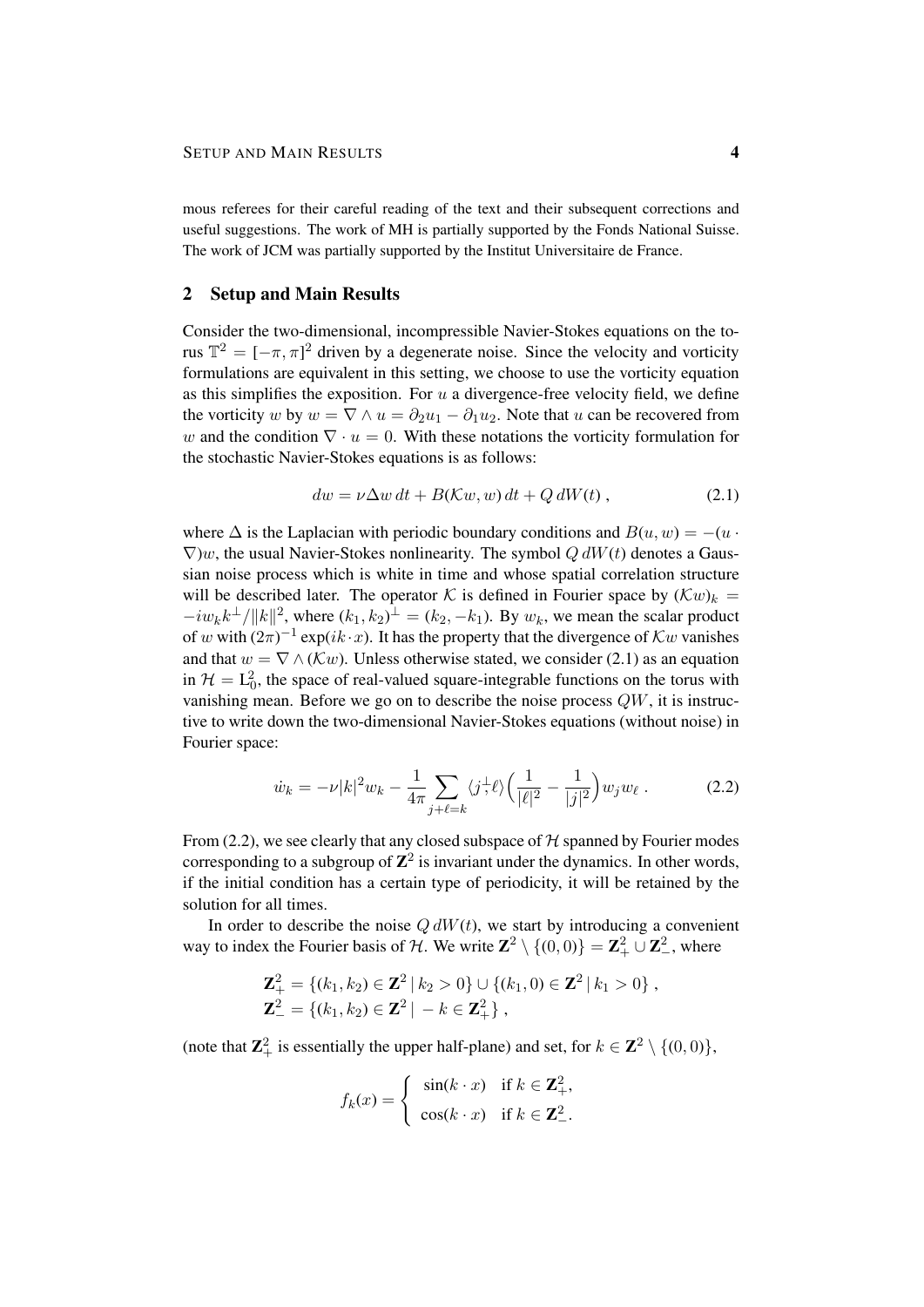mous referees for their careful reading of the text and their subsequent corrections and useful suggestions. The work of MH is partially supported by the Fonds National Suisse. The work of JCM was partially supported by the Institut Universitaire de France.

## 2 Setup and Main Results

Consider the two-dimensional, incompressible Navier-Stokes equations on the torus $\mathbb{T}^2 = [-\pi, \pi]^2$ driven by a degenerate noise. Since the velocity and vorticity formulations are equivalent in this setting, we choose to use the vorticity equation as this simplifies the exposition. For $u$ a divergence-free velocity field, we define the vorticity $w$ by $w = \nabla \wedge u = \partial_2 u_1 - \partial_1 u_2$. Note that $u$ can be recovered from $w$ and the condition $\nabla \cdot u = 0$. With these notations the vorticity formulation for the stochastic Navier-Stokes equations is as follows:

$$dw = \nu \Delta w \, dt + B(\mathcal{K}w, w) \, dt + Q \, dW(t) \,, \tag{2.1}$$

where $\Delta$ is the Laplacian with periodic boundary conditions and $B(u, w) = -(u \cdot \nabla)w$, the usual Navier-Stokes nonlinearity. The symbol $Q \, dW(t)$ denotes a Gaussian noise process which is white in time and whose spatial correlation structure will be described later. The operator $\mathcal{K}$ is defined in Fourier space by $(\mathcal{K}w)_k = -i w_k k^\perp / \|k\|^2$, where $(k_1, k_2)^\perp = (k_2, -k_1)$. By $w_k$, we mean the scalar product of $w$ with $(2\pi)^{-1} \exp(ik \cdot x)$. It has the property that the divergence of $\mathcal{K}w$ vanishes and that $w = \nabla \wedge (\mathcal{K}w)$. Unless otherwise stated, we consider (2.1) as an equation in $\mathcal{H} = \mathrm{L}^2_0$, the space of real-valued square-integrable functions on the torus with vanishing mean. Before we go on to describe the noise process $QW$, it is instructive to write down the two-dimensional Navier-Stokes equations (without noise) in Fourier space:

$$\dot{w}_k = -\nu |k|^2 w_k - \frac{1}{4\pi} \sum_{j+\ell=k} \langle j^\perp, \ell \rangle \Big( \frac{1}{|\ell|^2} - \frac{1}{|j|^2} \Big) w_j w_\ell \,. \tag{2.2}$$

From (2.2), we see clearly that any closed subspace of $\mathcal{H}$ spanned by Fourier modes corresponding to a subgroup of $\mathbf{Z}^2$ is invariant under the dynamics. In other words, if the initial condition has a certain type of periodicity, it will be retained by the solution for all times.

In order to describe the noise $Q \, dW(t)$, we start by introducing a convenient way to index the Fourier basis of $\mathcal{H}$. We write $\mathbf{Z}^2 \setminus \{(0,0)\} = \mathbf{Z}^2_+ \cup \mathbf{Z}^2_-$, where

$$\begin{aligned}
\mathbf{Z}^2_+ &= \{(k_1, k_2) \in \mathbf{Z}^2 \,|\, k_2 > 0\} \cup \{(k_1, 0) \in \mathbf{Z}^2 \,|\, k_1 > 0\} \,, \\
\mathbf{Z}^2_- &= \{(k_1, k_2) \in \mathbf{Z}^2 \,|\, -k \in \mathbf{Z}^2_+\} \,,
\end{aligned}$$

(note that $\mathbf{Z}^2_+$ is essentially the upper half-plane) and set, for $k \in \mathbf{Z}^2 \setminus \{(0,0)\}$,

$$f_k(x) = \begin{cases} \sin(k \cdot x) & \text{if } k \in \mathbf{Z}^2_+, \\ \cos(k \cdot x) & \text{if } k \in \mathbf{Z}^2_-. \end{cases}$$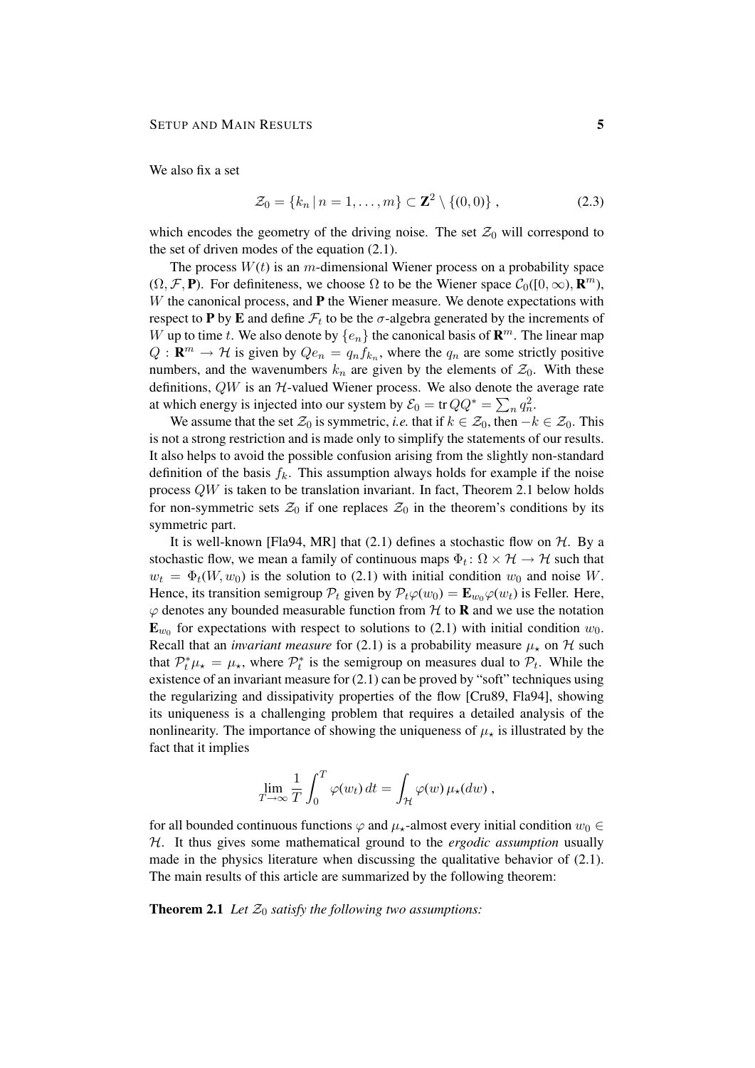We also fix a set

$$
\mathcal{Z}_0 = \{k_n \,|\, n = 1, \ldots, m\} \subset \mathbf{Z}^2 \setminus \{(0,0)\}\;, \tag{2.3}
$$

which encodes the geometry of the driving noise. The set $\mathcal{Z}_0$ will correspond to the set of driven modes of the equation (2.1).

The process $W(t)$ is an $m$-dimensional Wiener process on a probability space $(\Omega, \mathcal{F}, \mathbf{P})$. For definiteness, we choose $\Omega$ to be the Wiener space $\mathcal{C}_0([0,\infty), \mathbf{R}^m)$, $W$ the canonical process, and $\mathbf{P}$ the Wiener measure. We denote expectations with respect to $\mathbf{P}$ by $\mathbf{E}$ and define $\mathcal{F}_t$ to be the $\sigma$-algebra generated by the increments of $W$ up to time $t$. We also denote by $\{e_n\}$ the canonical basis of $\mathbf{R}^m$. The linear map $Q : \mathbf{R}^m \to \mathcal{H}$ is given by $Qe_n = q_n f_{k_n}$, where the $q_n$ are some strictly positive numbers, and the wavenumbers $k_n$ are given by the elements of $\mathcal{Z}_0$. With these definitions, $QW$ is an $\mathcal{H}$-valued Wiener process. We also denote the average rate at which energy is injected into our system by $\mathcal{E}_0 = \operatorname{tr} QQ^* = \sum_n q_n^2$.

We assume that the set $\mathcal{Z}_0$ is symmetric, *i.e.* that if $k \in \mathcal{Z}_0$, then $-k \in \mathcal{Z}_0$. This is not a strong restriction and is made only to simplify the statements of our results. It also helps to avoid the possible confusion arising from the slightly non-standard definition of the basis $f_k$. This assumption always holds for example if the noise process $QW$ is taken to be translation invariant. In fact, Theorem 2.1 below holds for non-symmetric sets $\mathcal{Z}_0$ if one replaces $\mathcal{Z}_0$ in the theorem's conditions by its symmetric part.

It is well-known [Fla94, MR] that (2.1) defines a stochastic flow on $\mathcal{H}$. By a stochastic flow, we mean a family of continuous maps $\Phi_t \colon \Omega \times \mathcal{H} \to \mathcal{H}$ such that $w_t = \Phi_t(W, w_0)$ is the solution to (2.1) with initial condition $w_0$ and noise $W$. Hence, its transition semigroup $\mathcal{P}_t$ given by $\mathcal{P}_t\varphi(w_0) = \mathbf{E}_{w_0}\varphi(w_t)$ is Feller. Here, $\varphi$ denotes any bounded measurable function from $\mathcal{H}$ to $\mathbf{R}$ and we use the notation $\mathbf{E}_{w_0}$ for expectations with respect to solutions to (2.1) with initial condition $w_0$. Recall that an *invariant measure* for (2.1) is a probability measure $\mu_\star$ on $\mathcal{H}$ such that $\mathcal{P}_t^*\mu_\star = \mu_\star$, where $\mathcal{P}_t^*$ is the semigroup on measures dual to $\mathcal{P}_t$. While the existence of an invariant measure for (2.1) can be proved by "soft" techniques using the regularizing and dissipativity properties of the flow [Cru89, Fla94], showing its uniqueness is a challenging problem that requires a detailed analysis of the nonlinearity. The importance of showing the uniqueness of $\mu_\star$ is illustrated by the fact that it implies

$$
\lim_{T\to\infty} \frac{1}{T}\int_0^T \varphi(w_t)\,dt = \int_{\mathcal{H}} \varphi(w)\,\mu_\star(dw)\;,
$$

for all bounded continuous functions $\varphi$ and $\mu_\star$-almost every initial condition $w_0 \in \mathcal{H}$. It thus gives some mathematical ground to the *ergodic assumption* usually made in the physics literature when discussing the qualitative behavior of (2.1). The main results of this article are summarized by the following theorem:

**Theorem 2.1** *Let $\mathcal{Z}_0$ satisfy the following two assumptions:*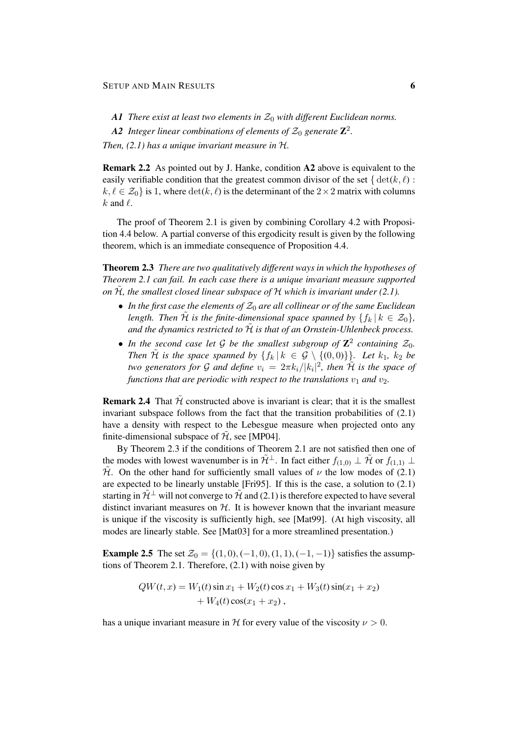***A1*** *There exist at least two elements in $\mathcal{Z}_0$ with different Euclidean norms.*

***A2*** *Integer linear combinations of elements of $\mathcal{Z}_0$ generate $\mathbf{Z}^2$.*

*Then, (2.1) has a unique invariant measure in $\mathcal{H}$.*

**Remark 2.2** As pointed out by J. Hanke, condition **A2** above is equivalent to the easily verifiable condition that the greatest common divisor of the set $\{\det(k,\ell) : k,\ell \in \mathcal{Z}_0\}$ is 1, where $\det(k,\ell)$ is the determinant of the $2\times 2$ matrix with columns $k$ and $\ell$.

The proof of Theorem 2.1 is given by combining Corollary 4.2 with Proposition 4.4 below. A partial converse of this ergodicity result is given by the following theorem, which is an immediate consequence of Proposition 4.4.

**Theorem 2.3** *There are two qualitatively different ways in which the hypotheses of Theorem 2.1 can fail. In each case there is a unique invariant measure supported on $\tilde{\mathcal{H}}$, the smallest closed linear subspace of $\mathcal{H}$ which is invariant under (2.1).*

- *In the first case the elements of $\mathcal{Z}_0$ are all collinear or of the same Euclidean length. Then $\tilde{\mathcal{H}}$ is the finite-dimensional space spanned by $\{f_k \,|\, k \in \mathcal{Z}_0\}$, and the dynamics restricted to $\tilde{\mathcal{H}}$ is that of an Ornstein-Uhlenbeck process.*
- *In the second case let $\mathcal{G}$ be the smallest subgroup of $\mathbf{Z}^2$ containing $\mathcal{Z}_0$. Then $\tilde{\mathcal{H}}$ is the space spanned by $\{f_k \,|\, k \in \mathcal{G} \setminus \{(0,0)\}\}$. Let $k_1$, $k_2$ be two generators for $\mathcal{G}$ and define $v_i = 2\pi k_i/|k_i|^2$, then $\tilde{\mathcal{H}}$ is the space of functions that are periodic with respect to the translations $v_1$ and $v_2$.*

**Remark 2.4** That $\tilde{\mathcal{H}}$ constructed above is invariant is clear; that it is the smallest invariant subspace follows from the fact that the transition probabilities of (2.1) have a density with respect to the Lebesgue measure when projected onto any finite-dimensional subspace of $\tilde{\mathcal{H}}$, see [MP04].

By Theorem 2.3 if the conditions of Theorem 2.1 are not satisfied then one of the modes with lowest wavenumber is in $\tilde{\mathcal{H}}^\perp$. In fact either $f_{(1,0)} \perp \tilde{\mathcal{H}}$ or $f_{(1,1)} \perp \tilde{\mathcal{H}}$. On the other hand for sufficiently small values of $\nu$ the low modes of (2.1) are expected to be linearly unstable [Fri95]. If this is the case, a solution to (2.1) starting in $\tilde{\mathcal{H}}^\perp$ will not converge to $\tilde{\mathcal{H}}$ and (2.1) is therefore expected to have several distinct invariant measures on $\mathcal{H}$. It is however known that the invariant measure is unique if the viscosity is sufficiently high, see [Mat99]. (At high viscosity, all modes are linearly stable. See [Mat03] for a more streamlined presentation.)

**Example 2.5** The set $\mathcal{Z}_0 = \{(1,0),(-1,0),(1,1),(-1,-1)\}$ satisfies the assumptions of Theorem 2.1. Therefore, (2.1) with noise given by

$$
\begin{aligned}
QW(t,x) = W_1(t)\sin x_1 + W_2(t)\cos x_1 + W_3(t)\sin(x_1+x_2) \\
+ W_4(t)\cos(x_1+x_2)\,,
\end{aligned}
$$

has a unique invariant measure in $\mathcal{H}$ for every value of the viscosity $\nu > 0$.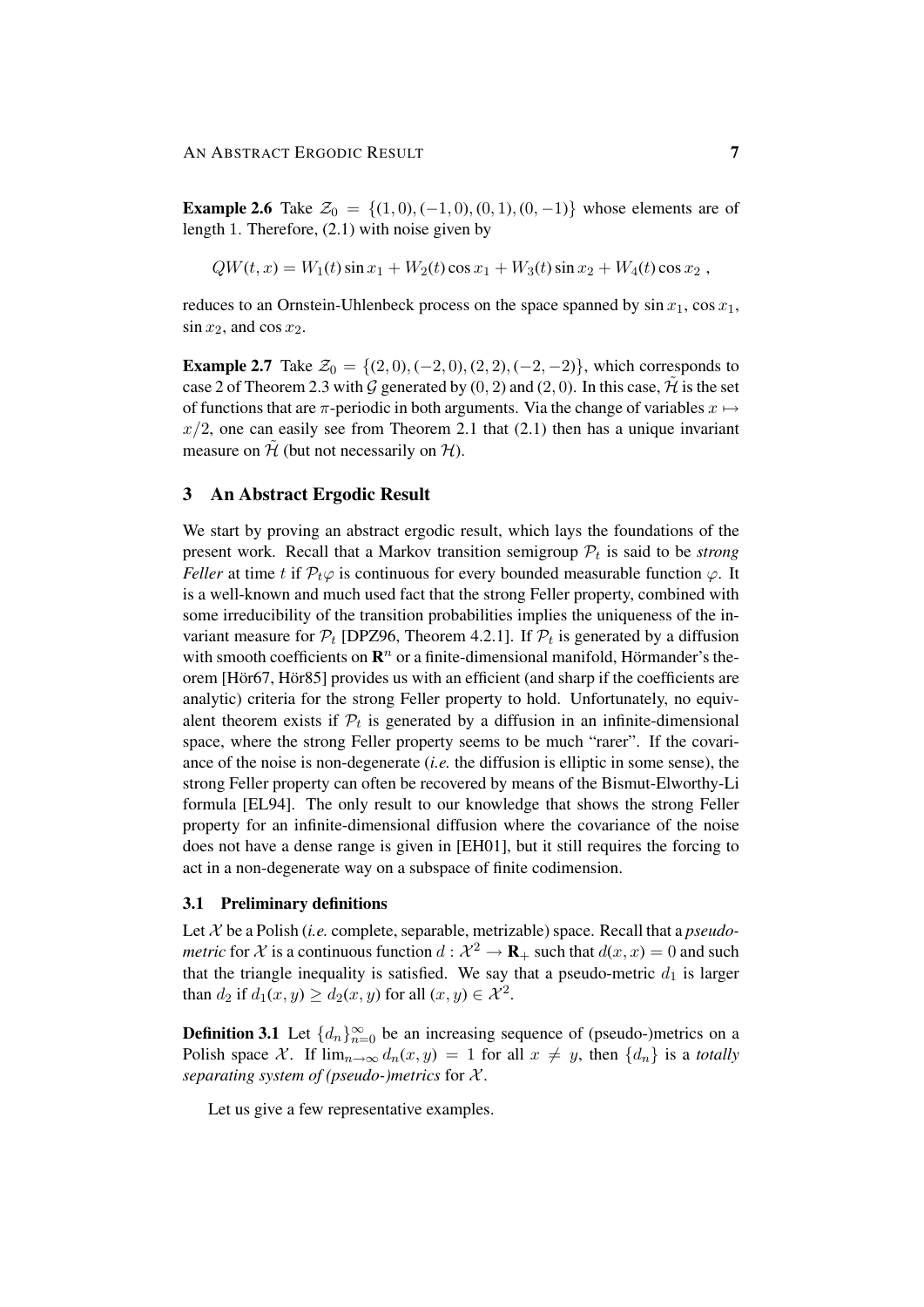**Example 2.6** Take $\mathcal{Z}_0 = \{(1,0),(-1,0),(0,1),(0,-1)\}$ whose elements are of length 1. Therefore, (2.1) with noise given by

$$QW(t,x) = W_1(t)\sin x_1 + W_2(t)\cos x_1 + W_3(t)\sin x_2 + W_4(t)\cos x_2 ,$$

reduces to an Ornstein-Uhlenbeck process on the space spanned by $\sin x_1$, $\cos x_1$, $\sin x_2$, and $\cos x_2$.

**Example 2.7** Take $\mathcal{Z}_0 = \{(2,0),(-2,0),(2,2),(-2,-2)\}$, which corresponds to case 2 of Theorem 2.3 with $\mathcal{G}$ generated by $(0,2)$ and $(2,0)$. In this case, $\tilde{\mathcal{H}}$ is the set of functions that are $\pi$-periodic in both arguments. Via the change of variables $x \mapsto x/2$, one can easily see from Theorem 2.1 that (2.1) then has a unique invariant measure on $\tilde{\mathcal{H}}$ (but not necessarily on $\mathcal{H}$).

## 3 An Abstract Ergodic Result

We start by proving an abstract ergodic result, which lays the foundations of the present work. Recall that a Markov transition semigroup $\mathcal{P}_t$ is said to be *strong Feller* at time $t$ if $\mathcal{P}_t\varphi$ is continuous for every bounded measurable function $\varphi$. It is a well-known and much used fact that the strong Feller property, combined with some irreducibility of the transition probabilities implies the uniqueness of the invariant measure for $\mathcal{P}_t$ [DPZ96, Theorem 4.2.1]. If $\mathcal{P}_t$ is generated by a diffusion with smooth coefficients on $\mathbf{R}^n$ or a finite-dimensional manifold, Hörmander's theorem [Hör67, Hör85] provides us with an efficient (and sharp if the coefficients are analytic) criteria for the strong Feller property to hold. Unfortunately, no equivalent theorem exists if $\mathcal{P}_t$ is generated by a diffusion in an infinite-dimensional space, where the strong Feller property seems to be much "rarer". If the covariance of the noise is non-degenerate (*i.e.* the diffusion is elliptic in some sense), the strong Feller property can often be recovered by means of the Bismut-Elworthy-Li formula [EL94]. The only result to our knowledge that shows the strong Feller property for an infinite-dimensional diffusion where the covariance of the noise does not have a dense range is given in [EH01], but it still requires the forcing to act in a non-degenerate way on a subspace of finite codimension.

### 3.1 Preliminary definitions

Let $\mathcal{X}$ be a Polish (*i.e.* complete, separable, metrizable) space. Recall that a *pseudo-metric* for $\mathcal{X}$ is a continuous function $d : \mathcal{X}^2 \to \mathbf{R}_+$ such that $d(x,x) = 0$ and such that the triangle inequality is satisfied. We say that a pseudo-metric $d_1$ is larger than $d_2$ if $d_1(x,y) \geq d_2(x,y)$ for all $(x,y) \in \mathcal{X}^2$.

**Definition 3.1** Let $\{d_n\}_{n=0}^{\infty}$ be an increasing sequence of (pseudo-)metrics on a Polish space $\mathcal{X}$. If $\lim_{n\to\infty} d_n(x,y) = 1$ for all $x \neq y$, then $\{d_n\}$ is a *totally separating system of (pseudo-)metrics* for $\mathcal{X}$.

Let us give a few representative examples.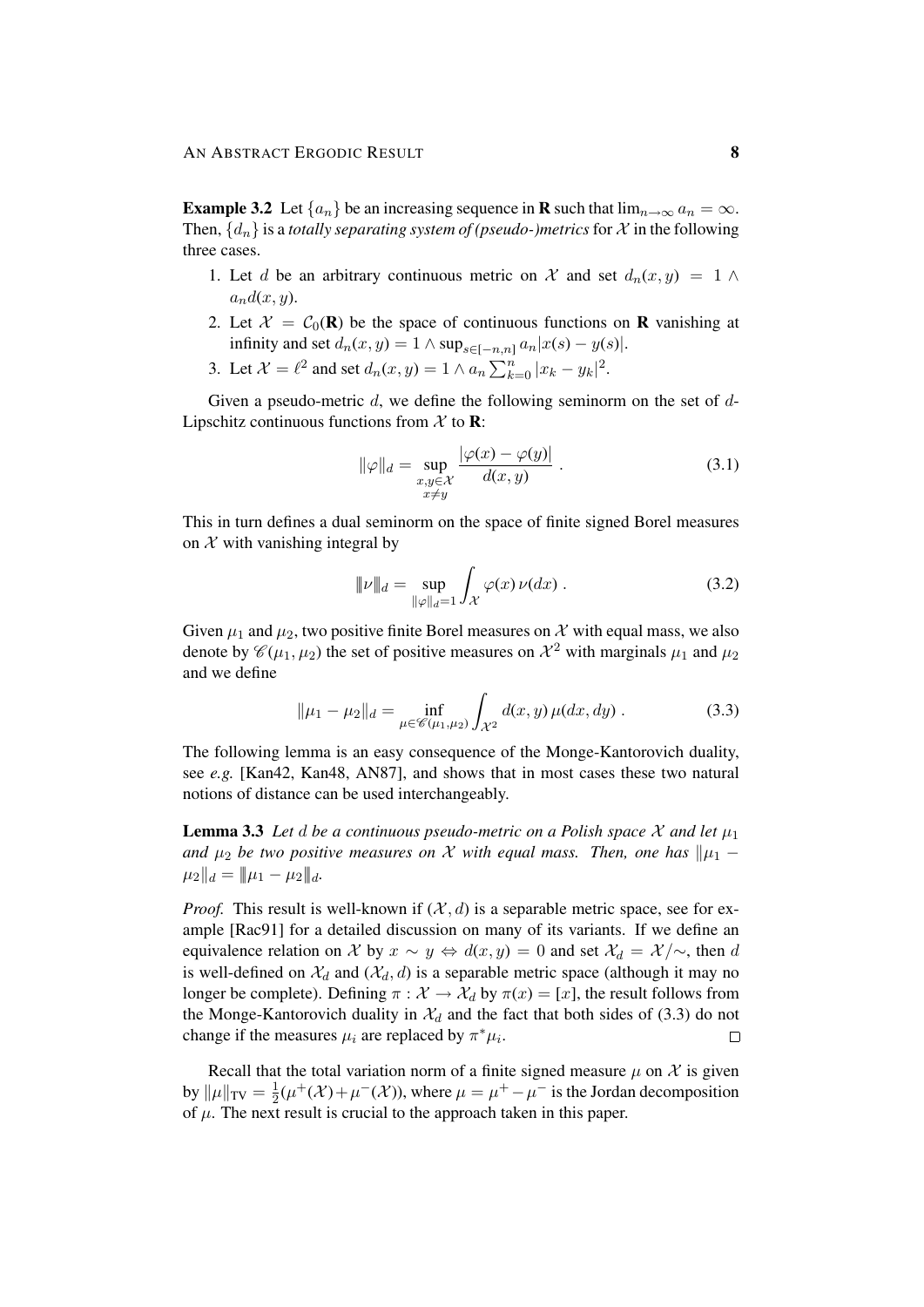**Example 3.2** Let $\{a_n\}$ be an increasing sequence in $\mathbf{R}$ such that $\lim_{n\to\infty} a_n = \infty$. Then, $\{d_n\}$ is a *totally separating system of (pseudo-)metrics* for $\mathcal{X}$ in the following three cases.

1. Let $d$ be an arbitrary continuous metric on $\mathcal{X}$ and set $d_n(x,y) = 1 \wedge a_n d(x,y)$.
2. Let $\mathcal{X} = \mathcal{C}_0(\mathbf{R})$ be the space of continuous functions on $\mathbf{R}$ vanishing at infinity and set $d_n(x,y) = 1 \wedge \sup_{s\in[-n,n]} a_n |x(s) - y(s)|$.
3. Let $\mathcal{X} = \ell^2$ and set $d_n(x,y) = 1 \wedge a_n \sum_{k=0}^n |x_k - y_k|^2$.

Given a pseudo-metric $d$, we define the following seminorm on the set of $d$-Lipschitz continuous functions from $\mathcal{X}$ to $\mathbf{R}$:

$$\|\varphi\|_d = \sup_{\substack{x,y\in\mathcal{X}\\ x\neq y}} \frac{|\varphi(x) - \varphi(y)|}{d(x,y)}\;. \tag{3.1}$$

This in turn defines a dual seminorm on the space of finite signed Borel measures on $\mathcal{X}$ with vanishing integral by

$$|\!|\!|\nu|\!|\!|_d = \sup_{\|\varphi\|_d = 1} \int_{\mathcal{X}} \varphi(x)\,\nu(dx)\;. \tag{3.2}$$

Given $\mu_1$ and $\mu_2$, two positive finite Borel measures on $\mathcal{X}$ with equal mass, we also denote by $\mathscr{C}(\mu_1,\mu_2)$ the set of positive measures on $\mathcal{X}^2$ with marginals $\mu_1$ and $\mu_2$ and we define

$$\|\mu_1 - \mu_2\|_d = \inf_{\mu\in\mathscr{C}(\mu_1,\mu_2)} \int_{\mathcal{X}^2} d(x,y)\,\mu(dx,dy)\;. \tag{3.3}$$

The following lemma is an easy consequence of the Monge-Kantorovich duality, see *e.g.* [Kan42, Kan48, AN87], and shows that in most cases these two natural notions of distance can be used interchangeably.

**Lemma 3.3** *Let $d$ be a continuous pseudo-metric on a Polish space $\mathcal{X}$ and let $\mu_1$ and $\mu_2$ be two positive measures on $\mathcal{X}$ with equal mass. Then, one has $\|\mu_1 - \mu_2\|_d = |\!|\!|\mu_1 - \mu_2|\!|\!|_d$.*

*Proof.* This result is well-known if $(\mathcal{X}, d)$ is a separable metric space, see for example [Rac91] for a detailed discussion on many of its variants. If we define an equivalence relation on $\mathcal{X}$ by $x \sim y \Leftrightarrow d(x,y) = 0$ and set $\mathcal{X}_d = \mathcal{X}/\!\sim$, then $d$ is well-defined on $\mathcal{X}_d$ and $(\mathcal{X}_d, d)$ is a separable metric space (although it may no longer be complete). Defining $\pi : \mathcal{X} \to \mathcal{X}_d$ by $\pi(x) = [x]$, the result follows from the Monge-Kantorovich duality in $\mathcal{X}_d$ and the fact that both sides of (3.3) do not change if the measures $\mu_i$ are replaced by $\pi^*\mu_i$. $\square$

Recall that the total variation norm of a finite signed measure $\mu$ on $\mathcal{X}$ is given by $\|\mu\|_{\mathrm{TV}} = \frac{1}{2}(\mu^+(\mathcal{X}) + \mu^-(\mathcal{X}))$, where $\mu = \mu^+ - \mu^-$ is the Jordan decomposition of $\mu$. The next result is crucial to the approach taken in this paper.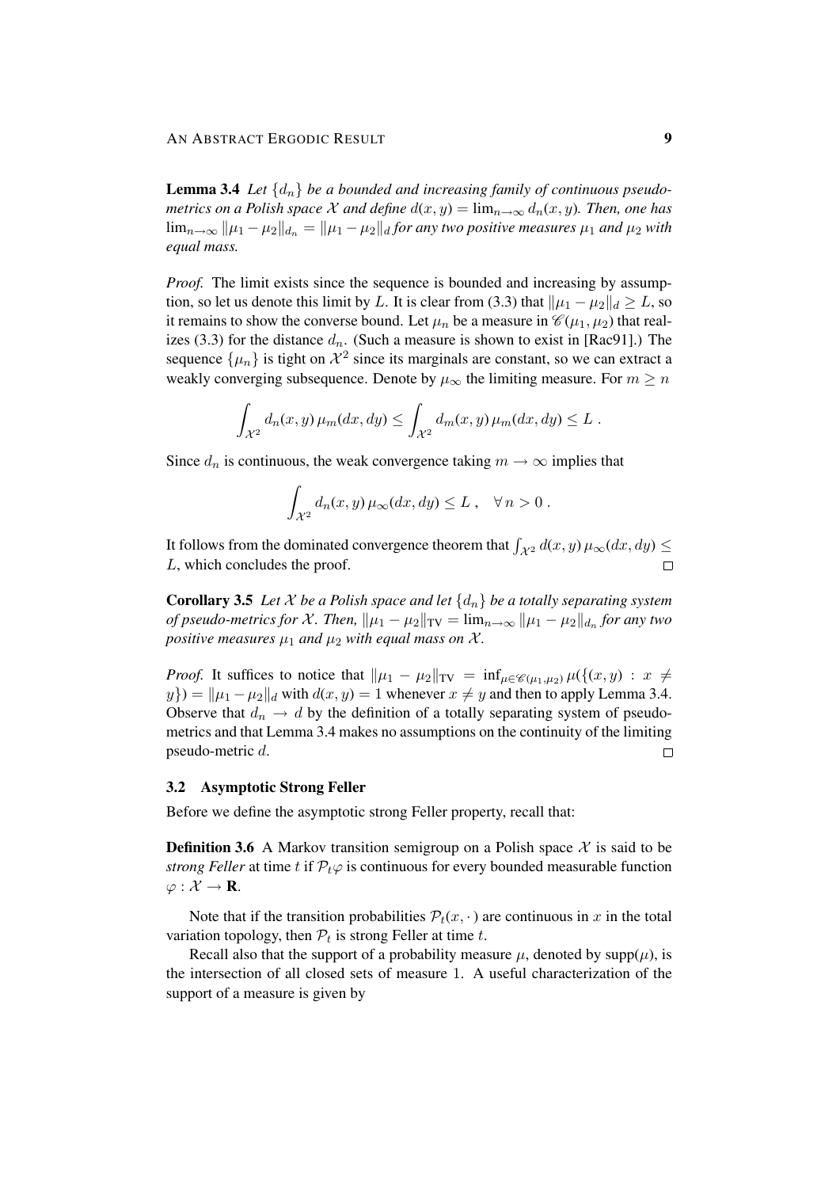**Lemma 3.4** *Let $\{d_n\}$ be a bounded and increasing family of continuous pseudo-metrics on a Polish space $\mathcal{X}$ and define $d(x,y) = \lim_{n\to\infty} d_n(x,y)$. Then, one has $\lim_{n\to\infty} \|\mu_1 - \mu_2\|_{d_n} = \|\mu_1 - \mu_2\|_d$ for any two positive measures $\mu_1$ and $\mu_2$ with equal mass.*

*Proof.* The limit exists since the sequence is bounded and increasing by assumption, so let us denote this limit by $L$. It is clear from (3.3) that $\|\mu_1 - \mu_2\|_d \geq L$, so it remains to show the converse bound. Let $\mu_n$ be a measure in $\mathscr{C}(\mu_1, \mu_2)$ that realizes (3.3) for the distance $d_n$. (Such a measure is shown to exist in [Rac91].) The sequence $\{\mu_n\}$ is tight on $\mathcal{X}^2$ since its marginals are constant, so we can extract a weakly converging subsequence. Denote by $\mu_\infty$ the limiting measure. For $m \geq n$

$$\int_{\mathcal{X}^2} d_n(x,y)\, \mu_m(dx,dy) \leq \int_{\mathcal{X}^2} d_m(x,y)\, \mu_m(dx,dy) \leq L\;.$$

Since $d_n$ is continuous, the weak convergence taking $m \to \infty$ implies that

$$\int_{\mathcal{X}^2} d_n(x,y)\, \mu_\infty(dx,dy) \leq L\;, \quad \forall\, n > 0\;.$$

It follows from the dominated convergence theorem that $\int_{\mathcal{X}^2} d(x,y)\, \mu_\infty(dx,dy) \leq L$, which concludes the proof. $\square$

**Corollary 3.5** *Let $\mathcal{X}$ be a Polish space and let $\{d_n\}$ be a totally separating system of pseudo-metrics for $\mathcal{X}$. Then, $\|\mu_1 - \mu_2\|_{\mathrm{TV}} = \lim_{n\to\infty} \|\mu_1 - \mu_2\|_{d_n}$ for any two positive measures $\mu_1$ and $\mu_2$ with equal mass on $\mathcal{X}$.*

*Proof.* It suffices to notice that $\|\mu_1 - \mu_2\|_{\mathrm{TV}} = \inf_{\mu \in \mathscr{C}(\mu_1,\mu_2)} \mu(\{(x,y) : x \neq y\}) = \|\mu_1 - \mu_2\|_d$ with $d(x,y) = 1$ whenever $x \neq y$ and then to apply Lemma 3.4. Observe that $d_n \to d$ by the definition of a totally separating system of pseudo-metrics and that Lemma 3.4 makes no assumptions on the continuity of the limiting pseudo-metric $d$. $\square$

### 3.2 Asymptotic Strong Feller

Before we define the asymptotic strong Feller property, recall that:

**Definition 3.6** A Markov transition semigroup on a Polish space $\mathcal{X}$ is said to be *strong Feller* at time $t$ if $\mathcal{P}_t\varphi$ is continuous for every bounded measurable function $\varphi : \mathcal{X} \to \mathbf{R}$.

Note that if the transition probabilities $\mathcal{P}_t(x, \cdot)$ are continuous in $x$ in the total variation topology, then $\mathcal{P}_t$ is strong Feller at time $t$.

Recall also that the support of a probability measure $\mu$, denoted by supp($\mu$), is the intersection of all closed sets of measure 1. A useful characterization of the support of a measure is given by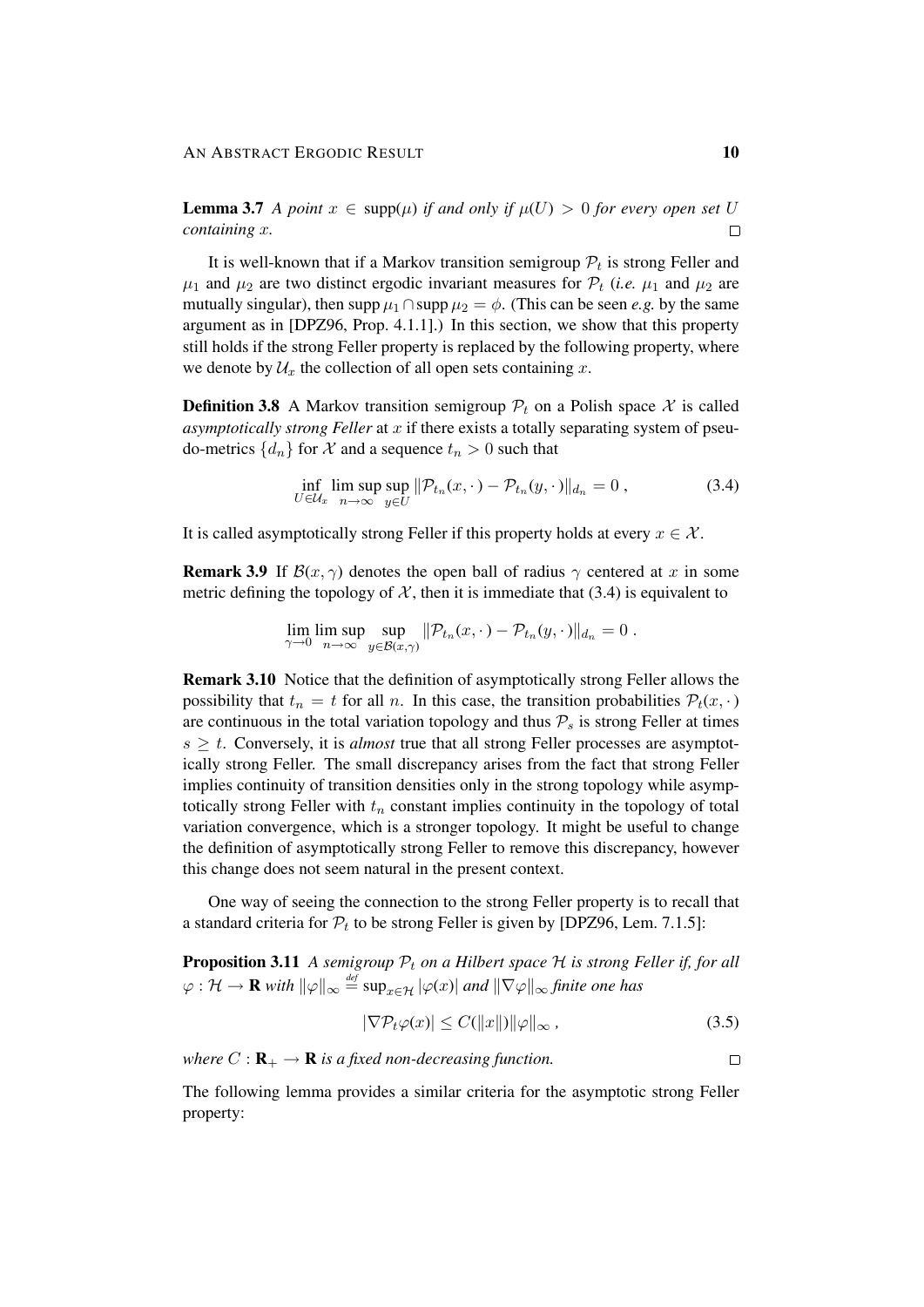**Lemma 3.7** *A point $x \in \operatorname{supp}(\mu)$ if and only if $\mu(U) > 0$ for every open set $U$ containing $x$.* □

It is well-known that if a Markov transition semigroup $\mathcal{P}_t$ is strong Feller and $\mu_1$ and $\mu_2$ are two distinct ergodic invariant measures for $\mathcal{P}_t$ (*i.e.* $\mu_1$ and $\mu_2$ are mutually singular), then $\operatorname{supp}\mu_1 \cap \operatorname{supp}\mu_2 = \phi$. (This can be seen *e.g.* by the same argument as in [DPZ96, Prop. 4.1.1].) In this section, we show that this property still holds if the strong Feller property is replaced by the following property, where we denote by $\mathcal{U}_x$ the collection of all open sets containing $x$.

**Definition 3.8** A Markov transition semigroup $\mathcal{P}_t$ on a Polish space $\mathcal{X}$ is called *asymptotically strong Feller* at $x$ if there exists a totally separating system of pseudo-metrics $\{d_n\}$ for $\mathcal{X}$ and a sequence $t_n > 0$ such that

$$\inf_{U\in\mathcal{U}_x} \limsup_{n\to\infty} \sup_{y\in U} \|\mathcal{P}_{t_n}(x,\cdot\,) - \mathcal{P}_{t_n}(y,\cdot\,)\|_{d_n} = 0\;, \tag{3.4}$$

It is called asymptotically strong Feller if this property holds at every $x \in \mathcal{X}$.

**Remark 3.9** If $\mathcal{B}(x,\gamma)$ denotes the open ball of radius $\gamma$ centered at $x$ in some metric defining the topology of $\mathcal{X}$, then it is immediate that (3.4) is equivalent to

$$\lim_{\gamma\to 0} \limsup_{n\to\infty} \sup_{y\in\mathcal{B}(x,\gamma)} \|\mathcal{P}_{t_n}(x,\cdot\,) - \mathcal{P}_{t_n}(y,\cdot\,)\|_{d_n} = 0\;.$$

**Remark 3.10** Notice that the definition of asymptotically strong Feller allows the possibility that $t_n = t$ for all $n$. In this case, the transition probabilities $\mathcal{P}_t(x,\cdot)$ are continuous in the total variation topology and thus $\mathcal{P}_s$ is strong Feller at times $s \geq t$. Conversely, it is *almost* true that all strong Feller processes are asymptotically strong Feller. The small discrepancy arises from the fact that strong Feller implies continuity of transition densities only in the strong topology while asymptotically strong Feller with $t_n$ constant implies continuity in the topology of total variation convergence, which is a stronger topology. It might be useful to change the definition of asymptotically strong Feller to remove this discrepancy, however this change does not seem natural in the present context.

One way of seeing the connection to the strong Feller property is to recall that a standard criteria for $\mathcal{P}_t$ to be strong Feller is given by [DPZ96, Lem. 7.1.5]:

**Proposition 3.11** *A semigroup $\mathcal{P}_t$ on a Hilbert space $\mathcal{H}$ is strong Feller if, for all $\varphi : \mathcal{H} \to \mathbf{R}$ with $\|\varphi\|_\infty \stackrel{\text{def}}{=} \sup_{x\in\mathcal{H}} |\varphi(x)|$ and $\|\nabla\varphi\|_\infty$ finite one has*

$$|\nabla\mathcal{P}_t\varphi(x)| \leq C(\|x\|)\|\varphi\|_\infty\;, \tag{3.5}$$

*where $C : \mathbf{R}_+ \to \mathbf{R}$ is a fixed non-decreasing function.* □

The following lemma provides a similar criteria for the asymptotic strong Feller property: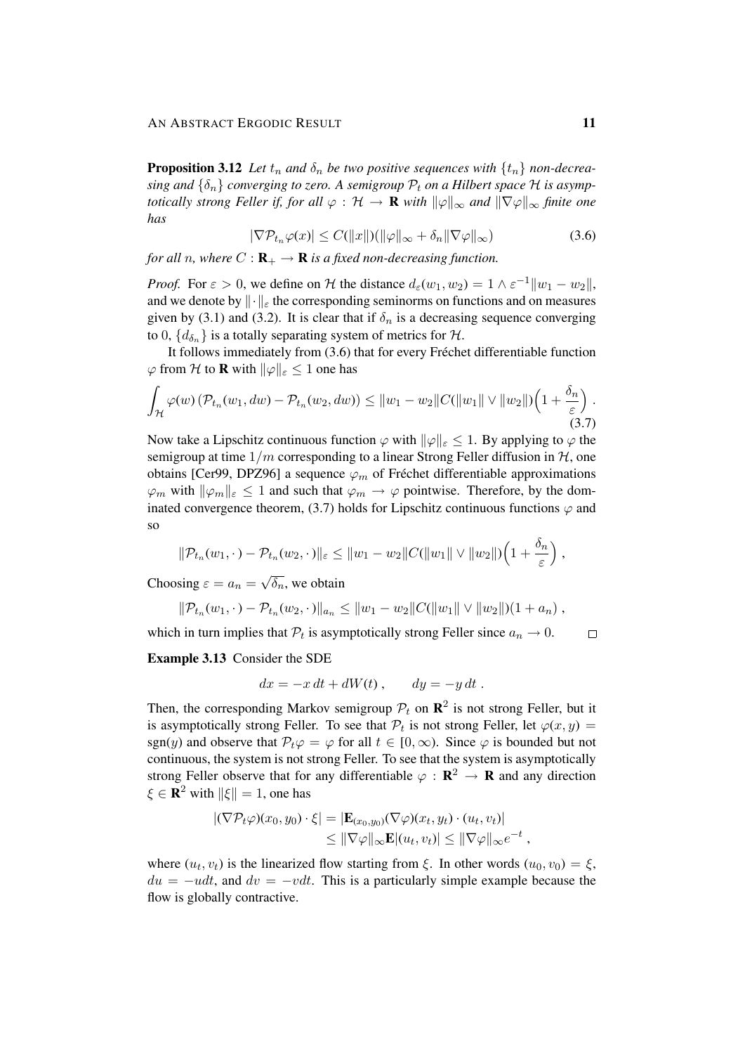**Proposition 3.12** *Let $t_n$ and $\delta_n$ be two positive sequences with $\{t_n\}$ non-decreasing and $\{\delta_n\}$ converging to zero. A semigroup $\mathcal{P}_t$ on a Hilbert space $\mathcal{H}$ is asymptotically strong Feller if, for all $\varphi : \mathcal{H} \to \mathbf{R}$ with $\|\varphi\|_\infty$ and $\|\nabla\varphi\|_\infty$ finite one has*

$$|\nabla \mathcal{P}_{t_n}\varphi(x)| \le C(\|x\|)(\|\varphi\|_\infty + \delta_n \|\nabla\varphi\|_\infty) \tag{3.6}$$

*for all $n$, where $C : \mathbf{R}_+ \to \mathbf{R}$ is a fixed non-decreasing function.*

*Proof.* For $\varepsilon > 0$, we define on $\mathcal{H}$ the distance $d_\varepsilon(w_1, w_2) = 1 \wedge \varepsilon^{-1}\|w_1 - w_2\|$, and we denote by $\|\cdot\|_\varepsilon$ the corresponding seminorms on functions and on measures given by (3.1) and (3.2). It is clear that if $\delta_n$ is a decreasing sequence converging to 0, $\{d_{\delta_n}\}$ is a totally separating system of metrics for $\mathcal{H}$.

It follows immediately from (3.6) that for every Fréchet differentiable function $\varphi$ from $\mathcal{H}$ to $\mathbf{R}$ with $\|\varphi\|_\varepsilon \le 1$ one has

$$\int_{\mathcal{H}} \varphi(w)\left(\mathcal{P}_{t_n}(w_1, dw) - \mathcal{P}_{t_n}(w_2, dw)\right) \le \|w_1 - w_2\| C(\|w_1\| \vee \|w_2\|)\Big(1 + \frac{\delta_n}{\varepsilon}\Big)\;. \tag{3.7}$$

Now take a Lipschitz continuous function $\varphi$ with $\|\varphi\|_\varepsilon \le 1$. By applying to $\varphi$ the semigroup at time $1/m$ corresponding to a linear Strong Feller diffusion in $\mathcal{H}$, one obtains [Cer99, DPZ96] a sequence $\varphi_m$ of Fréchet differentiable approximations $\varphi_m$ with $\|\varphi_m\|_\varepsilon \le 1$ and such that $\varphi_m \to \varphi$ pointwise. Therefore, by the dominated convergence theorem, (3.7) holds for Lipschitz continuous functions $\varphi$ and so

$$\|\mathcal{P}_{t_n}(w_1, \cdot\,) - \mathcal{P}_{t_n}(w_2, \cdot\,)\|_\varepsilon \le \|w_1 - w_2\| C(\|w_1\| \vee \|w_2\|)\Big(1 + \frac{\delta_n}{\varepsilon}\Big)\;,$$

Choosing $\varepsilon = a_n = \sqrt{\delta_n}$, we obtain

$$\|\mathcal{P}_{t_n}(w_1, \cdot\,) - \mathcal{P}_{t_n}(w_2, \cdot\,)\|_{a_n} \le \|w_1 - w_2\| C(\|w_1\| \vee \|w_2\|)(1 + a_n)\;,$$

which in turn implies that $\mathcal{P}_t$ is asymptotically strong Feller since $a_n \to 0$. $\square$

**Example 3.13** Consider the SDE

$$dx = -x\,dt + dW(t)\;, \qquad dy = -y\,dt\;.$$

Then, the corresponding Markov semigroup $\mathcal{P}_t$ on $\mathbf{R}^2$ is not strong Feller, but it is asymptotically strong Feller. To see that $\mathcal{P}_t$ is not strong Feller, let $\varphi(x, y) = \mathrm{sgn}(y)$ and observe that $\mathcal{P}_t\varphi = \varphi$ for all $t \in [0, \infty)$. Since $\varphi$ is bounded but not continuous, the system is not strong Feller. To see that the system is asymptotically strong Feller observe that for any differentiable $\varphi : \mathbf{R}^2 \to \mathbf{R}$ and any direction $\xi \in \mathbf{R}^2$ with $\|\xi\| = 1$, one has

$$\begin{aligned}
|(\nabla \mathcal{P}_t\varphi)(x_0, y_0) \cdot \xi| &= |\mathbf{E}_{(x_0,y_0)}(\nabla\varphi)(x_t, y_t) \cdot (u_t, v_t)| \\
&\le \|\nabla\varphi\|_\infty \mathbf{E}|(u_t, v_t)| \le \|\nabla\varphi\|_\infty e^{-t}\;,
\end{aligned}$$

where $(u_t, v_t)$ is the linearized flow starting from $\xi$. In other words $(u_0, v_0) = \xi$, $du = -u dt$, and $dv = -v dt$. This is a particularly simple example because the flow is globally contractive.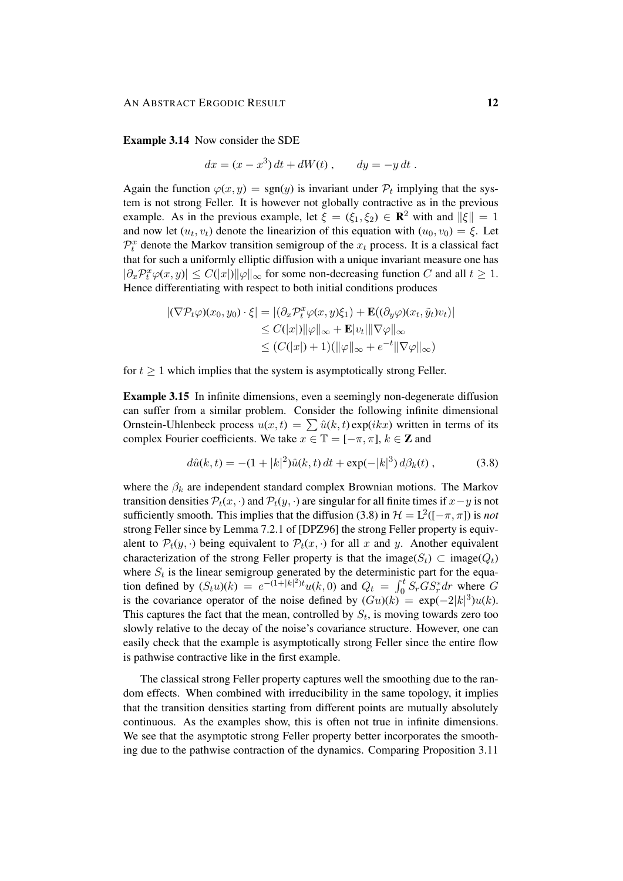**Example 3.14** Now consider the SDE

$$dx = (x - x^3)\,dt + dW(t)\;, \qquad dy = -y\,dt\;.$$

Again the function $\varphi(x,y) = \mathrm{sgn}(y)$ is invariant under $\mathcal{P}_t$ implying that the system is not strong Feller. It is however not globally contractive as in the previous example. As in the previous example, let $\xi = (\xi_1, \xi_2) \in \mathbf{R}^2$ with and $\|\xi\| = 1$ and now let $(u_t, v_t)$ denote the linearizion of this equation with $(u_0, v_0) = \xi$. Let $\mathcal{P}_t^x$ denote the Markov transition semigroup of the $x_t$ process. It is a classical fact that for such a uniformly elliptic diffusion with a unique invariant measure one has $|\partial_x \mathcal{P}_t^x \varphi(x,y)| \leq C(|x|)\|\varphi\|_\infty$ for some non-decreasing function $C$ and all $t \geq 1$. Hence differentiating with respect to both initial conditions produces

$$\begin{aligned}
|(\nabla \mathcal{P}_t \varphi)(x_0, y_0) \cdot \xi| &= |(\partial_x \mathcal{P}_t^x \varphi(x,y)\xi_1) + \mathbf{E}((\partial_y \varphi)(x_t, \tilde{y}_t) v_t)| \\
&\leq C(|x|)\|\varphi\|_\infty + \mathbf{E}|v_t|\|\nabla \varphi\|_\infty \\
&\leq (C(|x|) + 1)(\|\varphi\|_\infty + e^{-t}\|\nabla \varphi\|_\infty)
\end{aligned}$$

for $t \geq 1$ which implies that the system is asymptotically strong Feller.

**Example 3.15** In infinite dimensions, even a seemingly non-degenerate diffusion can suffer from a similar problem. Consider the following infinite dimensional Ornstein-Uhlenbeck process $u(x,t) = \sum \hat{u}(k,t)\exp(ikx)$ written in terms of its complex Fourier coefficients. We take $x \in \mathbb{T} = [-\pi, \pi]$, $k \in \mathbf{Z}$ and

$$d\hat{u}(k,t) = -(1 + |k|^2)\hat{u}(k,t)\,dt + \exp(-|k|^3)\,d\beta_k(t)\;, \tag{3.8}$$

where the $\beta_k$ are independent standard complex Brownian motions. The Markov transition densities $\mathcal{P}_t(x, \cdot)$ and $\mathcal{P}_t(y, \cdot)$ are singular for all finite times if $x - y$ is not sufficiently smooth. This implies that the diffusion (3.8) in $\mathcal{H} = \mathrm{L}^2([-\pi, \pi])$ is *not* strong Feller since by Lemma 7.2.1 of [DPZ96] the strong Feller property is equivalent to $\mathcal{P}_t(y, \cdot)$ being equivalent to $\mathcal{P}_t(x, \cdot)$ for all $x$ and $y$. Another equivalent characterization of the strong Feller property is that the $\mathrm{image}(S_t) \subset \mathrm{image}(Q_t)$ where $S_t$ is the linear semigroup generated by the deterministic part for the equation defined by $(S_t u)(k) = e^{-(1+|k|^2)t}u(k,0)$ and $Q_t = \int_0^t S_r G S_r^* dr$ where $G$ is the covariance operator of the noise defined by $(Gu)(k) = \exp(-2|k|^3)u(k)$. This captures the fact that the mean, controlled by $S_t$, is moving towards zero too slowly relative to the decay of the noise's covariance structure. However, one can easily check that the example is asymptotically strong Feller since the entire flow is pathwise contractive like in the first example.

The classical strong Feller property captures well the smoothing due to the random effects. When combined with irreducibility in the same topology, it implies that the transition densities starting from different points are mutually absolutely continuous. As the examples show, this is often not true in infinite dimensions. We see that the asymptotic strong Feller property better incorporates the smoothing due to the pathwise contraction of the dynamics. Comparing Proposition 3.11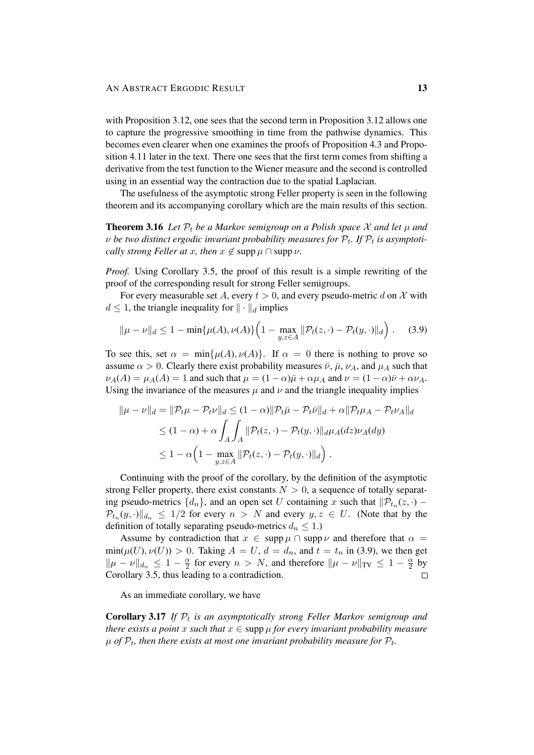with Proposition 3.12, one sees that the second term in Proposition 3.12 allows one to capture the progressive smoothing in time from the pathwise dynamics. This becomes even clearer when one examines the proofs of Proposition 4.3 and Proposition 4.11 later in the text. There one sees that the first term comes from shifting a derivative from the test function to the Wiener measure and the second is controlled using in an essential way the contraction due to the spatial Laplacian.

The usefulness of the asymptotic strong Feller property is seen in the following theorem and its accompanying corollary which are the main results of this section.

**Theorem 3.16** *Let $\mathcal{P}_t$ be a Markov semigroup on a Polish space $\mathcal{X}$ and let $\mu$ and $\nu$ be two distinct ergodic invariant probability measures for $\mathcal{P}_t$. If $\mathcal{P}_t$ is asymptotically strong Feller at $x$, then $x \notin \operatorname{supp} \mu \cap \operatorname{supp} \nu$.*

*Proof.* Using Corollary 3.5, the proof of this result is a simple rewriting of the proof of the corresponding result for strong Feller semigroups.

For every measurable set $A$, every $t > 0$, and every pseudo-metric $d$ on $\mathcal{X}$ with $d \leq 1$, the triangle inequality for $\|\cdot\|_d$ implies

$$\|\mu - \nu\|_d \leq 1 - \min\{\mu(A), \nu(A)\}\Big(1 - \max_{y,z\in A} \|\mathcal{P}_t(z,\cdot) - \mathcal{P}_t(y,\cdot)\|_d\Big)\;. \tag{3.9}$$

To see this, set $\alpha = \min\{\mu(A), \nu(A)\}$. If $\alpha = 0$ there is nothing to prove so assume $\alpha > 0$. Clearly there exist probability measures $\bar{\nu}$, $\bar{\mu}$, $\nu_A$, and $\mu_A$ such that $\nu_A(A) = \mu_A(A) = 1$ and such that $\mu = (1-\alpha)\bar{\mu} + \alpha\mu_A$ and $\nu = (1-\alpha)\bar{\nu} + \alpha\nu_A$. Using the invariance of the measures $\mu$ and $\nu$ and the triangle inequality implies

$$\begin{aligned}
\|\mu - \nu\|_d &= \|\mathcal{P}_t\mu - \mathcal{P}_t\nu\|_d \leq (1-\alpha)\|\mathcal{P}_t\bar{\mu} - \mathcal{P}_t\bar{\nu}\|_d + \alpha\|\mathcal{P}_t\mu_A - \mathcal{P}_t\nu_A\|_d \\
&\leq (1-\alpha) + \alpha\int_A\int_A \|\mathcal{P}_t(z,\cdot) - \mathcal{P}_t(y,\cdot)\|_d \mu_A(dz)\nu_A(dy) \\
&\leq 1 - \alpha\Big(1 - \max_{y,z\in A}\|\mathcal{P}_t(z,\cdot) - \mathcal{P}_t(y,\cdot)\|_d\Big)\;.
\end{aligned}$$

Continuing with the proof of the corollary, by the definition of the asymptotic strong Feller property, there exist constants $N > 0$, a sequence of totally separating pseudo-metrics $\{d_n\}$, and an open set $U$ containing $x$ such that $\|\mathcal{P}_{t_n}(z,\cdot) - \mathcal{P}_{t_n}(y,\cdot)\|_{d_n} \leq 1/2$ for every $n > N$ and every $y, z \in U$. (Note that by the definition of totally separating pseudo-metrics $d_n \leq 1$.)

Assume by contradiction that $x \in \operatorname{supp}\mu \cap \operatorname{supp}\nu$ and therefore that $\alpha = \min(\mu(U), \nu(U)) > 0$. Taking $A = U$, $d = d_n$, and $t = t_n$ in (3.9), we then get $\|\mu - \nu\|_{d_n} \leq 1 - \frac{\alpha}{2}$ for every $n > N$, and therefore $\|\mu - \nu\|_{\mathrm{TV}} \leq 1 - \frac{\alpha}{2}$ by Corollary 3.5, thus leading to a contradiction. $\square$

As an immediate corollary, we have

**Corollary 3.17** *If $\mathcal{P}_t$ is an asymptotically strong Feller Markov semigroup and there exists a point $x$ such that $x \in \operatorname{supp}\mu$ for every invariant probability measure $\mu$ of $\mathcal{P}_t$, then there exists at most one invariant probability measure for $\mathcal{P}_t$.*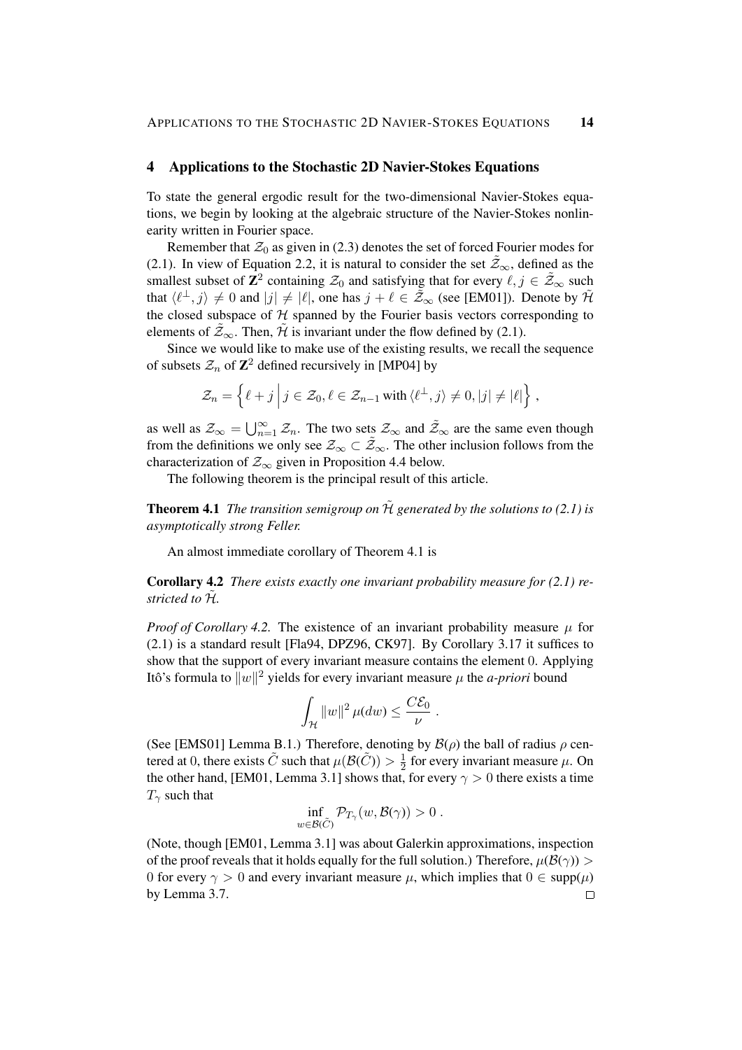## 4 Applications to the Stochastic 2D Navier-Stokes Equations

To state the general ergodic result for the two-dimensional Navier-Stokes equations, we begin by looking at the algebraic structure of the Navier-Stokes nonlinearity written in Fourier space.

Remember that $\mathcal{Z}_0$ as given in (2.3) denotes the set of forced Fourier modes for (2.1). In view of Equation 2.2, it is natural to consider the set $\tilde{\mathcal{Z}}_\infty$, defined as the smallest subset of $\mathbf{Z}^2$ containing $\mathcal{Z}_0$ and satisfying that for every $\ell, j \in \tilde{\mathcal{Z}}_\infty$ such that $\langle \ell^\perp, j\rangle \neq 0$ and $|j| \neq |\ell|$, one has $j + \ell \in \tilde{\mathcal{Z}}_\infty$ (see [EM01]). Denote by $\tilde{\mathcal{H}}$ the closed subspace of $\mathcal{H}$ spanned by the Fourier basis vectors corresponding to elements of $\tilde{\mathcal{Z}}_\infty$. Then, $\tilde{\mathcal{H}}$ is invariant under the flow defined by (2.1).

Since we would like to make use of the existing results, we recall the sequence of subsets $\mathcal{Z}_n$ of $\mathbf{Z}^2$ defined recursively in [MP04] by

$$\mathcal{Z}_n = \Big\{ \ell + j \,\Big|\, j \in \mathcal{Z}_0, \ell \in \mathcal{Z}_{n-1} \text{ with } \langle \ell^\perp, j\rangle \neq 0, |j| \neq |\ell| \Big\} ,$$

as well as $\mathcal{Z}_\infty = \bigcup_{n=1}^\infty \mathcal{Z}_n$. The two sets $\mathcal{Z}_\infty$ and $\tilde{\mathcal{Z}}_\infty$ are the same even though from the definitions we only see $\mathcal{Z}_\infty \subset \tilde{\mathcal{Z}}_\infty$. The other inclusion follows from the characterization of $\mathcal{Z}_\infty$ given in Proposition 4.4 below.

The following theorem is the principal result of this article.

**Theorem 4.1** *The transition semigroup on $\tilde{\mathcal{H}}$ generated by the solutions to (2.1) is asymptotically strong Feller.*

An almost immediate corollary of Theorem 4.1 is

**Corollary 4.2** *There exists exactly one invariant probability measure for (2.1) restricted to $\tilde{\mathcal{H}}$.*

*Proof of Corollary 4.2.* The existence of an invariant probability measure $\mu$ for (2.1) is a standard result [Fla94, DPZ96, CK97]. By Corollary 3.17 it suffices to show that the support of every invariant measure contains the element 0. Applying Itô's formula to $\|w\|^2$ yields for every invariant measure $\mu$ the *a-priori* bound

$$\int_{\mathcal{H}} \|w\|^2 \,\mu(dw) \leq \frac{C\mathcal{E}_0}{\nu} .$$

(See [EMS01] Lemma B.1.) Therefore, denoting by $\mathcal{B}(\rho)$ the ball of radius $\rho$ centered at 0, there exists $\tilde{C}$ such that $\mu(\mathcal{B}(\tilde{C})) > \frac{1}{2}$ for every invariant measure $\mu$. On the other hand, [EM01, Lemma 3.1] shows that, for every $\gamma > 0$ there exists a time $T_\gamma$ such that

$$\inf_{w \in \mathcal{B}(\tilde{C})} \mathcal{P}_{T_\gamma}(w, \mathcal{B}(\gamma)) > 0 .$$

(Note, though [EM01, Lemma 3.1] was about Galerkin approximations, inspection of the proof reveals that it holds equally for the full solution.) Therefore, $\mu(\mathcal{B}(\gamma)) > 0$ for every $\gamma > 0$ and every invariant measure $\mu$, which implies that $0 \in \text{supp}(\mu)$ by Lemma 3.7. □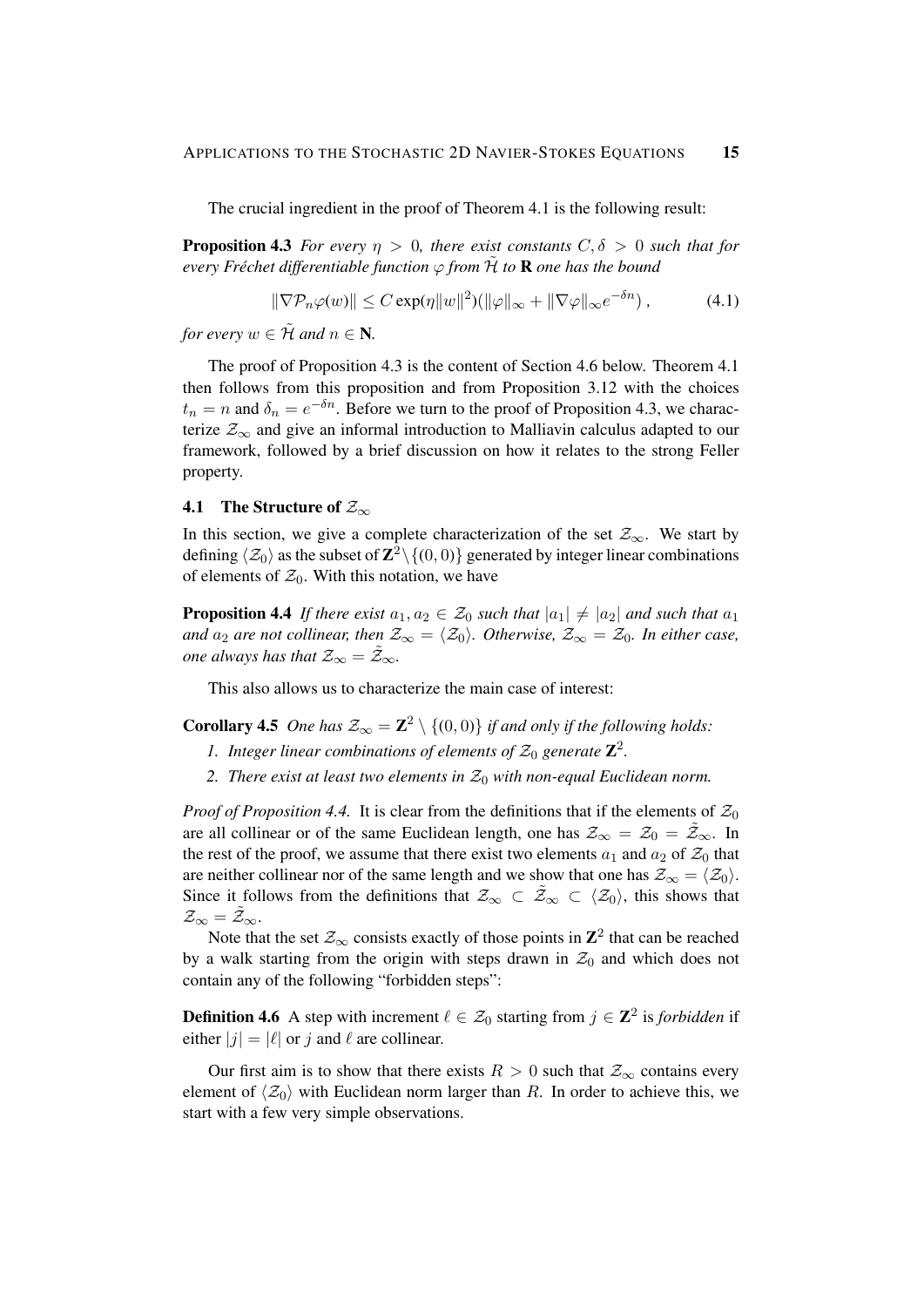The crucial ingredient in the proof of Theorem 4.1 is the following result:

**Proposition 4.3** *For every $\eta > 0$, there exist constants $C, \delta > 0$ such that for every Fréchet differentiable function $\varphi$ from $\tilde{\mathcal{H}}$ to $\mathbf{R}$ one has the bound*

$$\|\nabla \mathcal{P}_n \varphi(w)\| \leq C \exp(\eta \|w\|^2)(\|\varphi\|_\infty + \|\nabla\varphi\|_\infty e^{-\delta n}) , \tag{4.1}$$

*for every $w \in \tilde{\mathcal{H}}$ and $n \in \mathbf{N}$.*

The proof of Proposition 4.3 is the content of Section 4.6 below. Theorem 4.1 then follows from this proposition and from Proposition 3.12 with the choices $t_n = n$ and $\delta_n = e^{-\delta n}$. Before we turn to the proof of Proposition 4.3, we characterize $\mathcal{Z}_\infty$ and give an informal introduction to Malliavin calculus adapted to our framework, followed by a brief discussion on how it relates to the strong Feller property.

## 4.1 The Structure of $\mathcal{Z}_\infty$

In this section, we give a complete characterization of the set $\mathcal{Z}_\infty$. We start by defining $\langle \mathcal{Z}_0 \rangle$ as the subset of $\mathbf{Z}^2 \setminus \{(0,0)\}$ generated by integer linear combinations of elements of $\mathcal{Z}_0$. With this notation, we have

**Proposition 4.4** *If there exist $a_1, a_2 \in \mathcal{Z}_0$ such that $|a_1| \neq |a_2|$ and such that $a_1$ and $a_2$ are not collinear, then $\mathcal{Z}_\infty = \langle \mathcal{Z}_0 \rangle$. Otherwise, $\mathcal{Z}_\infty = \mathcal{Z}_0$. In either case, one always has that $\mathcal{Z}_\infty = \tilde{\mathcal{Z}}_\infty$.*

This also allows us to characterize the main case of interest:

**Corollary 4.5** *One has $\mathcal{Z}_\infty = \mathbf{Z}^2 \setminus \{(0,0)\}$ if and only if the following holds:*

1. *Integer linear combinations of elements of $\mathcal{Z}_0$ generate $\mathbf{Z}^2$.*
2. *There exist at least two elements in $\mathcal{Z}_0$ with non-equal Euclidean norm.*

*Proof of Proposition 4.4.* It is clear from the definitions that if the elements of $\mathcal{Z}_0$ are all collinear or of the same Euclidean length, one has $\mathcal{Z}_\infty = \mathcal{Z}_0 = \tilde{\mathcal{Z}}_\infty$. In the rest of the proof, we assume that there exist two elements $a_1$ and $a_2$ of $\mathcal{Z}_0$ that are neither collinear nor of the same length and we show that one has $\mathcal{Z}_\infty = \langle \mathcal{Z}_0 \rangle$. Since it follows from the definitions that $\mathcal{Z}_\infty \subset \tilde{\mathcal{Z}}_\infty \subset \langle \mathcal{Z}_0 \rangle$, this shows that $\mathcal{Z}_\infty = \tilde{\mathcal{Z}}_\infty$.

Note that the set $\mathcal{Z}_\infty$ consists exactly of those points in $\mathbf{Z}^2$ that can be reached by a walk starting from the origin with steps drawn in $\mathcal{Z}_0$ and which does not contain any of the following "forbidden steps":

**Definition 4.6** A step with increment $\ell \in \mathcal{Z}_0$ starting from $j \in \mathbf{Z}^2$ is *forbidden* if either $|j| = |\ell|$ or $j$ and $\ell$ are collinear.

Our first aim is to show that there exists $R > 0$ such that $\mathcal{Z}_\infty$ contains every element of $\langle \mathcal{Z}_0 \rangle$ with Euclidean norm larger than $R$. In order to achieve this, we start with a few very simple observations.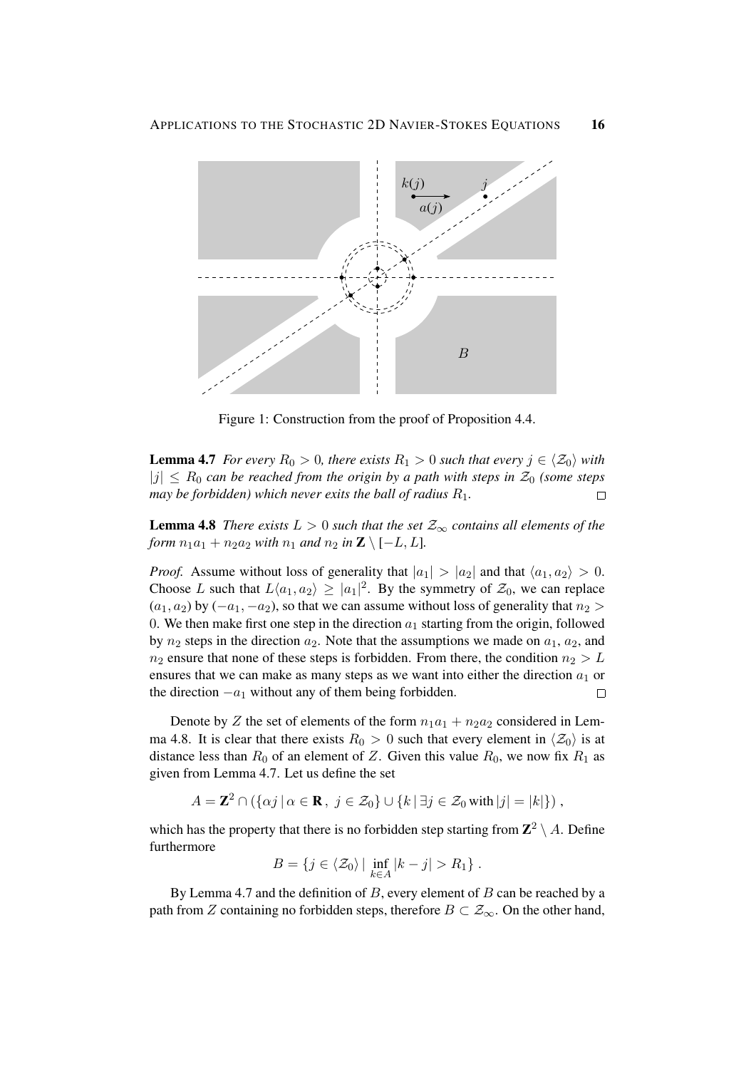Figure 1: Construction from the proof of Proposition 4.4.

**Lemma 4.7** *For every $R_0 > 0$, there exists $R_1 > 0$ such that every $j \in \langle \mathcal{Z}_0 \rangle$ with $|j| \le R_0$ can be reached from the origin by a path with steps in $\mathcal{Z}_0$ (some steps may be forbidden) which never exits the ball of radius $R_1$.* □

**Lemma 4.8** *There exists $L > 0$ such that the set $\mathcal{Z}_\infty$ contains all elements of the form $n_1 a_1 + n_2 a_2$ with $n_1$ and $n_2$ in $\mathbf{Z} \setminus [-L, L]$.*

*Proof.* Assume without loss of generality that $|a_1| > |a_2|$ and that $\langle a_1, a_2 \rangle > 0$. Choose $L$ such that $L\langle a_1, a_2 \rangle \ge |a_1|^2$. By the symmetry of $\mathcal{Z}_0$, we can replace $(a_1, a_2)$ by $(-a_1, -a_2)$, so that we can assume without loss of generality that $n_2 > 0$. We then make first one step in the direction $a_1$ starting from the origin, followed by $n_2$ steps in the direction $a_2$. Note that the assumptions we made on $a_1$, $a_2$, and $n_2$ ensure that none of these steps is forbidden. From there, the condition $n_2 > L$ ensures that we can make as many steps as we want into either the direction $a_1$ or the direction $-a_1$ without any of them being forbidden. □

Denote by $Z$ the set of elements of the form $n_1 a_1 + n_2 a_2$ considered in Lemma 4.8. It is clear that there exists $R_0 > 0$ such that every element in $\langle \mathcal{Z}_0 \rangle$ is at distance less than $R_0$ of an element of $Z$. Given this value $R_0$, we now fix $R_1$ as given from Lemma 4.7. Let us define the set

$$A = \mathbf{Z}^2 \cap \left( \{\alpha j \,|\, \alpha \in \mathbf{R}\,,\ j \in \mathcal{Z}_0\} \cup \{k \,|\, \exists j \in \mathcal{Z}_0 \text{ with } |j| = |k|\} \right),$$

which has the property that there is no forbidden step starting from $\mathbf{Z}^2 \setminus A$. Define furthermore

$$B = \{j \in \langle \mathcal{Z}_0 \rangle \,|\, \inf_{k \in A} |k - j| > R_1\}\,.$$

By Lemma 4.7 and the definition of $B$, every element of $B$ can be reached by a path from $Z$ containing no forbidden steps, therefore $B \subset \mathcal{Z}_\infty$. On the other hand,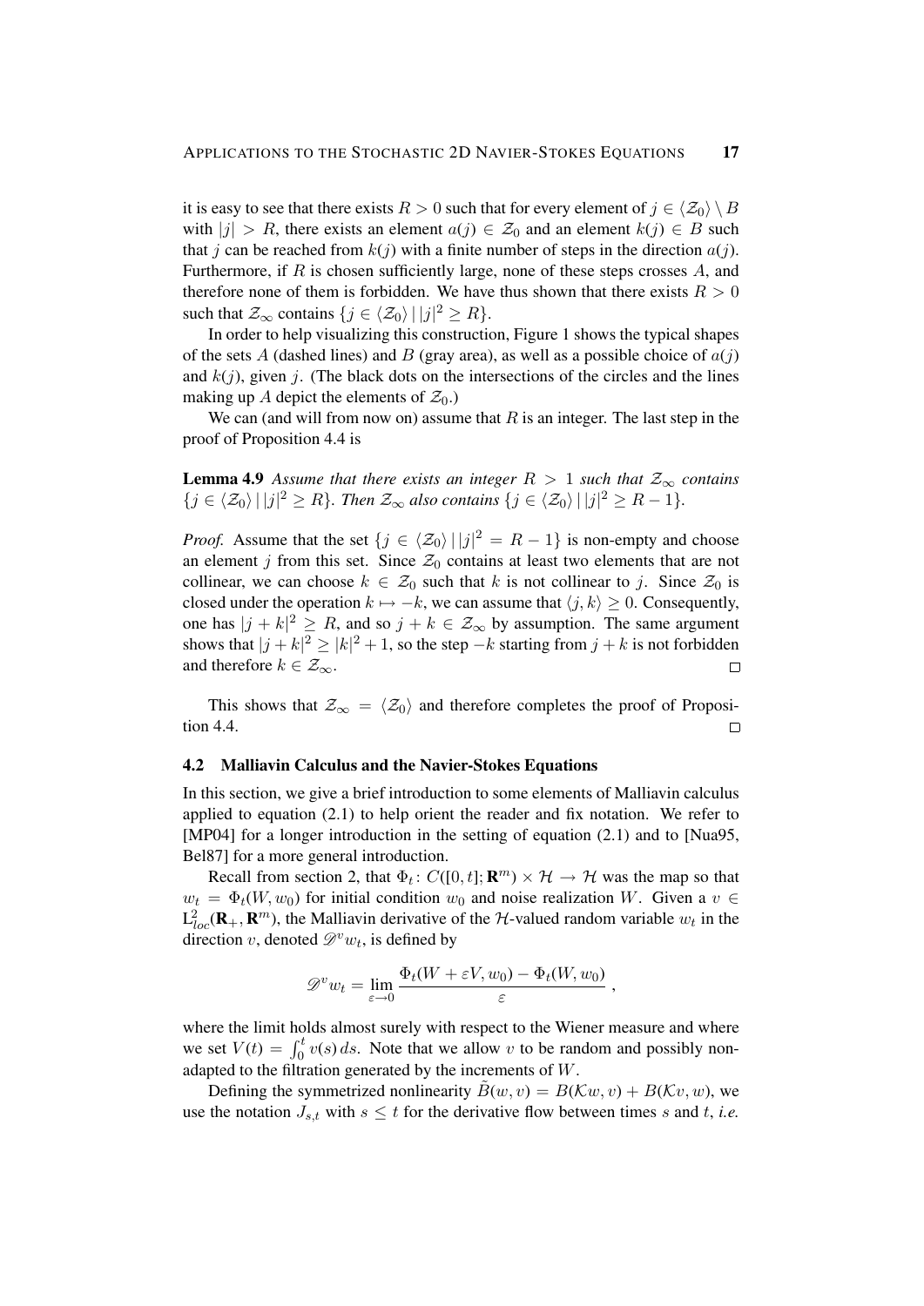it is easy to see that there exists $R > 0$ such that for every element of $j \in \langle \mathcal{Z}_0 \rangle \setminus B$ with $|j| > R$, there exists an element $a(j) \in \mathcal{Z}_0$ and an element $k(j) \in B$ such that $j$ can be reached from $k(j)$ with a finite number of steps in the direction $a(j)$. Furthermore, if $R$ is chosen sufficiently large, none of these steps crosses $A$, and therefore none of them is forbidden. We have thus shown that there exists $R > 0$ such that $\mathcal{Z}_\infty$ contains $\{j \in \langle \mathcal{Z}_0 \rangle \,|\, |j|^2 \geq R\}$.

In order to help visualizing this construction, Figure 1 shows the typical shapes of the sets $A$ (dashed lines) and $B$ (gray area), as well as a possible choice of $a(j)$ and $k(j)$, given $j$. (The black dots on the intersections of the circles and the lines making up $A$ depict the elements of $\mathcal{Z}_0$.)

We can (and will from now on) assume that $R$ is an integer. The last step in the proof of Proposition 4.4 is

**Lemma 4.9** *Assume that there exists an integer $R > 1$ such that $\mathcal{Z}_\infty$ contains $\{j \in \langle \mathcal{Z}_0 \rangle \,|\, |j|^2 \geq R\}$. Then $\mathcal{Z}_\infty$ also contains $\{j \in \langle \mathcal{Z}_0 \rangle \,|\, |j|^2 \geq R - 1\}$.*

*Proof.* Assume that the set $\{j \in \langle \mathcal{Z}_0 \rangle \,|\, |j|^2 = R - 1\}$ is non-empty and choose an element $j$ from this set. Since $\mathcal{Z}_0$ contains at least two elements that are not collinear, we can choose $k \in \mathcal{Z}_0$ such that $k$ is not collinear to $j$. Since $\mathcal{Z}_0$ is closed under the operation $k \mapsto -k$, we can assume that $\langle j, k \rangle \geq 0$. Consequently, one has $|j + k|^2 \geq R$, and so $j + k \in \mathcal{Z}_\infty$ by assumption. The same argument shows that $|j + k|^2 \geq |k|^2 + 1$, so the step $-k$ starting from $j + k$ is not forbidden and therefore $k \in \mathcal{Z}_\infty$. $\square$

This shows that $\mathcal{Z}_\infty = \langle \mathcal{Z}_0 \rangle$ and therefore completes the proof of Proposition 4.4. $\square$

### 4.2 Malliavin Calculus and the Navier-Stokes Equations

In this section, we give a brief introduction to some elements of Malliavin calculus applied to equation (2.1) to help orient the reader and fix notation. We refer to [MP04] for a longer introduction in the setting of equation (2.1) and to [Nua95, Bel87] for a more general introduction.

Recall from section 2, that $\Phi_t \colon C([0,t]; \mathbf{R}^m) \times \mathcal{H} \to \mathcal{H}$ was the map so that $w_t = \Phi_t(W, w_0)$ for initial condition $w_0$ and noise realization $W$. Given a $v \in \mathrm{L}^2_{loc}(\mathbf{R}_+, \mathbf{R}^m)$, the Malliavin derivative of the $\mathcal{H}$-valued random variable $w_t$ in the direction $v$, denoted $\mathscr{D}^v w_t$, is defined by

$$\mathscr{D}^v w_t = \lim_{\varepsilon \to 0} \frac{\Phi_t(W + \varepsilon V, w_0) - \Phi_t(W, w_0)}{\varepsilon} ,$$

where the limit holds almost surely with respect to the Wiener measure and where we set $V(t) = \int_0^t v(s)\, ds$. Note that we allow $v$ to be random and possibly non-adapted to the filtration generated by the increments of $W$.

Defining the symmetrized nonlinearity $\tilde{B}(w, v) = B(\mathcal{K}w, v) + B(\mathcal{K}v, w)$, we use the notation $J_{s,t}$ with $s \leq t$ for the derivative flow between times $s$ and $t$, *i.e.*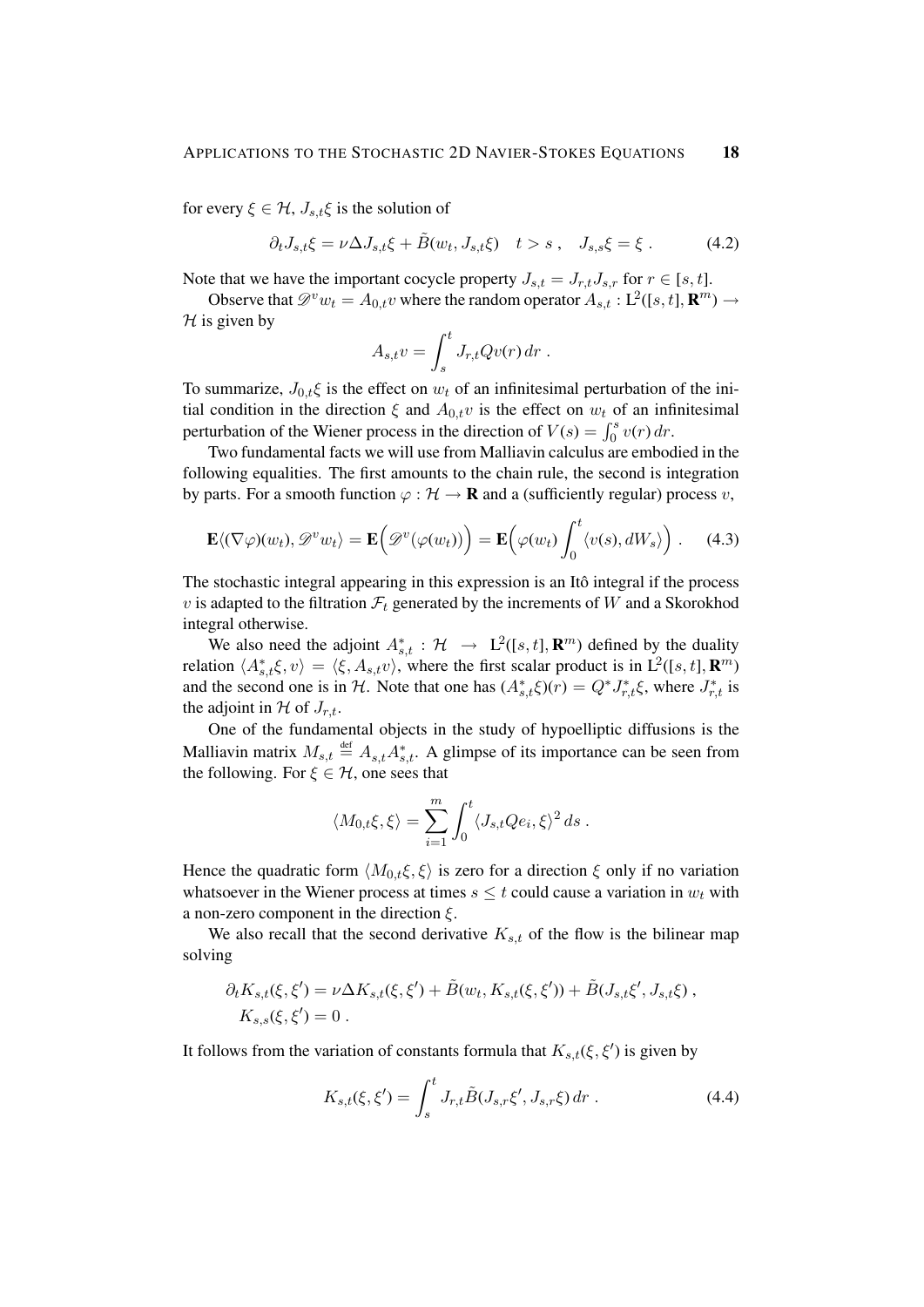for every $\xi \in \mathcal{H}$, $J_{s,t}\xi$ is the solution of

$$\partial_t J_{s,t}\xi = \nu \Delta J_{s,t}\xi + \tilde{B}(w_t, J_{s,t}\xi) \quad t > s\;, \quad J_{s,s}\xi = \xi\;. \tag{4.2}$$

Note that we have the important cocycle property $J_{s,t} = J_{r,t}J_{s,r}$ for $r \in [s,t]$.

Observe that $\mathscr{D}^v w_t = A_{0,t}v$ where the random operator $A_{s,t} : \mathrm{L}^2([s,t], \mathbf{R}^m) \to \mathcal{H}$ is given by

$$A_{s,t}v = \int_s^t J_{r,t} Q v(r)\, dr\;.$$

To summarize, $J_{0,t}\xi$ is the effect on $w_t$ of an infinitesimal perturbation of the initial condition in the direction $\xi$ and $A_{0,t}v$ is the effect on $w_t$ of an infinitesimal perturbation of the Wiener process in the direction of $V(s) = \int_0^s v(r)\, dr$.

Two fundamental facts we will use from Malliavin calculus are embodied in the following equalities. The first amounts to the chain rule, the second is integration by parts. For a smooth function $\varphi : \mathcal{H} \to \mathbf{R}$ and a (sufficiently regular) process $v$,

$$\mathbf{E}\langle (\nabla\varphi)(w_t), \mathscr{D}^v w_t\rangle = \mathbf{E}\Big(\mathscr{D}^v(\varphi(w_t))\Big) = \mathbf{E}\Big(\varphi(w_t)\int_0^t \langle v(s), dW_s\rangle\Big)\;. \tag{4.3}$$

The stochastic integral appearing in this expression is an Itô integral if the process $v$ is adapted to the filtration $\mathcal{F}_t$ generated by the increments of $W$ and a Skorokhod integral otherwise.

We also need the adjoint $A_{s,t}^* : \mathcal{H} \to \mathrm{L}^2([s,t], \mathbf{R}^m)$ defined by the duality relation $\langle A_{s,t}^*\xi, v\rangle = \langle \xi, A_{s,t}v\rangle$, where the first scalar product is in $\mathrm{L}^2([s,t], \mathbf{R}^m)$ and the second one is in $\mathcal{H}$. Note that one has $(A_{s,t}^*\xi)(r) = Q^* J_{r,t}^*\xi$, where $J_{r,t}^*$ is the adjoint in $\mathcal{H}$ of $J_{r,t}$.

One of the fundamental objects in the study of hypoelliptic diffusions is the Malliavin matrix $M_{s,t} \stackrel{\text{def}}{=} A_{s,t}A_{s,t}^*$. A glimpse of its importance can be seen from the following. For $\xi \in \mathcal{H}$, one sees that

$$\langle M_{0,t}\xi, \xi\rangle = \sum_{i=1}^m \int_0^t \langle J_{s,t}Qe_i, \xi\rangle^2\, ds\;.$$

Hence the quadratic form $\langle M_{0,t}\xi, \xi\rangle$ is zero for a direction $\xi$ only if no variation whatsoever in the Wiener process at times $s \leq t$ could cause a variation in $w_t$ with a non-zero component in the direction $\xi$.

We also recall that the second derivative $K_{s,t}$ of the flow is the bilinear map solving

$$\begin{aligned}
\partial_t K_{s,t}(\xi,\xi') &= \nu\Delta K_{s,t}(\xi,\xi') + \tilde{B}(w_t, K_{s,t}(\xi,\xi')) + \tilde{B}(J_{s,t}\xi', J_{s,t}\xi)\;,\\
K_{s,s}(\xi,\xi') &= 0\;.
\end{aligned}$$

It follows from the variation of constants formula that $K_{s,t}(\xi,\xi')$ is given by

$$K_{s,t}(\xi,\xi') = \int_s^t J_{r,t}\tilde{B}(J_{s,r}\xi', J_{s,r}\xi)\, dr\;. \tag{4.4}$$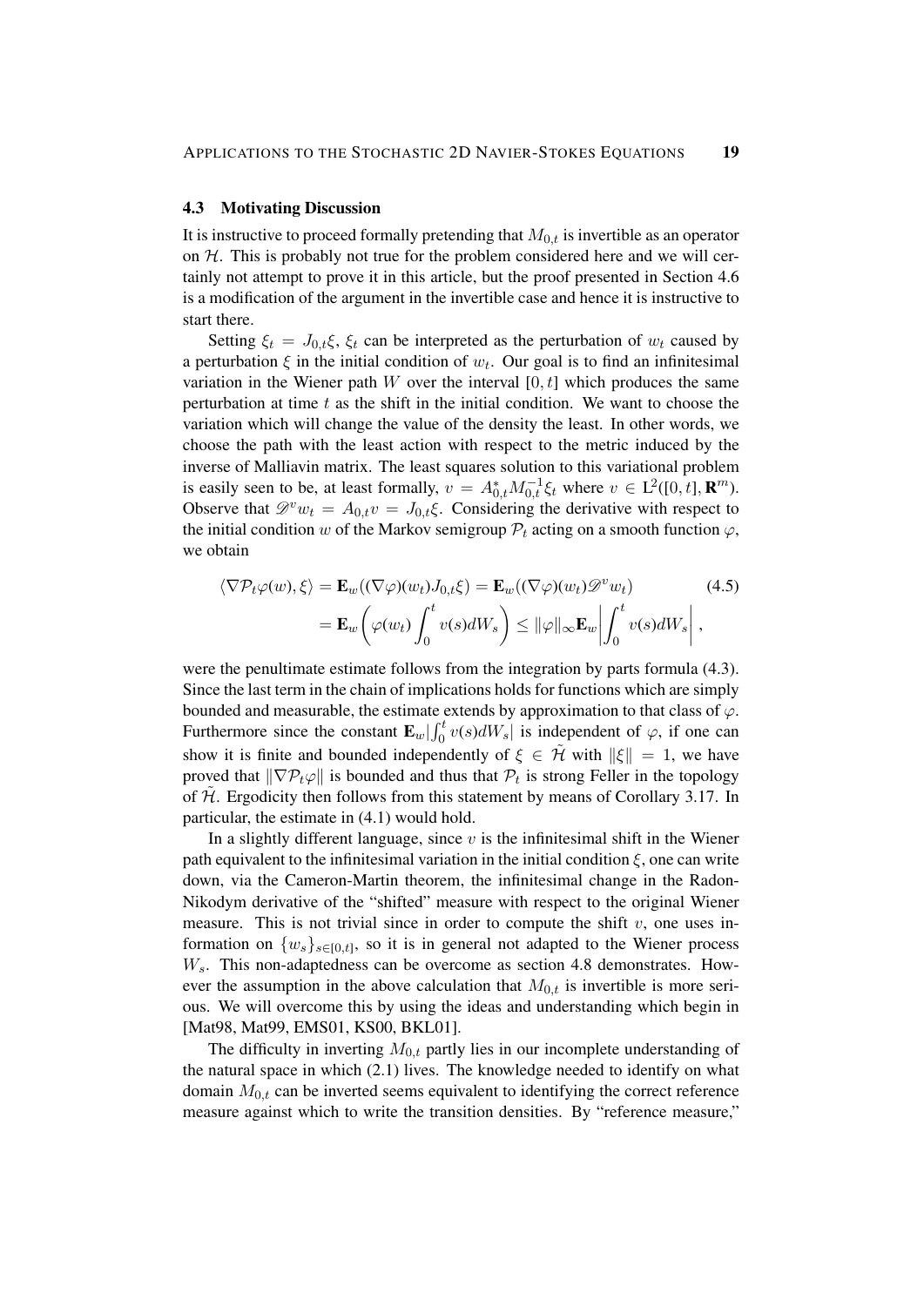### 4.3 Motivating Discussion

It is instructive to proceed formally pretending that $M_{0,t}$ is invertible as an operator on $\mathcal{H}$. This is probably not true for the problem considered here and we will certainly not attempt to prove it in this article, but the proof presented in Section 4.6 is a modification of the argument in the invertible case and hence it is instructive to start there.

Setting $\xi_t = J_{0,t}\xi$, $\xi_t$ can be interpreted as the perturbation of $w_t$ caused by a perturbation $\xi$ in the initial condition of $w_t$. Our goal is to find an infinitesimal variation in the Wiener path $W$ over the interval $[0,t]$ which produces the same perturbation at time $t$ as the shift in the initial condition. We want to choose the variation which will change the value of the density the least. In other words, we choose the path with the least action with respect to the metric induced by the inverse of Malliavin matrix. The least squares solution to this variational problem is easily seen to be, at least formally, $v = A_{0,t}^* M_{0,t}^{-1} \xi_t$ where $v \in \mathrm{L}^2([0,t], \mathbf{R}^m)$. Observe that $\mathscr{D}^v w_t = A_{0,t} v = J_{0,t}\xi$. Considering the derivative with respect to the initial condition $w$ of the Markov semigroup $\mathcal{P}_t$ acting on a smooth function $\varphi$, we obtain

$$
\begin{aligned}
\langle \nabla \mathcal{P}_t \varphi(w), \xi \rangle &= \mathbf{E}_w((\nabla\varphi)(w_t) J_{0,t}\xi) = \mathbf{E}_w((\nabla\varphi)(w_t)\mathscr{D}^v w_t) \qquad (4.5)\\
&= \mathbf{E}_w\left(\varphi(w_t)\int_0^t v(s) dW_s\right) \leq \|\varphi\|_\infty \mathbf{E}_w \left|\int_0^t v(s) dW_s\right| ,
\end{aligned}
$$

were the penultimate estimate follows from the integration by parts formula (4.3). Since the last term in the chain of implications holds for functions which are simply bounded and measurable, the estimate extends by approximation to that class of $\varphi$. Furthermore since the constant $\mathbf{E}_w|\int_0^t v(s)dW_s|$ is independent of $\varphi$, if one can show it is finite and bounded independently of $\xi \in \tilde{\mathcal{H}}$ with $\|\xi\| = 1$, we have proved that $\|\nabla \mathcal{P}_t \varphi\|$ is bounded and thus that $\mathcal{P}_t$ is strong Feller in the topology of $\tilde{\mathcal{H}}$. Ergodicity then follows from this statement by means of Corollary 3.17. In particular, the estimate in (4.1) would hold.

In a slightly different language, since $v$ is the infinitesimal shift in the Wiener path equivalent to the infinitesimal variation in the initial condition $\xi$, one can write down, via the Cameron-Martin theorem, the infinitesimal change in the Radon-Nikodym derivative of the "shifted" measure with respect to the original Wiener measure. This is not trivial since in order to compute the shift $v$, one uses information on $\{w_s\}_{s\in[0,t]}$, so it is in general not adapted to the Wiener process $W_s$. This non-adaptedness can be overcome as section 4.8 demonstrates. However the assumption in the above calculation that $M_{0,t}$ is invertible is more serious. We will overcome this by using the ideas and understanding which begin in [Mat98, Mat99, EMS01, KS00, BKL01].

The difficulty in inverting $M_{0,t}$ partly lies in our incomplete understanding of the natural space in which (2.1) lives. The knowledge needed to identify on what domain $M_{0,t}$ can be inverted seems equivalent to identifying the correct reference measure against which to write the transition densities. By "reference measure,"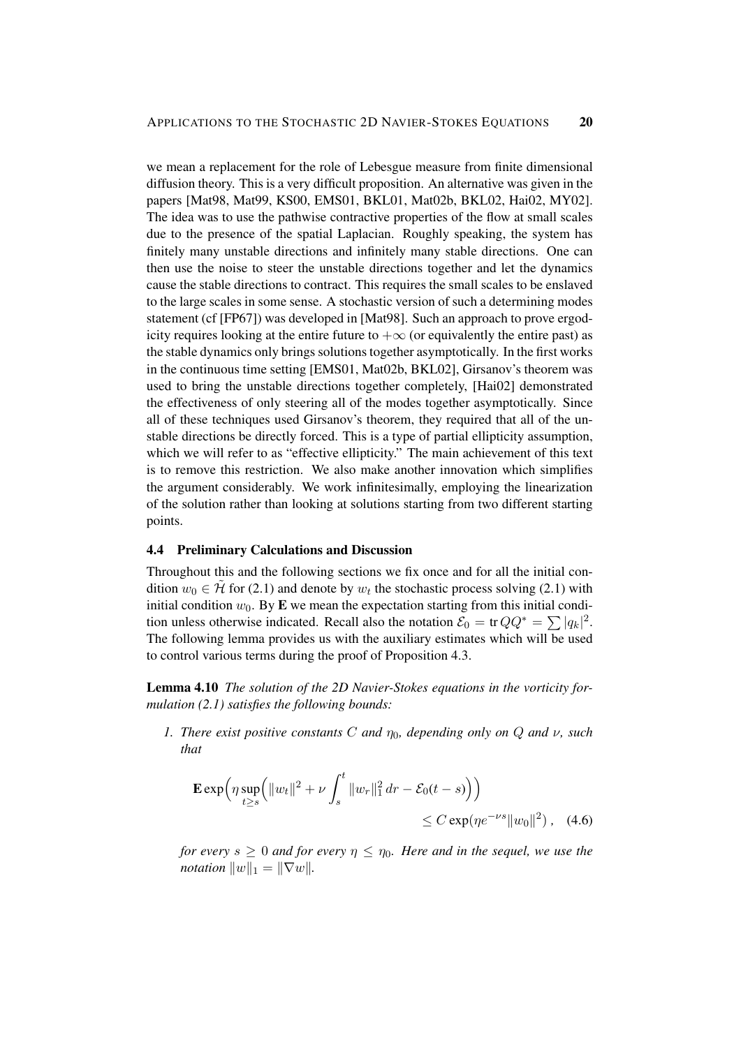we mean a replacement for the role of Lebesgue measure from finite dimensional diffusion theory. This is a very difficult proposition. An alternative was given in the papers [Mat98, Mat99, KS00, EMS01, BKL01, Mat02b, BKL02, Hai02, MY02]. The idea was to use the pathwise contractive properties of the flow at small scales due to the presence of the spatial Laplacian. Roughly speaking, the system has finitely many unstable directions and infinitely many stable directions. One can then use the noise to steer the unstable directions together and let the dynamics cause the stable directions to contract. This requires the small scales to be enslaved to the large scales in some sense. A stochastic version of such a determining modes statement (cf [FP67]) was developed in [Mat98]. Such an approach to prove ergodicity requires looking at the entire future to $+\infty$ (or equivalently the entire past) as the stable dynamics only brings solutions together asymptotically. In the first works in the continuous time setting [EMS01, Mat02b, BKL02], Girsanov's theorem was used to bring the unstable directions together completely, [Hai02] demonstrated the effectiveness of only steering all of the modes together asymptotically. Since all of these techniques used Girsanov's theorem, they required that all of the unstable directions be directly forced. This is a type of partial ellipticity assumption, which we will refer to as "effective ellipticity." The main achievement of this text is to remove this restriction. We also make another innovation which simplifies the argument considerably. We work infinitesimally, employing the linearization of the solution rather than looking at solutions starting from two different starting points.

### 4.4 Preliminary Calculations and Discussion

Throughout this and the following sections we fix once and for all the initial condition $w_0 \in \tilde{\mathcal{H}}$ for (2.1) and denote by $w_t$ the stochastic process solving (2.1) with initial condition $w_0$. By $\mathbf{E}$ we mean the expectation starting from this initial condition unless otherwise indicated. Recall also the notation $\mathcal{E}_0 = \operatorname{tr} QQ^* = \sum |q_k|^2$. The following lemma provides us with the auxiliary estimates which will be used to control various terms during the proof of Proposition 4.3.

**Lemma 4.10** *The solution of the 2D Navier-Stokes equations in the vorticity formulation (2.1) satisfies the following bounds:*

1. *There exist positive constants $C$ and $\eta_0$, depending only on $Q$ and $\nu$, such that*

$$\mathbf{E} \exp\Big(\eta \sup_{t \geq s}\Big(\|w_t\|^2 + \nu \int_s^t \|w_r\|_1^2 \, dr - \mathcal{E}_0(t-s)\Big)\Big) \leq C \exp(\eta e^{-\nu s} \|w_0\|^2)\,, \quad (4.6)$$

*for every $s \geq 0$ and for every $\eta \leq \eta_0$. Here and in the sequel, we use the notation $\|w\|_1 = \|\nabla w\|$.*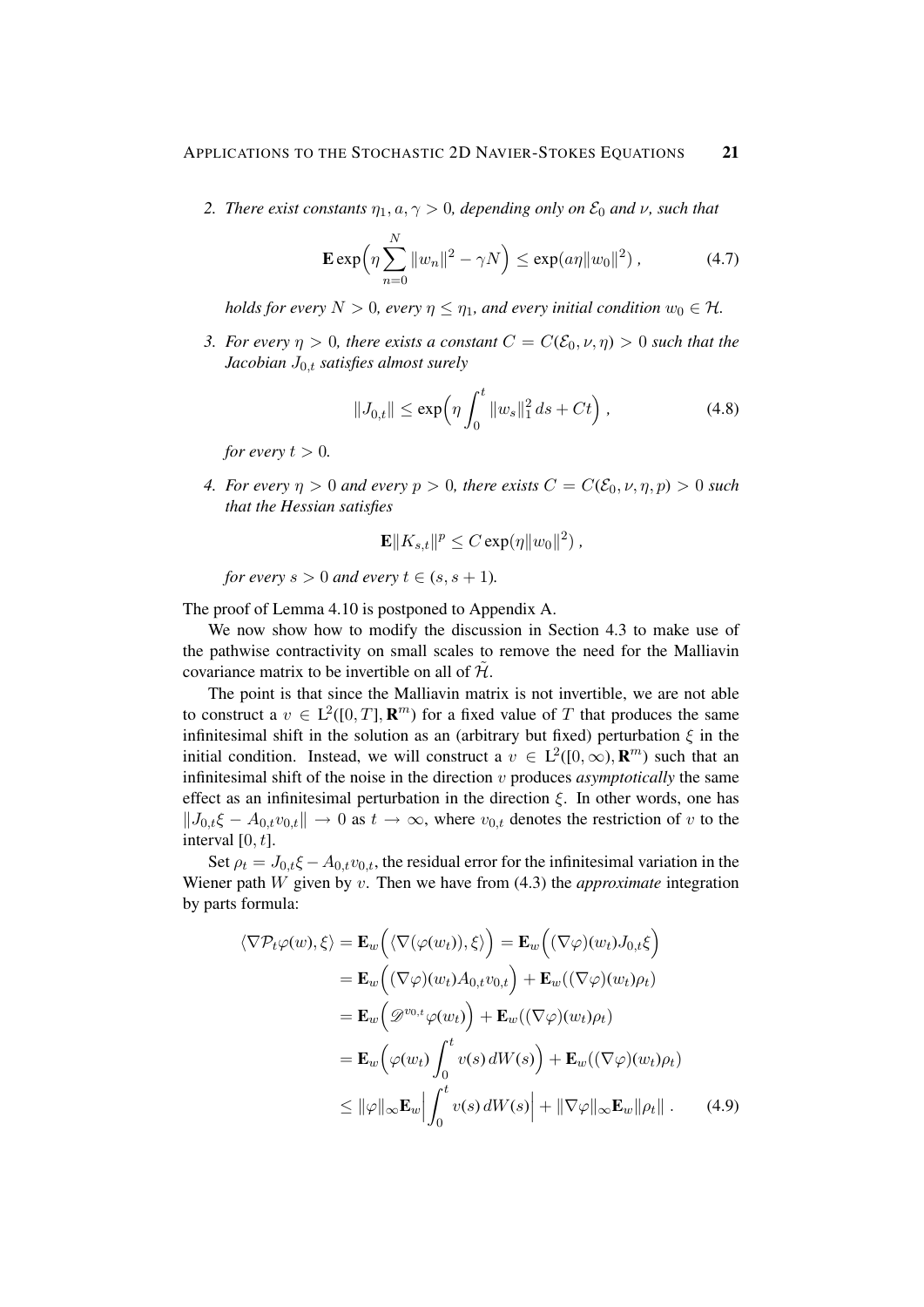2. *There exist constants $\eta_1, a, \gamma > 0$, depending only on $\mathcal{E}_0$ and $\nu$, such that*

$$\mathbf{E}\exp\Big(\eta\sum_{n=0}^{N}\|w_n\|^2 - \gamma N\Big) \le \exp(a\eta\|w_0\|^2)\;, \tag{4.7}$$

*holds for every $N > 0$, every $\eta \le \eta_1$, and every initial condition $w_0 \in \mathcal{H}$.*

3. *For every $\eta > 0$, there exists a constant $C = C(\mathcal{E}_0, \nu, \eta) > 0$ such that the Jacobian $J_{0,t}$ satisfies almost surely*

$$\|J_{0,t}\| \le \exp\Big(\eta\int_0^t \|w_s\|_1^2\,ds + Ct\Big)\;, \tag{4.8}$$

*for every $t > 0$.*

4. *For every $\eta > 0$ and every $p > 0$, there exists $C = C(\mathcal{E}_0, \nu, \eta, p) > 0$ such that the Hessian satisfies*

$$\mathbf{E}\|K_{s,t}\|^p \le C\exp(\eta\|w_0\|^2)\;,$$

*for every $s > 0$ and every $t \in (s, s+1)$.*

The proof of Lemma 4.10 is postponed to Appendix A.

We now show how to modify the discussion in Section 4.3 to make use of the pathwise contractivity on small scales to remove the need for the Malliavin covariance matrix to be invertible on all of $\tilde{\mathcal{H}}$.

The point is that since the Malliavin matrix is not invertible, we are not able to construct a $v \in \mathrm{L}^2([0,T], \mathbf{R}^m)$ for a fixed value of $T$ that produces the same infinitesimal shift in the solution as an (arbitrary but fixed) perturbation $\xi$ in the initial condition. Instead, we will construct a $v \in \mathrm{L}^2([0,\infty), \mathbf{R}^m)$ such that an infinitesimal shift of the noise in the direction $v$ produces *asymptotically* the same effect as an infinitesimal perturbation in the direction $\xi$. In other words, one has $\|J_{0,t}\xi - A_{0,t}v_{0,t}\| \to 0$ as $t \to \infty$, where $v_{0,t}$ denotes the restriction of $v$ to the interval $[0,t]$.

Set $\rho_t = J_{0,t}\xi - A_{0,t}v_{0,t}$, the residual error for the infinitesimal variation in the Wiener path $W$ given by $v$. Then we have from (4.3) the *approximate* integration by parts formula:

$$\begin{aligned}
\langle\nabla\mathcal{P}_t\varphi(w), \xi\rangle &= \mathbf{E}_w\Big(\langle\nabla(\varphi(w_t)), \xi\rangle\Big) = \mathbf{E}_w\Big((\nabla\varphi)(w_t)J_{0,t}\xi\Big) \\
&= \mathbf{E}_w\Big((\nabla\varphi)(w_t)A_{0,t}v_{0,t}\Big) + \mathbf{E}_w((\nabla\varphi)(w_t)\rho_t) \\
&= \mathbf{E}_w\Big(\mathscr{D}^{v_{0,t}}\varphi(w_t)\Big) + \mathbf{E}_w((\nabla\varphi)(w_t)\rho_t) \\
&= \mathbf{E}_w\Big(\varphi(w_t)\int_0^t v(s)\,dW(s)\Big) + \mathbf{E}_w((\nabla\varphi)(w_t)\rho_t) \\
&\le \|\varphi\|_\infty\mathbf{E}_w\Big|\int_0^t v(s)\,dW(s)\Big| + \|\nabla\varphi\|_\infty\mathbf{E}_w\|\rho_t\|\;.
\end{aligned} \tag{4.9}$$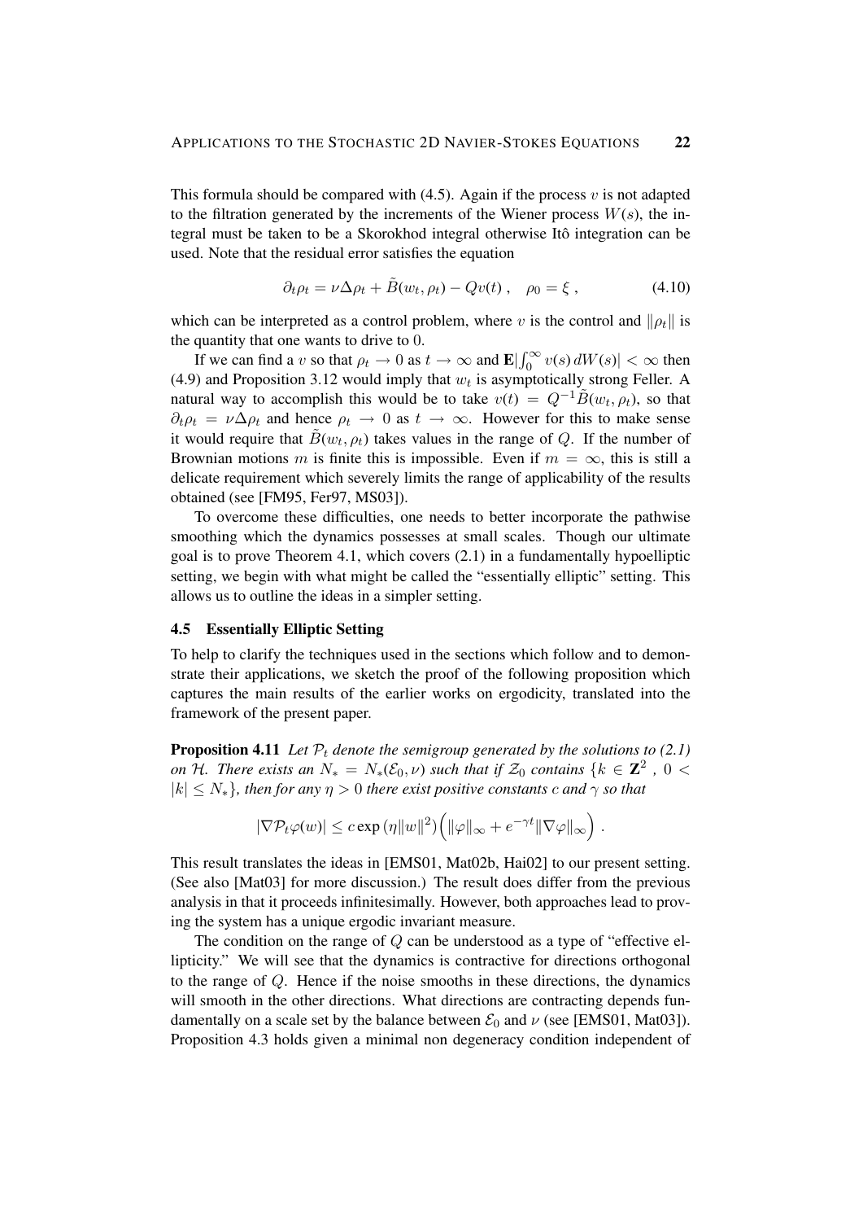This formula should be compared with (4.5). Again if the process $v$ is not adapted to the filtration generated by the increments of the Wiener process $W(s)$, the integral must be taken to be a Skorokhod integral otherwise Itô integration can be used. Note that the residual error satisfies the equation

$$\partial_t \rho_t = \nu \Delta \rho_t + \tilde{B}(w_t, \rho_t) - Qv(t) \;, \quad \rho_0 = \xi \;, \tag{4.10}$$

which can be interpreted as a control problem, where $v$ is the control and $\|\rho_t\|$ is the quantity that one wants to drive to 0.

If we can find a $v$ so that $\rho_t \to 0$ as $t \to \infty$ and $\mathbf{E}|\int_0^\infty v(s)\, dW(s)| < \infty$ then (4.9) and Proposition 3.12 would imply that $w_t$ is asymptotically strong Feller. A natural way to accomplish this would be to take $v(t) = Q^{-1}\tilde{B}(w_t, \rho_t)$, so that $\partial_t \rho_t = \nu \Delta \rho_t$ and hence $\rho_t \to 0$ as $t \to \infty$. However for this to make sense it would require that $\tilde{B}(w_t, \rho_t)$ takes values in the range of $Q$. If the number of Brownian motions $m$ is finite this is impossible. Even if $m = \infty$, this is still a delicate requirement which severely limits the range of applicability of the results obtained (see [FM95, Fer97, MS03]).

To overcome these difficulties, one needs to better incorporate the pathwise smoothing which the dynamics possesses at small scales. Though our ultimate goal is to prove Theorem 4.1, which covers (2.1) in a fundamentally hypoelliptic setting, we begin with what might be called the "essentially elliptic" setting. This allows us to outline the ideas in a simpler setting.

### 4.5 Essentially Elliptic Setting

To help to clarify the techniques used in the sections which follow and to demonstrate their applications, we sketch the proof of the following proposition which captures the main results of the earlier works on ergodicity, translated into the framework of the present paper.

**Proposition 4.11** *Let $\mathcal{P}_t$ denote the semigroup generated by the solutions to (2.1) on $\mathcal{H}$. There exists an $N_* = N_*(\mathcal{E}_0, \nu)$ such that if $\mathcal{Z}_0$ contains $\{k \in \mathbf{Z}^2 \;,\; 0 < |k| \le N_*\}$, then for any $\eta > 0$ there exist positive constants $c$ and $\gamma$ so that*

$$|\nabla \mathcal{P}_t \varphi(w)| \le c \exp\left(\eta \|w\|^2\right)\Big(\|\varphi\|_\infty + e^{-\gamma t}\|\nabla \varphi\|_\infty\Big) \;.$$

This result translates the ideas in [EMS01, Mat02b, Hai02] to our present setting. (See also [Mat03] for more discussion.) The result does differ from the previous analysis in that it proceeds infinitesimally. However, both approaches lead to proving the system has a unique ergodic invariant measure.

The condition on the range of $Q$ can be understood as a type of "effective ellipticity." We will see that the dynamics is contractive for directions orthogonal to the range of $Q$. Hence if the noise smooths in these directions, the dynamics will smooth in the other directions. What directions are contracting depends fundamentally on a scale set by the balance between $\mathcal{E}_0$ and $\nu$ (see [EMS01, Mat03]). Proposition 4.3 holds given a minimal non degeneracy condition independent of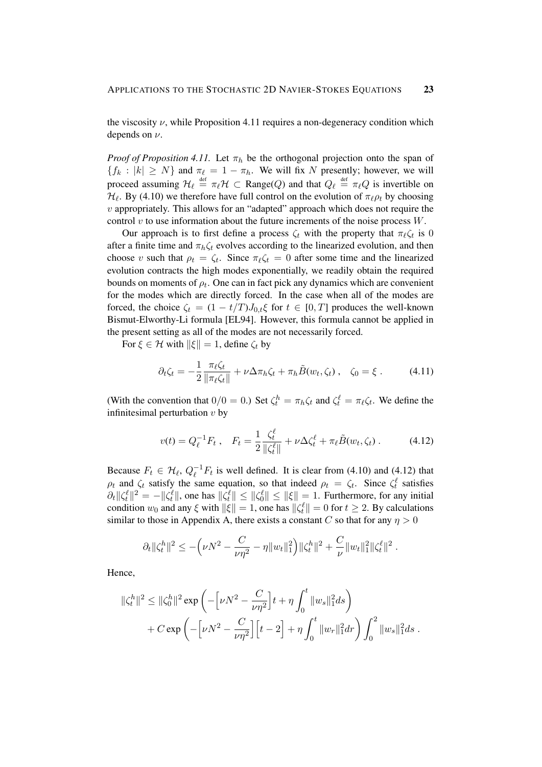the viscosity $\nu$, while Proposition 4.11 requires a non-degeneracy condition which depends on $\nu$.

*Proof of Proposition 4.11.* Let $\pi_h$ be the orthogonal projection onto the span of $\{f_k : |k| \geq N\}$ and $\pi_\ell = 1 - \pi_h$. We will fix $N$ presently; however, we will proceed assuming $\mathcal{H}_\ell \stackrel{\text{def}}{=} \pi_\ell \mathcal{H} \subset \text{Range}(Q)$ and that $Q_\ell \stackrel{\text{def}}{=} \pi_\ell Q$ is invertible on $\mathcal{H}_\ell$. By (4.10) we therefore have full control on the evolution of $\pi_\ell \rho_t$ by choosing $v$ appropriately. This allows for an "adapted" approach which does not require the control $v$ to use information about the future increments of the noise process $W$.

Our approach is to first define a process $\zeta_t$ with the property that $\pi_\ell \zeta_t$ is 0 after a finite time and $\pi_h \zeta_t$ evolves according to the linearized evolution, and then choose $v$ such that $\rho_t = \zeta_t$. Since $\pi_\ell \zeta_t = 0$ after some time and the linearized evolution contracts the high modes exponentially, we readily obtain the required bounds on moments of $\rho_t$. One can in fact pick any dynamics which are convenient for the modes which are directly forced. In the case when all of the modes are forced, the choice $\zeta_t = (1 - t/T) J_{0,t}\xi$ for $t \in [0, T]$ produces the well-known Bismut-Elworthy-Li formula [EL94]. However, this formula cannot be applied in the present setting as all of the modes are not necessarily forced.

For $\xi \in \mathcal{H}$ with $\|\xi\| = 1$, define $\zeta_t$ by

$$\partial_t \zeta_t = -\frac{1}{2} \frac{\pi_\ell \zeta_t}{\|\pi_\ell \zeta_t\|} + \nu \Delta \pi_h \zeta_t + \pi_h \tilde{B}(w_t, \zeta_t) , \quad \zeta_0 = \xi . \tag{4.11}$$

(With the convention that $0/0 = 0$.) Set $\zeta_t^h = \pi_h \zeta_t$ and $\zeta_t^\ell = \pi_\ell \zeta_t$. We define the infinitesimal perturbation $v$ by

$$v(t) = Q_\ell^{-1} F_t , \quad F_t = \frac{1}{2} \frac{\zeta_t^\ell}{\|\zeta_t^\ell\|} + \nu \Delta \zeta_t^\ell + \pi_\ell \tilde{B}(w_t, \zeta_t) . \tag{4.12}$$

Because $F_t \in \mathcal{H}_\ell$, $Q_\ell^{-1} F_t$ is well defined. It is clear from (4.10) and (4.12) that $\rho_t$ and $\zeta_t$ satisfy the same equation, so that indeed $\rho_t = \zeta_t$. Since $\zeta_t^\ell$ satisfies $\partial_t \|\zeta_t^\ell\|^2 = -\|\zeta_t^\ell\|$, one has $\|\zeta_t^\ell\| \leq \|\zeta_0^\ell\| \leq \|\xi\| = 1$. Furthermore, for any initial condition $w_0$ and any $\xi$ with $\|\xi\| = 1$, one has $\|\zeta_t^\ell\| = 0$ for $t \geq 2$. By calculations similar to those in Appendix A, there exists a constant $C$ so that for any $\eta > 0$

$$\partial_t \|\zeta_t^h\|^2 \leq -\Big(\nu N^2 - \frac{C}{\nu \eta^2} - \eta \|w_t\|_1^2\Big) \|\zeta_t^h\|^2 + \frac{C}{\nu} \|w_t\|_1^2 \|\zeta_t^\ell\|^2 .$$

Hence,

$$\begin{aligned}
\|\zeta_t^h\|^2 &\leq \|\zeta_0^h\|^2 \exp\left( -\Big[\nu N^2 - \frac{C}{\nu \eta^2}\Big] t + \eta \int_0^t \|w_s\|_1^2 ds \right) \\
&\quad + C \exp\left( -\Big[\nu N^2 - \frac{C}{\nu \eta^2}\Big] \Big[t - 2\Big] + \eta \int_0^t \|w_r\|_1^2 dr \right) \int_0^2 \|w_s\|_1^2 ds .
\end{aligned}$$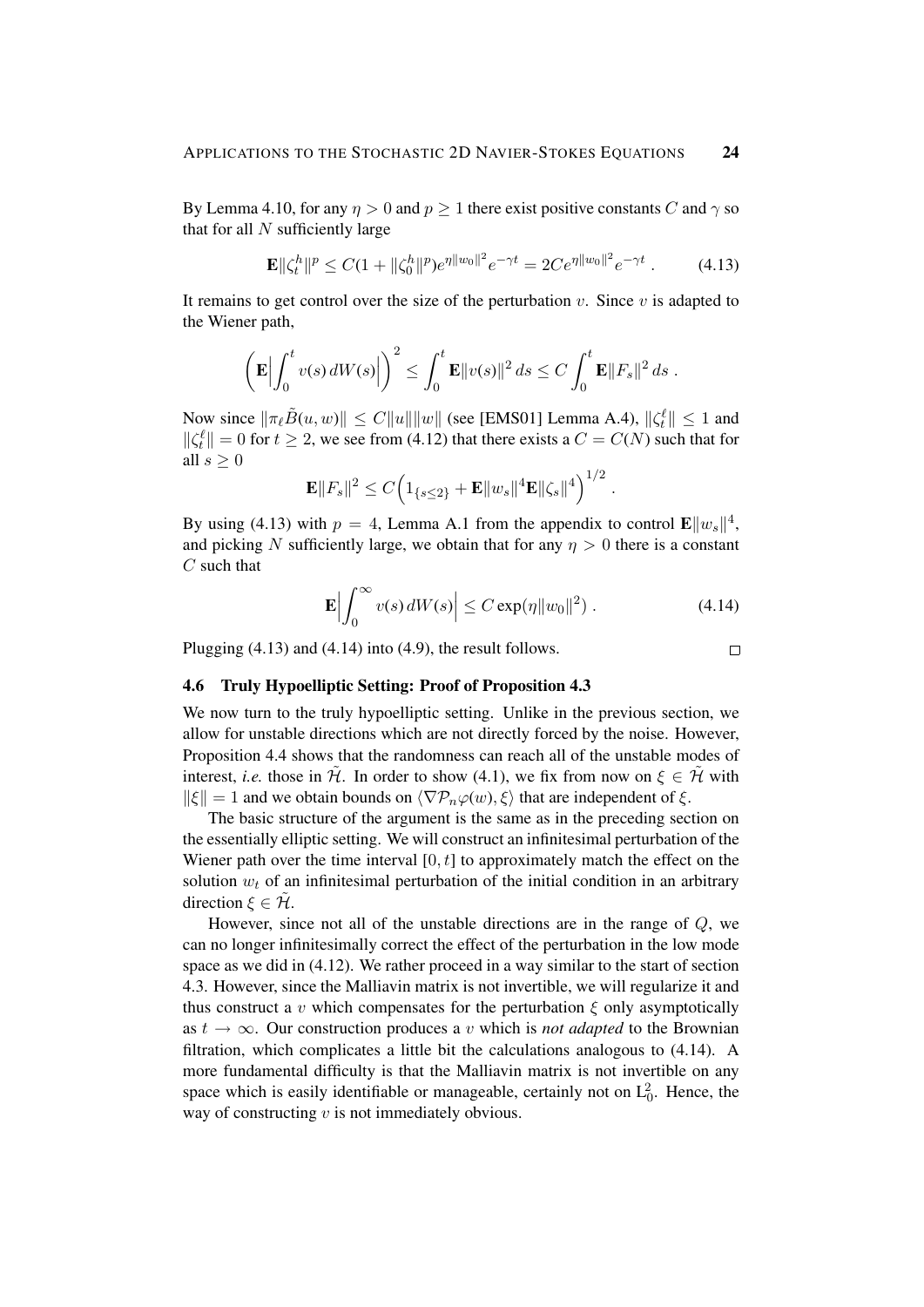By Lemma 4.10, for any $\eta > 0$ and $p \geq 1$ there exist positive constants $C$ and $\gamma$ so that for all $N$ sufficiently large

$$\mathbf{E}\|\zeta_t^h\|^p \leq C(1 + \|\zeta_0^h\|^p)e^{\eta\|w_0\|^2}e^{-\gamma t} = 2Ce^{\eta\|w_0\|^2}e^{-\gamma t} . \tag{4.13}$$

It remains to get control over the size of the perturbation $v$. Since $v$ is adapted to the Wiener path,

$$\left(\mathbf{E}\Big|\int_0^t v(s)\,dW(s)\Big|\right)^2 \leq \int_0^t \mathbf{E}\|v(s)\|^2\,ds \leq C\int_0^t \mathbf{E}\|F_s\|^2\,ds .$$

Now since $\|\pi_\ell \tilde{B}(u,w)\| \leq C\|u\|\|w\|$ (see [EMS01] Lemma A.4), $\|\zeta_t^\ell\| \leq 1$ and $\|\zeta_t^\ell\| = 0$ for $t \geq 2$, we see from (4.12) that there exists a $C = C(N)$ such that for all $s \geq 0$

$$\mathbf{E}\|F_s\|^2 \leq C\Big(1_{\{s\leq 2\}} + \mathbf{E}\|w_s\|^4\mathbf{E}\|\zeta_s\|^4\Big)^{1/2} .$$

By using (4.13) with $p = 4$, Lemma A.1 from the appendix to control $\mathbf{E}\|w_s\|^4$, and picking $N$ sufficiently large, we obtain that for any $\eta > 0$ there is a constant $C$ such that

$$\mathbf{E}\Big|\int_0^\infty v(s)\,dW(s)\Big| \leq C\exp(\eta\|w_0\|^2) . \tag{4.14}$$

Plugging (4.13) and (4.14) into (4.9), the result follows. □

### 4.6 Truly Hypoelliptic Setting: Proof of Proposition 4.3

We now turn to the truly hypoelliptic setting. Unlike in the previous section, we allow for unstable directions which are not directly forced by the noise. However, Proposition 4.4 shows that the randomness can reach all of the unstable modes of interest, *i.e.* those in $\tilde{\mathcal{H}}$. In order to show (4.1), we fix from now on $\xi \in \tilde{\mathcal{H}}$ with $\|\xi\| = 1$ and we obtain bounds on $\langle \nabla\mathcal{P}_n\varphi(w), \xi\rangle$ that are independent of $\xi$.

The basic structure of the argument is the same as in the preceding section on the essentially elliptic setting. We will construct an infinitesimal perturbation of the Wiener path over the time interval $[0,t]$ to approximately match the effect on the solution $w_t$ of an infinitesimal perturbation of the initial condition in an arbitrary direction $\xi \in \tilde{\mathcal{H}}$.

However, since not all of the unstable directions are in the range of $Q$, we can no longer infinitesimally correct the effect of the perturbation in the low mode space as we did in (4.12). We rather proceed in a way similar to the start of section 4.3. However, since the Malliavin matrix is not invertible, we will regularize it and thus construct a $v$ which compensates for the perturbation $\xi$ only asymptotically as $t \to \infty$. Our construction produces a $v$ which is *not adapted* to the Brownian filtration, which complicates a little bit the calculations analogous to (4.14). A more fundamental difficulty is that the Malliavin matrix is not invertible on any space which is easily identifiable or manageable, certainly not on $\mathrm{L}_0^2$. Hence, the way of constructing $v$ is not immediately obvious.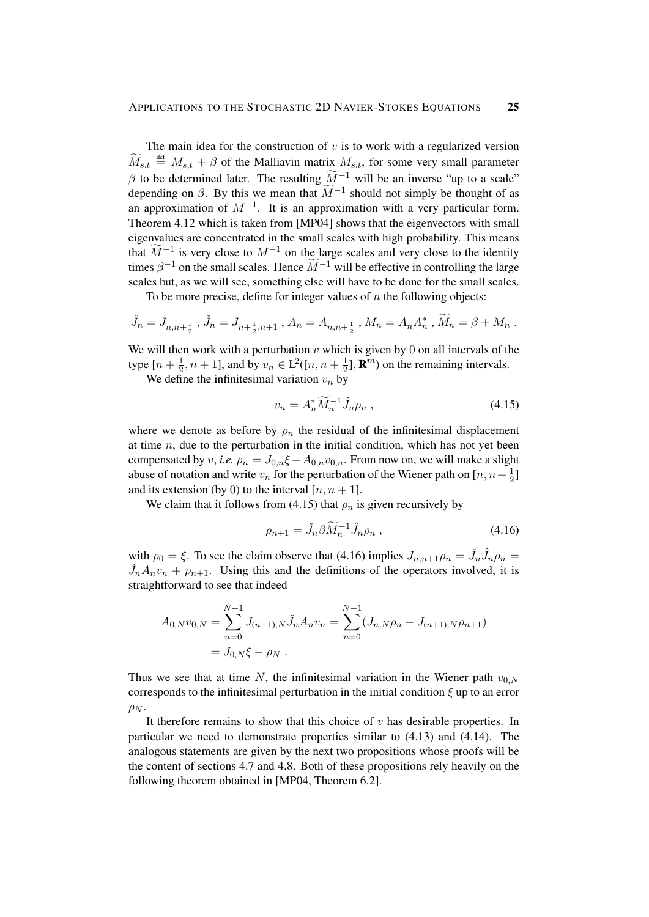The main idea for the construction of $v$ is to work with a regularized version $\widetilde{M}_{s,t} \stackrel{\text{def}}{=} M_{s,t} + \beta$ of the Malliavin matrix $M_{s,t}$, for some very small parameter $\beta$ to be determined later. The resulting $\widetilde{M}^{-1}$ will be an inverse "up to a scale" depending on $\beta$. By this we mean that $\widetilde{M}^{-1}$ should not simply be thought of as an approximation of $M^{-1}$. It is an approximation with a very particular form. Theorem 4.12 which is taken from [MP04] shows that the eigenvectors with small eigenvalues are concentrated in the small scales with high probability. This means that $\widetilde{M}^{-1}$ is very close to $M^{-1}$ on the large scales and very close to the identity times $\beta^{-1}$ on the small scales. Hence $\widetilde{M}^{-1}$ will be effective in controlling the large scales but, as we will see, something else will have to be done for the small scales.

To be more precise, define for integer values of $n$ the following objects:

$$\hat{J}_n = J_{n,n+\frac{1}{2}}\;,\; \check{J}_n = J_{n+\frac{1}{2},n+1}\;,\; A_n = A_{n,n+\frac{1}{2}}\;,\; M_n = A_n A_n^*\;,\; \widetilde{M}_n = \beta + M_n\;.$$

We will then work with a perturbation $v$ which is given by 0 on all intervals of the type $[n+\frac{1}{2}, n+1]$, and by $v_n \in \mathrm{L}^2([n, n+\frac{1}{2}], \mathbf{R}^m)$ on the remaining intervals.

We define the infinitesimal variation $v_n$ by

$$v_n = A_n^* \widetilde{M}_n^{-1} \hat{J}_n \rho_n\;, \tag{4.15}$$

where we denote as before by $\rho_n$ the residual of the infinitesimal displacement at time $n$, due to the perturbation in the initial condition, which has not yet been compensated by $v$, *i.e.* $\rho_n = J_{0,n}\xi - A_{0,n} v_{0,n}$. From now on, we will make a slight abuse of notation and write $v_n$ for the perturbation of the Wiener path on $[n, n+\frac{1}{2}]$ and its extension (by 0) to the interval $[n, n+1]$.

We claim that it follows from (4.15) that $\rho_n$ is given recursively by

$$\rho_{n+1} = \check{J}_n \beta \widetilde{M}_n^{-1} \hat{J}_n \rho_n\;, \tag{4.16}$$

with $\rho_0 = \xi$. To see the claim observe that (4.16) implies $J_{n,n+1}\rho_n = \check{J}_n \hat{J}_n \rho_n = \check{J}_n A_n v_n + \rho_{n+1}$. Using this and the definitions of the operators involved, it is straightforward to see that indeed

$$\begin{aligned} A_{0,N} v_{0,N} &= \sum_{n=0}^{N-1} J_{(n+1),N} \check{J}_n A_n v_n = \sum_{n=0}^{N-1} (J_{n,N}\rho_n - J_{(n+1),N}\rho_{n+1}) \\ &= J_{0,N}\xi - \rho_N\;. \end{aligned}$$

Thus we see that at time $N$, the infinitesimal variation in the Wiener path $v_{0,N}$ corresponds to the infinitesimal perturbation in the initial condition $\xi$ up to an error $\rho_N$.

It therefore remains to show that this choice of $v$ has desirable properties. In particular we need to demonstrate properties similar to (4.13) and (4.14). The analogous statements are given by the next two propositions whose proofs will be the content of sections 4.7 and 4.8. Both of these propositions rely heavily on the following theorem obtained in [MP04, Theorem 6.2].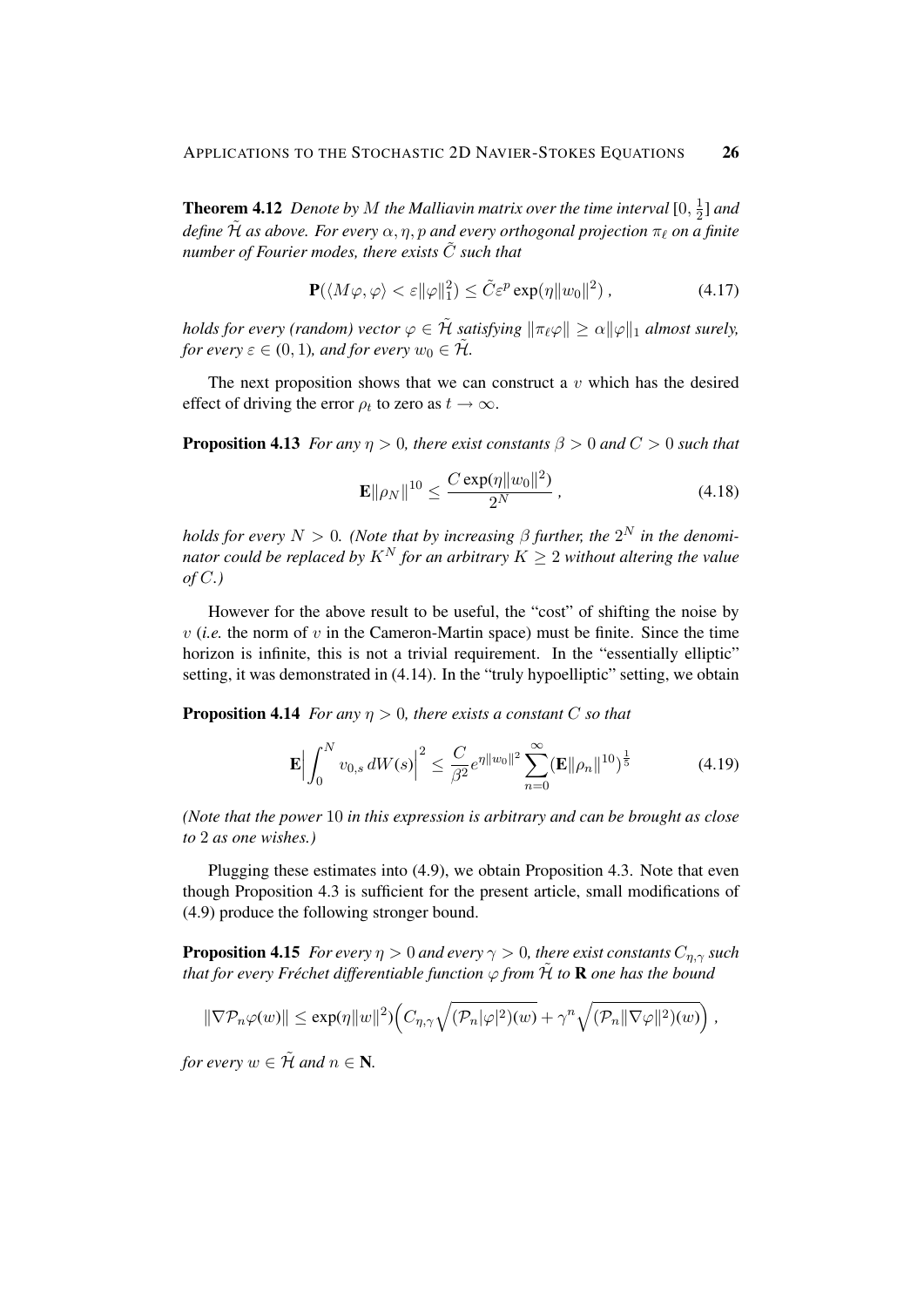**Theorem 4.12** *Denote by $M$ the Malliavin matrix over the time interval $[0, \frac{1}{2}]$ and define $\tilde{\mathcal{H}}$ as above. For every $\alpha, \eta, p$ and every orthogonal projection $\pi_\ell$ on a finite number of Fourier modes, there exists $\tilde{C}$ such that*

$$\mathbf{P}(\langle M\varphi, \varphi\rangle < \varepsilon \|\varphi\|_1^2) \leq \tilde{C}\varepsilon^p \exp(\eta\|w_0\|^2)\,, \tag{4.17}$$

*holds for every (random) vector $\varphi \in \tilde{\mathcal{H}}$ satisfying $\|\pi_\ell \varphi\| \geq \alpha\|\varphi\|_1$ almost surely, for every $\varepsilon \in (0,1)$, and for every $w_0 \in \tilde{\mathcal{H}}$.*

The next proposition shows that we can construct a $v$ which has the desired effect of driving the error $\rho_t$ to zero as $t \to \infty$.

**Proposition 4.13** *For any $\eta > 0$, there exist constants $\beta > 0$ and $C > 0$ such that*

$$\mathbf{E}\|\rho_N\|^{10} \leq \frac{C\exp(\eta\|w_0\|^2)}{2^N}\,, \tag{4.18}$$

*holds for every $N > 0$. (Note that by increasing $\beta$ further, the $2^N$ in the denominator could be replaced by $K^N$ for an arbitrary $K \geq 2$ without altering the value of $C$.)*

However for the above result to be useful, the "cost" of shifting the noise by $v$ (*i.e.* the norm of $v$ in the Cameron-Martin space) must be finite. Since the time horizon is infinite, this is not a trivial requirement. In the "essentially elliptic" setting, it was demonstrated in (4.14). In the "truly hypoelliptic" setting, we obtain

**Proposition 4.14** *For any $\eta > 0$, there exists a constant $C$ so that*

$$\mathbf{E}\Big|\int_0^N v_{0,s}\, dW(s)\Big|^2 \leq \frac{C}{\beta^2} e^{\eta\|w_0\|^2} \sum_{n=0}^\infty (\mathbf{E}\|\rho_n\|^{10})^{\frac{1}{5}} \tag{4.19}$$

*(Note that the power $10$ in this expression is arbitrary and can be brought as close to $2$ as one wishes.)*

Plugging these estimates into (4.9), we obtain Proposition 4.3. Note that even though Proposition 4.3 is sufficient for the present article, small modifications of (4.9) produce the following stronger bound.

**Proposition 4.15** *For every $\eta > 0$ and every $\gamma > 0$, there exist constants $C_{\eta,\gamma}$ such that for every Fréchet differentiable function $\varphi$ from $\tilde{\mathcal{H}}$ to $\mathbf{R}$ one has the bound*

$$\|\nabla \mathcal{P}_n \varphi(w)\| \leq \exp(\eta\|w\|^2)\Big(C_{\eta,\gamma}\sqrt{(\mathcal{P}_n|\varphi|^2)(w)} + \gamma^n\sqrt{(\mathcal{P}_n\|\nabla\varphi\|^2)(w)}\Big)\,,$$

*for every $w \in \tilde{\mathcal{H}}$ and $n \in \mathbf{N}$.*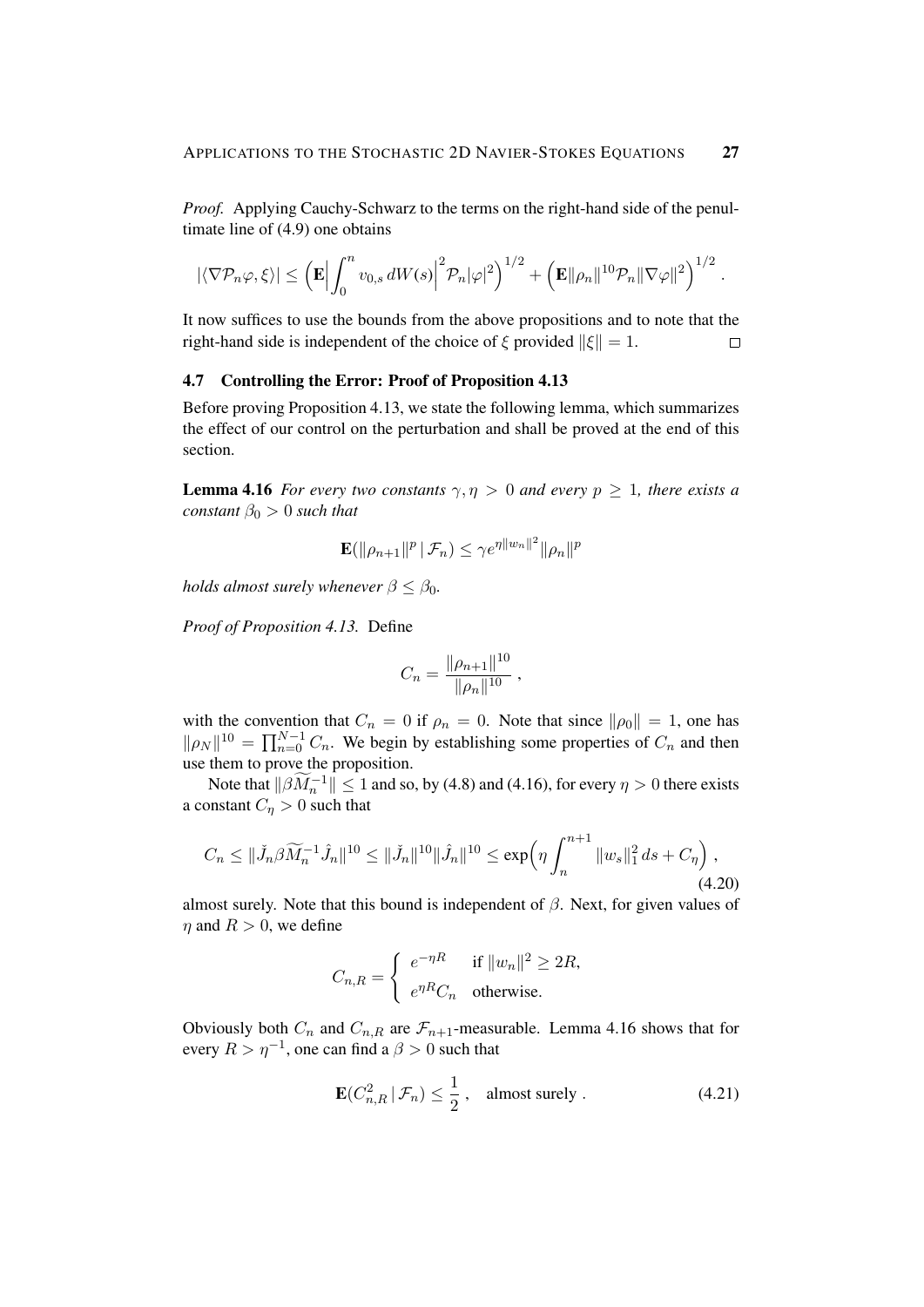*Proof.* Applying Cauchy-Schwarz to the terms on the right-hand side of the penultimate line of (4.9) one obtains

$$|\langle \nabla \mathcal{P}_n \varphi, \xi \rangle| \leq \Big( \mathbf{E} \Big| \int_0^n v_{0,s} \, dW(s) \Big|^2 \mathcal{P}_n |\varphi|^2 \Big)^{1/2} + \Big( \mathbf{E} \|\rho_n\|^{10} \mathcal{P}_n \|\nabla \varphi\|^2 \Big)^{1/2} .$$

It now suffices to use the bounds from the above propositions and to note that the right-hand side is independent of the choice of $\xi$ provided $\|\xi\| = 1$. □

### 4.7 Controlling the Error: Proof of Proposition 4.13

Before proving Proposition 4.13, we state the following lemma, which summarizes the effect of our control on the perturbation and shall be proved at the end of this section.

**Lemma 4.16** *For every two constants $\gamma, \eta > 0$ and every $p \geq 1$, there exists a constant $\beta_0 > 0$ such that*

$$\mathbf{E}(\|\rho_{n+1}\|^p \,|\, \mathcal{F}_n) \leq \gamma e^{\eta \|w_n\|^2} \|\rho_n\|^p$$

*holds almost surely whenever $\beta \leq \beta_0$.*

*Proof of Proposition 4.13.* Define

$$C_n = \frac{\|\rho_{n+1}\|^{10}}{\|\rho_n\|^{10}} ,$$

with the convention that $C_n = 0$ if $\rho_n = 0$. Note that since $\|\rho_0\| = 1$, one has $\|\rho_N\|^{10} = \prod_{n=0}^{N-1} C_n$. We begin by establishing some properties of $C_n$ and then use them to prove the proposition.

Note that $\|\beta \widetilde{M}_n^{-1}\| \leq 1$ and so, by (4.8) and (4.16), for every $\eta > 0$ there exists a constant $C_\eta > 0$ such that

$$C_n \leq \|\check{J}_n \beta \widetilde{M}_n^{-1} \hat{J}_n\|^{10} \leq \|\check{J}_n\|^{10} \|\hat{J}_n\|^{10} \leq \exp\Big( \eta \int_n^{n+1} \|w_s\|_1^2 \, ds + C_\eta \Big) , \tag{4.20}$$

almost surely. Note that this bound is independent of $\beta$. Next, for given values of $\eta$ and $R > 0$, we define

$$C_{n,R} = \begin{cases} e^{-\eta R} & \text{if } \|w_n\|^2 \geq 2R, \\ e^{\eta R} C_n & \text{otherwise.} \end{cases}$$

Obviously both $C_n$ and $C_{n,R}$ are $\mathcal{F}_{n+1}$-measurable. Lemma 4.16 shows that for every $R > \eta^{-1}$, one can find a $\beta > 0$ such that

$$\mathbf{E}(C_{n,R}^2 \,|\, \mathcal{F}_n) \leq \frac{1}{2} , \quad \text{almost surely} . \tag{4.21}$$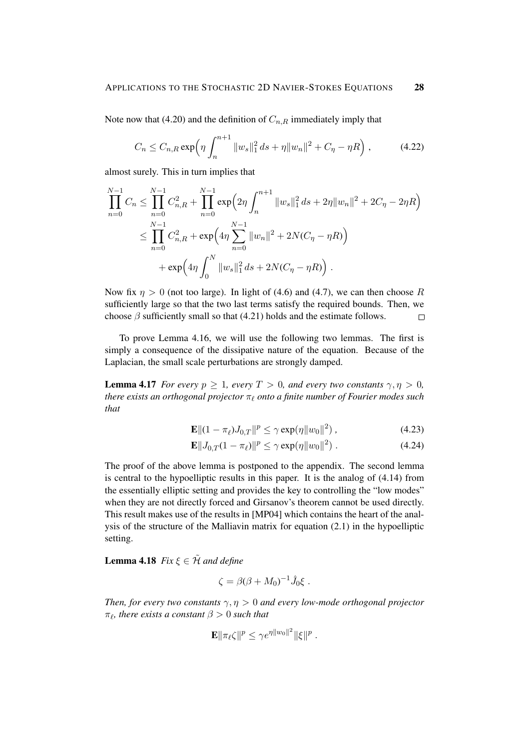Note now that (4.20) and the definition of $C_{n,R}$ immediately imply that

$$C_n \leq C_{n,R} \exp\Big(\eta \int_n^{n+1} \|w_s\|_1^2\, ds + \eta \|w_n\|^2 + C_\eta - \eta R\Big)\;, \tag{4.22}$$

almost surely. This in turn implies that

$$\begin{aligned}
\prod_{n=0}^{N-1} C_n &\leq \prod_{n=0}^{N-1} C_{n,R}^2 + \prod_{n=0}^{N-1} \exp\Big(2\eta \int_n^{n+1} \|w_s\|_1^2\, ds + 2\eta \|w_n\|^2 + 2C_\eta - 2\eta R\Big) \\
&\leq \prod_{n=0}^{N-1} C_{n,R}^2 + \exp\Big(4\eta \sum_{n=0}^{N-1} \|w_n\|^2 + 2N(C_\eta - \eta R)\Big) \\
&\quad + \exp\Big(4\eta \int_0^N \|w_s\|_1^2\, ds + 2N(C_\eta - \eta R)\Big)\;.
\end{aligned}$$

Now fix $\eta > 0$ (not too large). In light of (4.6) and (4.7), we can then choose $R$ sufficiently large so that the two last terms satisfy the required bounds. Then, we choose $\beta$ sufficiently small so that (4.21) holds and the estimate follows. □

To prove Lemma 4.16, we will use the following two lemmas. The first is simply a consequence of the dissipative nature of the equation. Because of the Laplacian, the small scale perturbations are strongly damped.

**Lemma 4.17** *For every $p \geq 1$, every $T > 0$, and every two constants $\gamma, \eta > 0$, there exists an orthogonal projector $\pi_\ell$ onto a finite number of Fourier modes such that*

$$\mathbf{E}\|(1-\pi_\ell)J_{0,T}\|^p \leq \gamma \exp(\eta \|w_0\|^2)\;, \tag{4.23}$$

$$\mathbf{E}\|J_{0,T}(1-\pi_\ell)\|^p \leq \gamma \exp(\eta \|w_0\|^2)\;. \tag{4.24}$$

The proof of the above lemma is postponed to the appendix. The second lemma is central to the hypoelliptic results in this paper. It is the analog of (4.14) from the essentially elliptic setting and provides the key to controlling the "low modes" when they are not directly forced and Girsanov's theorem cannot be used directly. This result makes use of the results in [MP04] which contains the heart of the analysis of the structure of the Malliavin matrix for equation (2.1) in the hypoelliptic setting.

**Lemma 4.18** *Fix $\xi \in \tilde{\mathcal{H}}$ and define*

$$\zeta = \beta(\beta + M_0)^{-1} \hat{J}_0 \xi\;.$$

*Then, for every two constants $\gamma, \eta > 0$ and every low-mode orthogonal projector $\pi_\ell$, there exists a constant $\beta > 0$ such that*

$$\mathbf{E}\|\pi_\ell \zeta\|^p \leq \gamma e^{\eta \|w_0\|^2} \|\xi\|^p\;.$$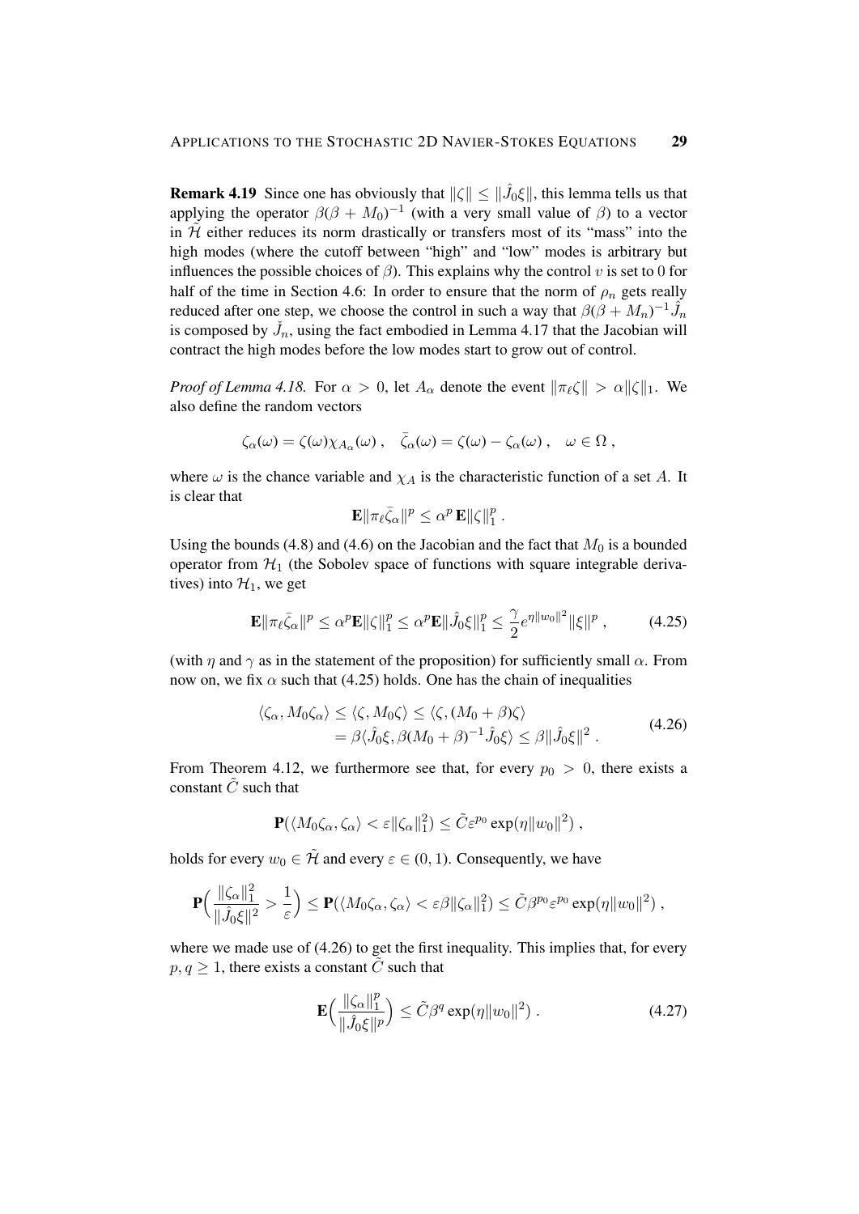**Remark 4.19** Since one has obviously that $\|\zeta\| \leq \|\hat{J}_0\xi\|$, this lemma tells us that applying the operator $\beta(\beta + M_0)^{-1}$ (with a very small value of $\beta$) to a vector in $\tilde{\mathcal{H}}$ either reduces its norm drastically or transfers most of its "mass" into the high modes (where the cutoff between "high" and "low" modes is arbitrary but influences the possible choices of $\beta$). This explains why the control $v$ is set to 0 for half of the time in Section 4.6: In order to ensure that the norm of $\rho_n$ gets really reduced after one step, we choose the control in such a way that $\beta(\beta + M_n)^{-1}\hat{J}_n$ is composed by $\check{J}_n$, using the fact embodied in Lemma 4.17 that the Jacobian will contract the high modes before the low modes start to grow out of control.

*Proof of Lemma 4.18.* For $\alpha > 0$, let $A_\alpha$ denote the event $\|\pi_\ell\zeta\| > \alpha\|\zeta\|_1$. We also define the random vectors

$$
\zeta_\alpha(\omega) = \zeta(\omega)\chi_{A_\alpha}(\omega)\;, \quad \bar{\zeta}_\alpha(\omega) = \zeta(\omega) - \zeta_\alpha(\omega)\;, \quad \omega \in \Omega\;,
$$

where $\omega$ is the chance variable and $\chi_A$ is the characteristic function of a set $A$. It is clear that

$$
\mathbf{E}\|\pi_\ell\bar{\zeta}_\alpha\|^p \leq \alpha^p\,\mathbf{E}\|\zeta\|_1^p\;.
$$

Using the bounds (4.8) and (4.6) on the Jacobian and the fact that $M_0$ is a bounded operator from $\mathcal{H}_1$ (the Sobolev space of functions with square integrable derivatives) into $\mathcal{H}_1$, we get

$$
\mathbf{E}\|\pi_\ell\bar{\zeta}_\alpha\|^p \leq \alpha^p\mathbf{E}\|\zeta\|_1^p \leq \alpha^p\mathbf{E}\|\hat{J}_0\xi\|_1^p \leq \frac{\gamma}{2}e^{\eta\|w_0\|^2}\|\xi\|^p\;, \tag{4.25}
$$

(with $\eta$ and $\gamma$ as in the statement of the proposition) for sufficiently small $\alpha$. From now on, we fix $\alpha$ such that (4.25) holds. One has the chain of inequalities

$$
\begin{aligned}
\langle\zeta_\alpha, M_0\zeta_\alpha\rangle &\leq \langle\zeta, M_0\zeta\rangle \leq \langle\zeta, (M_0 + \beta)\zeta\rangle \\
&= \beta\langle\hat{J}_0\xi, \beta(M_0 + \beta)^{-1}\hat{J}_0\xi\rangle \leq \beta\|\hat{J}_0\xi\|^2\;.
\end{aligned} \tag{4.26}
$$

From Theorem 4.12, we furthermore see that, for every $p_0 > 0$, there exists a constant $\tilde{C}$ such that

$$
\mathbf{P}(\langle M_0\zeta_\alpha, \zeta_\alpha\rangle < \varepsilon\|\zeta_\alpha\|_1^2) \leq \tilde{C}\varepsilon^{p_0}\exp(\eta\|w_0\|^2)\;,
$$

holds for every $w_0 \in \tilde{\mathcal{H}}$ and every $\varepsilon \in (0, 1)$. Consequently, we have

$$
\mathbf{P}\Big(\frac{\|\zeta_\alpha\|_1^2}{\|\hat{J}_0\xi\|^2} > \frac{1}{\varepsilon}\Big) \leq \mathbf{P}(\langle M_0\zeta_\alpha, \zeta_\alpha\rangle < \varepsilon\beta\|\zeta_\alpha\|_1^2) \leq \tilde{C}\beta^{p_0}\varepsilon^{p_0}\exp(\eta\|w_0\|^2)\;,
$$

where we made use of (4.26) to get the first inequality. This implies that, for every $p, q \geq 1$, there exists a constant $\tilde{C}$ such that

$$
\mathbf{E}\Big(\frac{\|\zeta_\alpha\|_1^p}{\|\hat{J}_0\xi\|^p}\Big) \leq \tilde{C}\beta^q\exp(\eta\|w_0\|^2)\;. \tag{4.27}
$$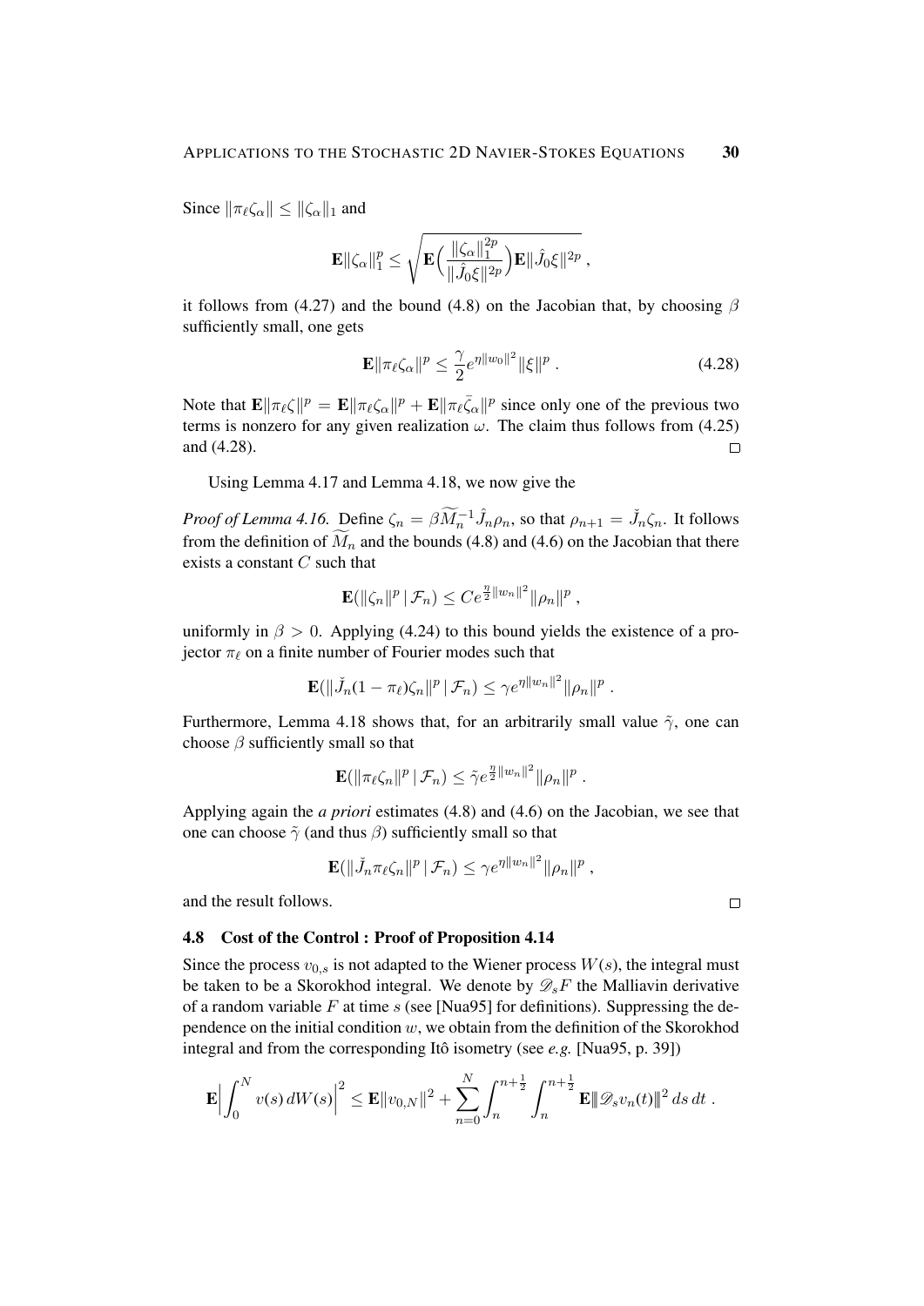Since $\|\pi_\ell \zeta_\alpha\| \leq \|\zeta_\alpha\|_1$ and

$$\mathbf{E}\|\zeta_\alpha\|_1^p \leq \sqrt{\mathbf{E}\Big(\frac{\|\zeta_\alpha\|_1^{2p}}{\|\hat{J}_0\xi\|^{2p}}\Big)\mathbf{E}\|\hat{J}_0\xi\|^{2p}}\;,$$

it follows from (4.27) and the bound (4.8) on the Jacobian that, by choosing $\beta$ sufficiently small, one gets

$$\mathbf{E}\|\pi_\ell \zeta_\alpha\|^p \leq \frac{\gamma}{2} e^{\eta\|w_0\|^2}\|\xi\|^p\;. \tag{4.28}$$

Note that $\mathbf{E}\|\pi_\ell \zeta\|^p = \mathbf{E}\|\pi_\ell \zeta_\alpha\|^p + \mathbf{E}\|\pi_\ell \bar{\zeta}_\alpha\|^p$ since only one of the previous two terms is nonzero for any given realization $\omega$. The claim thus follows from (4.25) and (4.28). $\square$

Using Lemma 4.17 and Lemma 4.18, we now give the

*Proof of Lemma 4.16.* Define $\zeta_n = \beta \widetilde{M}_n^{-1}\hat{J}_n\rho_n$, so that $\rho_{n+1} = \check{J}_n\zeta_n$. It follows from the definition of $\widetilde{M}_n$ and the bounds (4.8) and (4.6) on the Jacobian that there exists a constant $C$ such that

$$\mathbf{E}(\|\zeta_n\|^p \,|\, \mathcal{F}_n) \leq C e^{\frac{\eta}{2}\|w_n\|^2}\|\rho_n\|^p\;,$$

uniformly in $\beta > 0$. Applying (4.24) to this bound yields the existence of a projector $\pi_\ell$ on a finite number of Fourier modes such that

$$\mathbf{E}(\|\check{J}_n(1-\pi_\ell)\zeta_n\|^p \,|\, \mathcal{F}_n) \leq \gamma e^{\eta\|w_n\|^2}\|\rho_n\|^p\;.$$

Furthermore, Lemma 4.18 shows that, for an arbitrarily small value $\tilde{\gamma}$, one can choose $\beta$ sufficiently small so that

$$\mathbf{E}(\|\pi_\ell\zeta_n\|^p \,|\, \mathcal{F}_n) \leq \tilde{\gamma} e^{\frac{\eta}{2}\|w_n\|^2}\|\rho_n\|^p\;.$$

Applying again the *a priori* estimates (4.8) and (4.6) on the Jacobian, we see that one can choose $\tilde{\gamma}$ (and thus $\beta$) sufficiently small so that

$$\mathbf{E}(\|\check{J}_n\pi_\ell\zeta_n\|^p \,|\, \mathcal{F}_n) \leq \gamma e^{\eta\|w_n\|^2}\|\rho_n\|^p\;,$$

and the result follows. $\square$

### 4.8 Cost of the Control : Proof of Proposition 4.14

Since the process $v_{0,s}$ is not adapted to the Wiener process $W(s)$, the integral must be taken to be a Skorokhod integral. We denote by $\mathscr{D}_s F$ the Malliavin derivative of a random variable $F$ at time $s$ (see [Nua95] for definitions). Suppressing the dependence on the initial condition $w$, we obtain from the definition of the Skorokhod integral and from the corresponding Itô isometry (see *e.g.* [Nua95, p. 39])

$$\mathbf{E}\Big|\int_0^N v(s)\,dW(s)\Big|^2 \leq \mathbf{E}\|v_{0,N}\|^2 + \sum_{n=0}^N \int_n^{n+\frac{1}{2}}\int_n^{n+\frac{1}{2}} \mathbf{E}\|\mathscr{D}_s v_n(t)\|^2\,ds\,dt\;.$$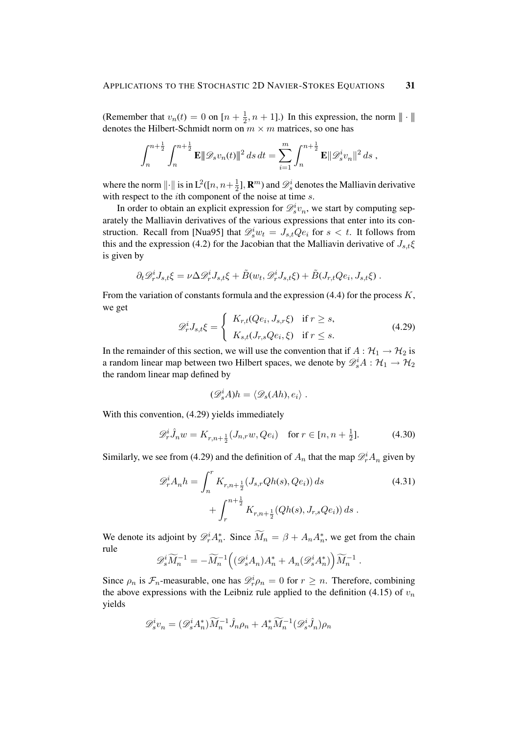(Remember that $v_n(t) = 0$ on $[n+\frac{1}{2}, n+1]$.) In this expression, the norm $\|\!|\cdot|\!\|$ denotes the Hilbert-Schmidt norm on $m \times m$ matrices, so one has

$$\int_n^{n+\frac{1}{2}} \int_n^{n+\frac{1}{2}} \mathbf{E}|\!|\!| \mathscr{D}_s v_n(t) |\!|\!|^2 \, ds \, dt = \sum_{i=1}^m \int_n^{n+\frac{1}{2}} \mathbf{E} \|\mathscr{D}_s^i v_n\|^2 \, ds \;,$$

where the norm $\|\cdot\|$ is in $\mathrm{L}^2([n, n+\frac{1}{2}], \mathbf{R}^m)$ and $\mathscr{D}_s^i$ denotes the Malliavin derivative with respect to the $i$th component of the noise at time $s$.

In order to obtain an explicit expression for $\mathscr{D}_s^i v_n$, we start by computing separately the Malliavin derivatives of the various expressions that enter into its construction. Recall from [Nua95] that $\mathscr{D}_s^i w_t = J_{s,t} Q e_i$ for $s < t$. It follows from this and the expression (4.2) for the Jacobian that the Malliavin derivative of $J_{s,t}\xi$ is given by

$$\partial_t \mathscr{D}_r^i J_{s,t}\xi = \nu \Delta \mathscr{D}_r^i J_{s,t}\xi + \tilde{B}(w_t, \mathscr{D}_r^i J_{s,t}\xi) + \tilde{B}(J_{r,t} Q e_i, J_{s,t}\xi) \;.$$

From the variation of constants formula and the expression (4.4) for the process $K$, we get

$$\mathscr{D}_r^i J_{s,t}\xi = \begin{cases} K_{r,t}(Qe_i, J_{s,r}\xi) & \text{if } r \geq s, \\ K_{s,t}(J_{r,s} Q e_i, \xi) & \text{if } r \leq s. \end{cases} \tag{4.29}$$

In the remainder of this section, we will use the convention that if $A : \mathcal{H}_1 \to \mathcal{H}_2$ is a random linear map between two Hilbert spaces, we denote by $\mathscr{D}_s^i A : \mathcal{H}_1 \to \mathcal{H}_2$ the random linear map defined by

$$(\mathscr{D}_s^i A) h = \langle \mathscr{D}_s (Ah), e_i \rangle \;.$$

With this convention, (4.29) yields immediately

$$\mathscr{D}_r^i \hat{J}_n w = K_{r,n+\frac{1}{2}}(J_{n,r} w, Q e_i) \quad \text{for } r \in [n, n+\tfrac{1}{2}]. \tag{4.30}$$

Similarly, we see from (4.29) and the definition of $A_n$ that the map $\mathscr{D}_r^i A_n$ given by

$$\begin{aligned} \mathscr{D}_r^i A_n h = \int_n^r & K_{r,n+\frac{1}{2}}(J_{s,r} Q h(s), Q e_i) \, ds \\ &+ \int_r^{n+\frac{1}{2}} K_{r,n+\frac{1}{2}}(Q h(s), J_{r,s} Q e_i) \, ds \;. \end{aligned} \tag{4.31}$$

We denote its adjoint by $\mathscr{D}_r^i A_n^*$. Since $\widetilde{M}_n = \beta + A_n A_n^*$, we get from the chain rule

$$\mathscr{D}_s^i \widetilde{M}_n^{-1} = -\widetilde{M}_n^{-1} \Big( (\mathscr{D}_s^i A_n) A_n^* + A_n (\mathscr{D}_s^i A_n^*) \Big) \widetilde{M}_n^{-1} \;.$$

Since $\rho_n$ is $\mathcal{F}_n$-measurable, one has $\mathscr{D}_r^i \rho_n = 0$ for $r \geq n$. Therefore, combining the above expressions with the Leibniz rule applied to the definition (4.15) of $v_n$ yields

$$\mathscr{D}_s^i v_n = (\mathscr{D}_s^i A_n^*) \widetilde{M}_n^{-1} \hat{J}_n \rho_n + A_n^* \widetilde{M}_n^{-1} (\mathscr{D}_s^i \hat{J}_n) \rho_n$$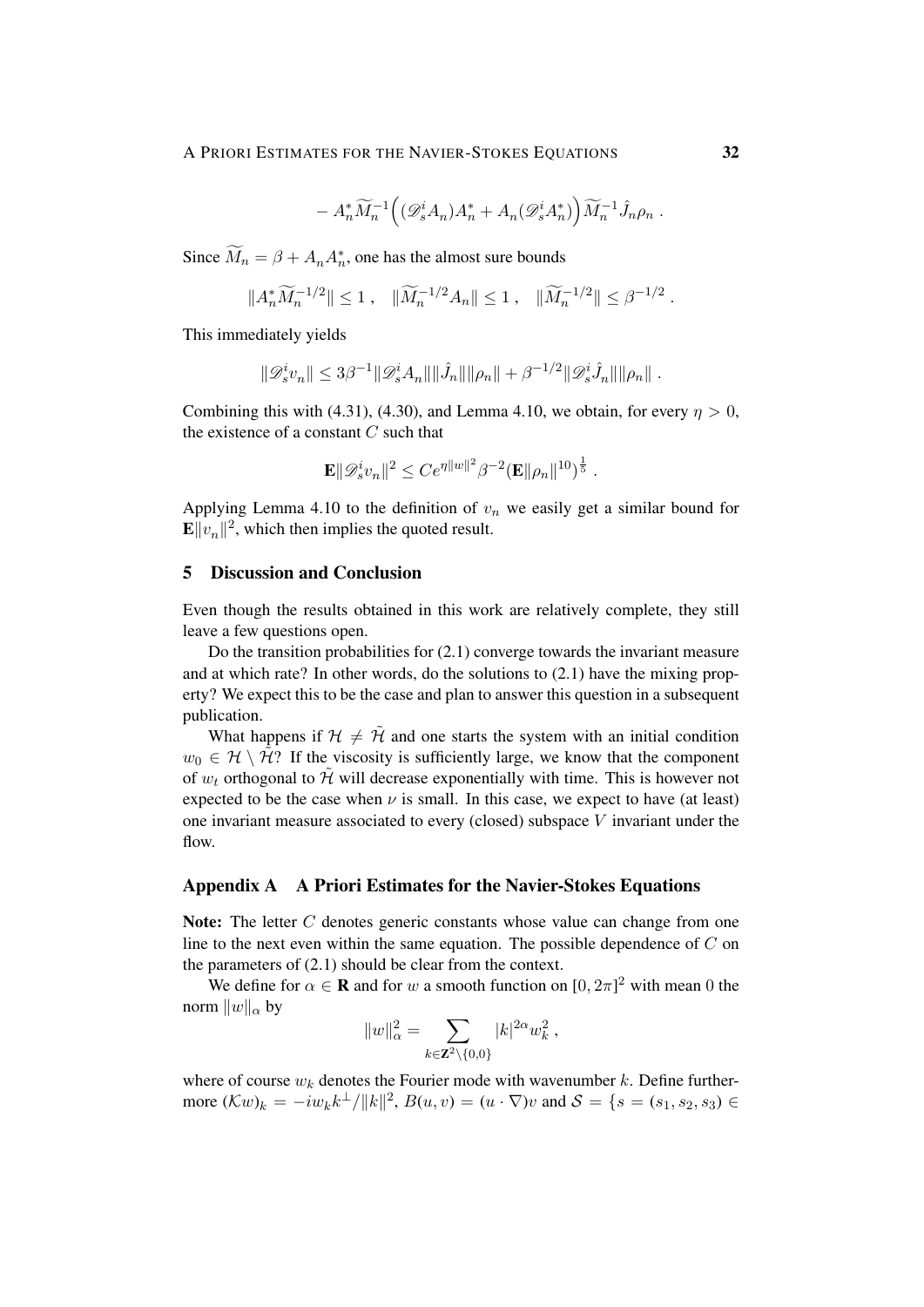$$- A_n^* \widetilde{M}_n^{-1} \Big( (\mathscr{D}_s^i A_n) A_n^* + A_n (\mathscr{D}_s^i A_n^*) \Big) \widetilde{M}_n^{-1} \hat{J}_n \rho_n \;.$$

Since $\widetilde{M}_n = \beta + A_n A_n^*$, one has the almost sure bounds

$$\|A_n^* \widetilde{M}_n^{-1/2}\| \le 1 \;, \quad \|\widetilde{M}_n^{-1/2} A_n\| \le 1 \;, \quad \|\widetilde{M}_n^{-1/2}\| \le \beta^{-1/2} \;.$$

This immediately yields

$$\|\mathscr{D}_s^i v_n\| \le 3\beta^{-1} \|\mathscr{D}_s^i A_n\| \|\hat{J}_n\| \|\rho_n\| + \beta^{-1/2} \|\mathscr{D}_s^i \hat{J}_n\| \|\rho_n\| \;.$$

Combining this with (4.31), (4.30), and Lemma 4.10, we obtain, for every $\eta > 0$, the existence of a constant $C$ such that

$$\mathbf{E}\|\mathscr{D}_s^i v_n\|^2 \le C e^{\eta \|w\|^2} \beta^{-2} (\mathbf{E}\|\rho_n\|^{10})^{\frac{1}{5}} \;.$$

Applying Lemma 4.10 to the definition of $v_n$ we easily get a similar bound for $\mathbf{E}\|v_n\|^2$, which then implies the quoted result.

## 5 Discussion and Conclusion

Even though the results obtained in this work are relatively complete, they still leave a few questions open.

Do the transition probabilities for (2.1) converge towards the invariant measure and at which rate? In other words, do the solutions to (2.1) have the mixing property? We expect this to be the case and plan to answer this question in a subsequent publication.

What happens if $\mathcal{H} \neq \tilde{\mathcal{H}}$ and one starts the system with an initial condition $w_0 \in \mathcal{H} \setminus \tilde{\mathcal{H}}$? If the viscosity is sufficiently large, we know that the component of $w_t$ orthogonal to $\tilde{\mathcal{H}}$ will decrease exponentially with time. This is however not expected to be the case when $\nu$ is small. In this case, we expect to have (at least) one invariant measure associated to every (closed) subspace $V$ invariant under the flow.

## Appendix A A Priori Estimates for the Navier-Stokes Equations

**Note:** The letter $C$ denotes generic constants whose value can change from one line to the next even within the same equation. The possible dependence of $C$ on the parameters of (2.1) should be clear from the context.

We define for $\alpha \in \mathbf{R}$ and for $w$ a smooth function on $[0, 2\pi]^2$ with mean 0 the norm $\|w\|_\alpha$ by

$$\|w\|_\alpha^2 = \sum_{k \in \mathbf{Z}^2 \setminus \{0,0\}} |k|^{2\alpha} w_k^2 \;,$$

where of course $w_k$ denotes the Fourier mode with wavenumber $k$. Define furthermore $(\mathcal{K}w)_k = -i w_k k^\perp / \|k\|^2$, $B(u, v) = (u \cdot \nabla) v$ and $\mathcal{S} = \{s = (s_1, s_2, s_3) \in$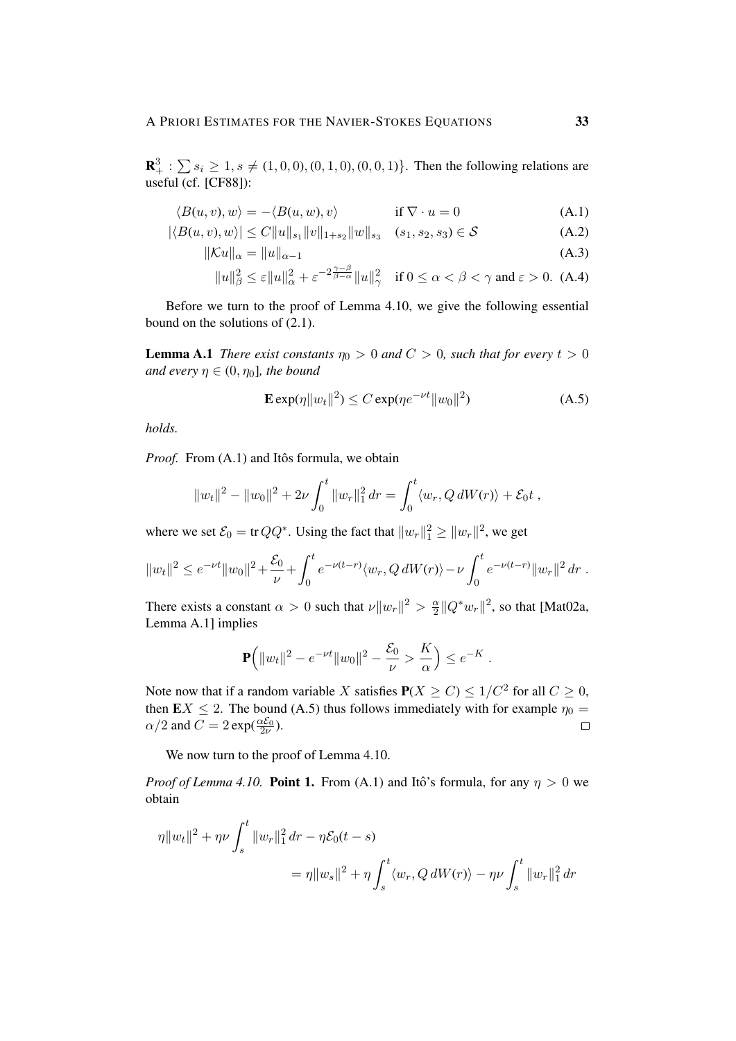$\mathbf{R}^3_+ : \sum s_i \geq 1, s \neq (1,0,0), (0,1,0), (0,0,1)\}$. Then the following relations are useful (cf. [CF88]):

$$\langle B(u,v), w\rangle = -\langle B(u,w), v\rangle \qquad \text{if } \nabla \cdot u = 0 \tag{A.1}$$

$$|\langle B(u,v), w\rangle| \leq C\|u\|_{s_1}\|v\|_{1+s_2}\|w\|_{s_3} \quad (s_1,s_2,s_3) \in \mathcal{S} \tag{A.2}$$

$$\|\mathcal{K}u\|_\alpha = \|u\|_{\alpha-1} \tag{A.3}$$

$$\|u\|_\beta^2 \leq \varepsilon\|u\|_\alpha^2 + \varepsilon^{-2\frac{\gamma-\beta}{\beta-\alpha}}\|u\|_\gamma^2 \quad \text{if } 0 \leq \alpha < \beta < \gamma \text{ and } \varepsilon > 0. \tag{A.4}$$

Before we turn to the proof of Lemma 4.10, we give the following essential bound on the solutions of (2.1).

**Lemma A.1** *There exist constants $\eta_0 > 0$ and $C > 0$, such that for every $t > 0$ and every $\eta \in (0, \eta_0]$, the bound*

$$\mathbf{E}\exp(\eta\|w_t\|^2) \leq C\exp(\eta e^{-\nu t}\|w_0\|^2) \tag{A.5}$$

*holds.*

*Proof.* From (A.1) and Itôs formula, we obtain

$$\|w_t\|^2 - \|w_0\|^2 + 2\nu\int_0^t \|w_r\|_1^2\,dr = \int_0^t \langle w_r, Q\,dW(r)\rangle + \mathcal{E}_0 t\;,$$

where we set $\mathcal{E}_0 = \operatorname{tr} QQ^*$. Using the fact that $\|w_r\|_1^2 \geq \|w_r\|^2$, we get

$$\|w_t\|^2 \leq e^{-\nu t}\|w_0\|^2 + \frac{\mathcal{E}_0}{\nu} + \int_0^t e^{-\nu(t-r)}\langle w_r, Q\,dW(r)\rangle - \nu\int_0^t e^{-\nu(t-r)}\|w_r\|^2\,dr\;.$$

There exists a constant $\alpha > 0$ such that $\nu\|w_r\|^2 > \frac{\alpha}{2}\|Q^*w_r\|^2$, so that [Mat02a, Lemma A.1] implies

$$\mathbf{P}\Big(\|w_t\|^2 - e^{-\nu t}\|w_0\|^2 - \frac{\mathcal{E}_0}{\nu} > \frac{K}{\alpha}\Big) \leq e^{-K}\;.$$

Note now that if a random variable $X$ satisfies $\mathbf{P}(X \geq C) \leq 1/C^2$ for all $C \geq 0$, then $\mathbf{E}X \leq 2$. The bound (A.5) thus follows immediately with for example $\eta_0 = \alpha/2$ and $C = 2\exp(\frac{\alpha\mathcal{E}_0}{2\nu})$. □

We now turn to the proof of Lemma 4.10.

*Proof of Lemma 4.10.* **Point 1.** From (A.1) and Itô's formula, for any $\eta > 0$ we obtain

$$\eta\|w_t\|^2 + \eta\nu\int_s^t \|w_r\|_1^2\,dr - \eta\mathcal{E}_0(t-s) = \eta\|w_s\|^2 + \eta\int_s^t \langle w_r, Q\,dW(r)\rangle - \eta\nu\int_s^t \|w_r\|_1^2\,dr$$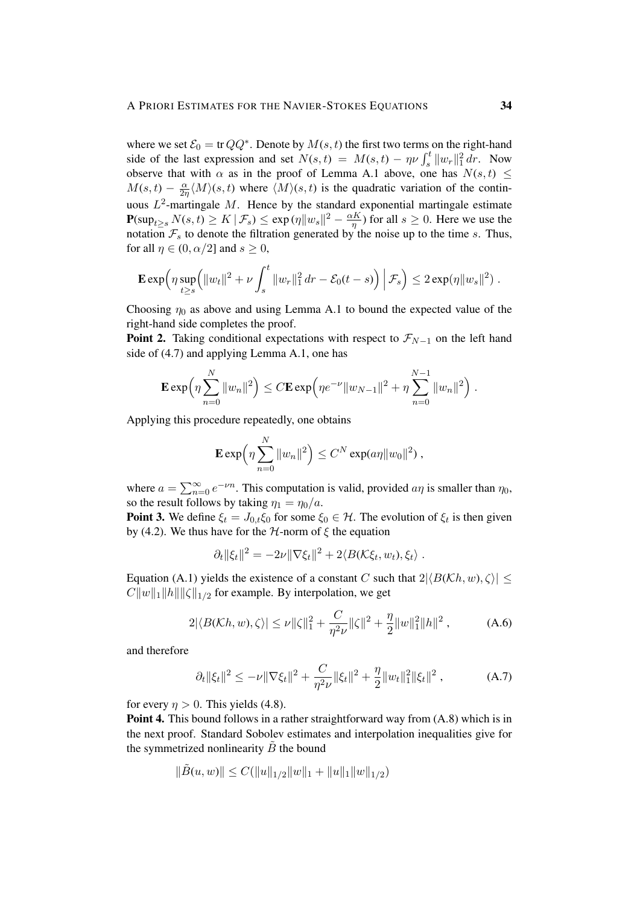where we set $\mathcal{E}_0 = \operatorname{tr} QQ^*$. Denote by $M(s,t)$ the first two terms on the right-hand side of the last expression and set $N(s,t) = M(s,t) - \eta\nu \int_s^t \|w_r\|_1^2\,dr$. Now observe that with $\alpha$ as in the proof of Lemma A.1 above, one has $N(s,t) \le M(s,t) - \frac{\alpha}{2\eta}\langle M\rangle(s,t)$ where $\langle M\rangle(s,t)$ is the quadratic variation of the continuous $L^2$-martingale $M$. Hence by the standard exponential martingale estimate $\mathbf{P}(\sup_{t\ge s} N(s,t) \ge K \,|\, \mathcal{F}_s) \le \exp(\eta\|w_s\|^2 - \frac{\alpha K}{\eta})$ for all $s \ge 0$. Here we use the notation $\mathcal{F}_s$ to denote the filtration generated by the noise up to the time $s$. Thus, for all $\eta \in (0, \alpha/2]$ and $s \ge 0$,

$$
\mathbf{E}\exp\Big(\eta \sup_{t\ge s}\Big(\|w_t\|^2 + \nu\int_s^t \|w_r\|_1^2\,dr - \mathcal{E}_0(t-s)\Big)\;\Big|\;\mathcal{F}_s\Big) \le 2\exp(\eta\|w_s\|^2)\;.
$$

Choosing $\eta_0$ as above and using Lemma A.1 to bound the expected value of the right-hand side completes the proof.

**Point 2.** Taking conditional expectations with respect to $\mathcal{F}_{N-1}$ on the left hand side of (4.7) and applying Lemma A.1, one has

$$
\mathbf{E}\exp\Big(\eta\sum_{n=0}^N \|w_n\|^2\Big) \le C\mathbf{E}\exp\Big(\eta e^{-\nu}\|w_{N-1}\|^2 + \eta\sum_{n=0}^{N-1}\|w_n\|^2\Big)\;.
$$

Applying this procedure repeatedly, one obtains

$$
\mathbf{E}\exp\Big(\eta\sum_{n=0}^N \|w_n\|^2\Big) \le C^N \exp(a\eta\|w_0\|^2)\;,
$$

where $a = \sum_{n=0}^\infty e^{-\nu n}$. This computation is valid, provided $a\eta$ is smaller than $\eta_0$, so the result follows by taking $\eta_1 = \eta_0/a$.

**Point 3.** We define $\xi_t = J_{0,t}\xi_0$ for some $\xi_0 \in \mathcal{H}$. The evolution of $\xi_t$ is then given by (4.2). We thus have for the $\mathcal{H}$-norm of $\xi$ the equation

$$
\partial_t\|\xi_t\|^2 = -2\nu\|\nabla\xi_t\|^2 + 2\langle B(\mathcal{K}\xi_t, w_t), \xi_t\rangle\;.
$$

Equation (A.1) yields the existence of a constant $C$ such that $2|\langle B(\mathcal{K}h, w), \zeta\rangle| \le C\|w\|_1\|h\|\|\zeta\|_{1/2}$ for example. By interpolation, we get

$$
2|\langle B(\mathcal{K}h, w), \zeta\rangle| \le \nu\|\zeta\|_1^2 + \frac{C}{\eta^2\nu}\|\zeta\|^2 + \frac{\eta}{2}\|w\|_1^2\|h\|^2\;, \tag{A.6}
$$

and therefore

$$
\partial_t\|\xi_t\|^2 \le -\nu\|\nabla\xi_t\|^2 + \frac{C}{\eta^2\nu}\|\xi_t\|^2 + \frac{\eta}{2}\|w_t\|_1^2\|\xi_t\|^2\;, \tag{A.7}
$$

for every $\eta > 0$. This yields (4.8).

**Point 4.** This bound follows in a rather straightforward way from (A.8) which is in the next proof. Standard Sobolev estimates and interpolation inequalities give for the symmetrized nonlinearity $\tilde{B}$ the bound

$$
\|\tilde{B}(u,w)\| \le C(\|u\|_{1/2}\|w\|_1 + \|u\|_1\|w\|_{1/2})
$$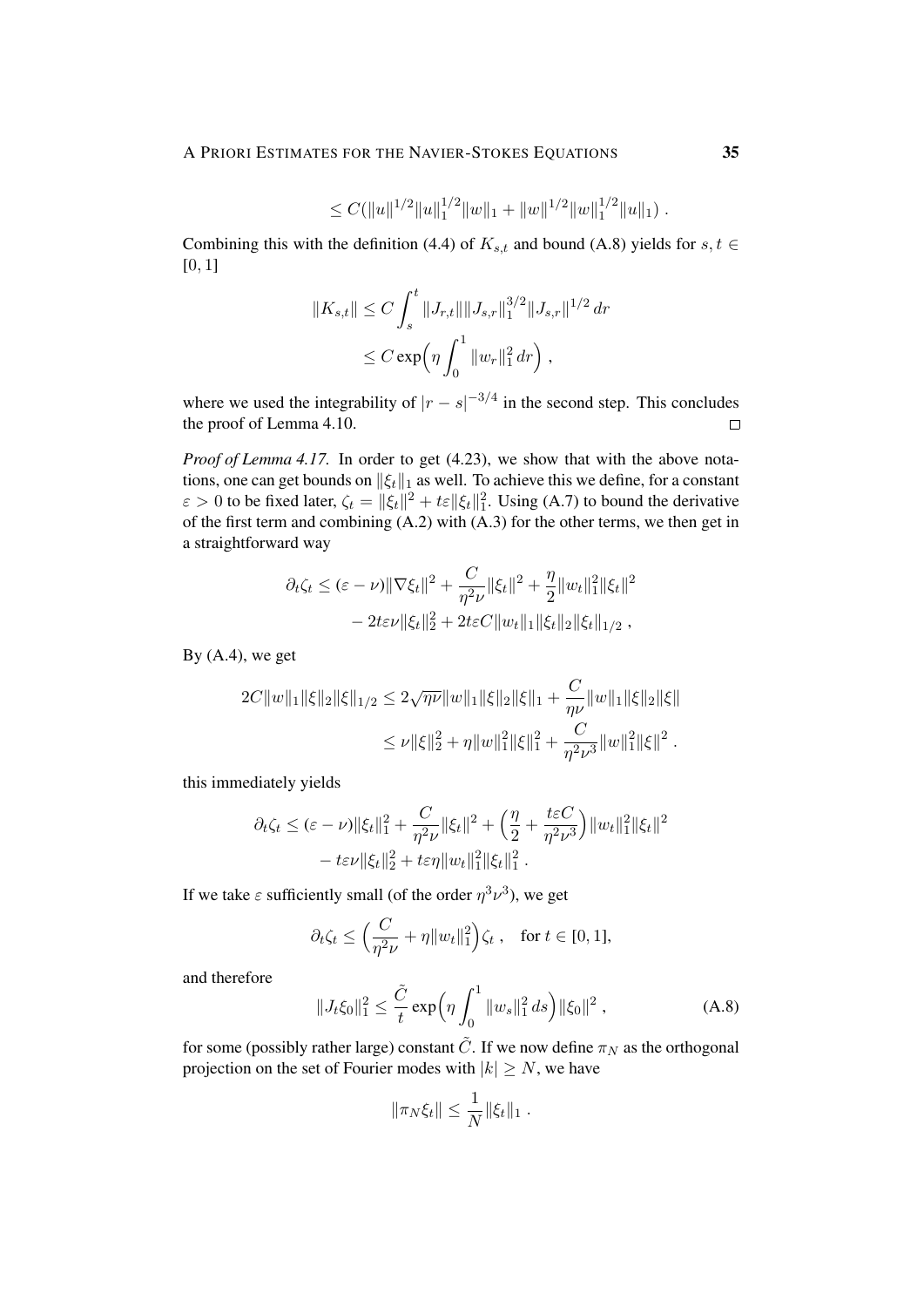$$\leq C(\|u\|^{1/2}\|u\|_1^{1/2}\|w\|_1 + \|w\|^{1/2}\|w\|_1^{1/2}\|u\|_1) \;.$$

Combining this with the definition (4.4) of $K_{s,t}$ and bound (A.8) yields for $s,t \in [0,1]$

$$\begin{aligned}
\|K_{s,t}\| &\leq C \int_s^t \|J_{r,t}\| \|J_{s,r}\|_1^{3/2} \|J_{s,r}\|^{1/2}\,dr \\
&\leq C \exp\Big(\eta \int_0^1 \|w_r\|_1^2\,dr\Big) \;,
\end{aligned}$$

where we used the integrability of $|r-s|^{-3/4}$ in the second step. This concludes the proof of Lemma 4.10. $\square$

*Proof of Lemma 4.17.* In order to get (4.23), we show that with the above notations, one can get bounds on $\|\xi_t\|_1$ as well. To achieve this we define, for a constant $\varepsilon > 0$ to be fixed later, $\zeta_t = \|\xi_t\|^2 + t\varepsilon\|\xi_t\|_1^2$. Using (A.7) to bound the derivative of the first term and combining (A.2) with (A.3) for the other terms, we then get in a straightforward way

$$\begin{aligned}
\partial_t \zeta_t \leq (\varepsilon - \nu)\|\nabla \xi_t\|^2 + \frac{C}{\eta^2\nu}\|\xi_t\|^2 + \frac{\eta}{2}\|w_t\|_1^2\|\xi_t\|^2 \\
- 2t\varepsilon\nu\|\xi_t\|_2^2 + 2t\varepsilon C\|w_t\|_1\|\xi_t\|_2\|\xi_t\|_{1/2} \;,
\end{aligned}$$

By (A.4), we get

$$\begin{aligned}
2C\|w\|_1\|\xi\|_2\|\xi\|_{1/2} &\leq 2\sqrt{\eta\nu}\|w\|_1\|\xi\|_2\|\xi\|_1 + \frac{C}{\eta\nu}\|w\|_1\|\xi\|_2\|\xi\| \\
&\leq \nu\|\xi\|_2^2 + \eta\|w\|_1^2\|\xi\|_1^2 + \frac{C}{\eta^2\nu^3}\|w\|_1^2\|\xi\|^2 \;.
\end{aligned}$$

this immediately yields

$$\begin{aligned}
\partial_t \zeta_t \leq (\varepsilon - \nu)\|\xi_t\|_1^2 + \frac{C}{\eta^2\nu}\|\xi_t\|^2 + \Big(\frac{\eta}{2} + \frac{t\varepsilon C}{\eta^2\nu^3}\Big)\|w_t\|_1^2\|\xi_t\|^2 \\
- t\varepsilon\nu\|\xi_t\|_2^2 + t\varepsilon\eta\|w_t\|_1^2\|\xi_t\|_1^2 \;.
\end{aligned}$$

If we take $\varepsilon$ sufficiently small (of the order $\eta^3\nu^3$), we get

$$\partial_t \zeta_t \leq \Big(\frac{C}{\eta^2\nu} + \eta\|w_t\|_1^2\Big)\zeta_t \;, \quad \text{for } t \in [0,1],$$

and therefore

$$\|J_t\xi_0\|_1^2 \leq \frac{\tilde{C}}{t}\exp\Big(\eta\int_0^1 \|w_s\|_1^2\,ds\Big)\|\xi_0\|^2 \;, \tag{A.8}$$

for some (possibly rather large) constant $\tilde{C}$. If we now define $\pi_N$ as the orthogonal projection on the set of Fourier modes with $|k| \geq N$, we have

$$\|\pi_N\xi_t\| \leq \frac{1}{N}\|\xi_t\|_1 \;.$$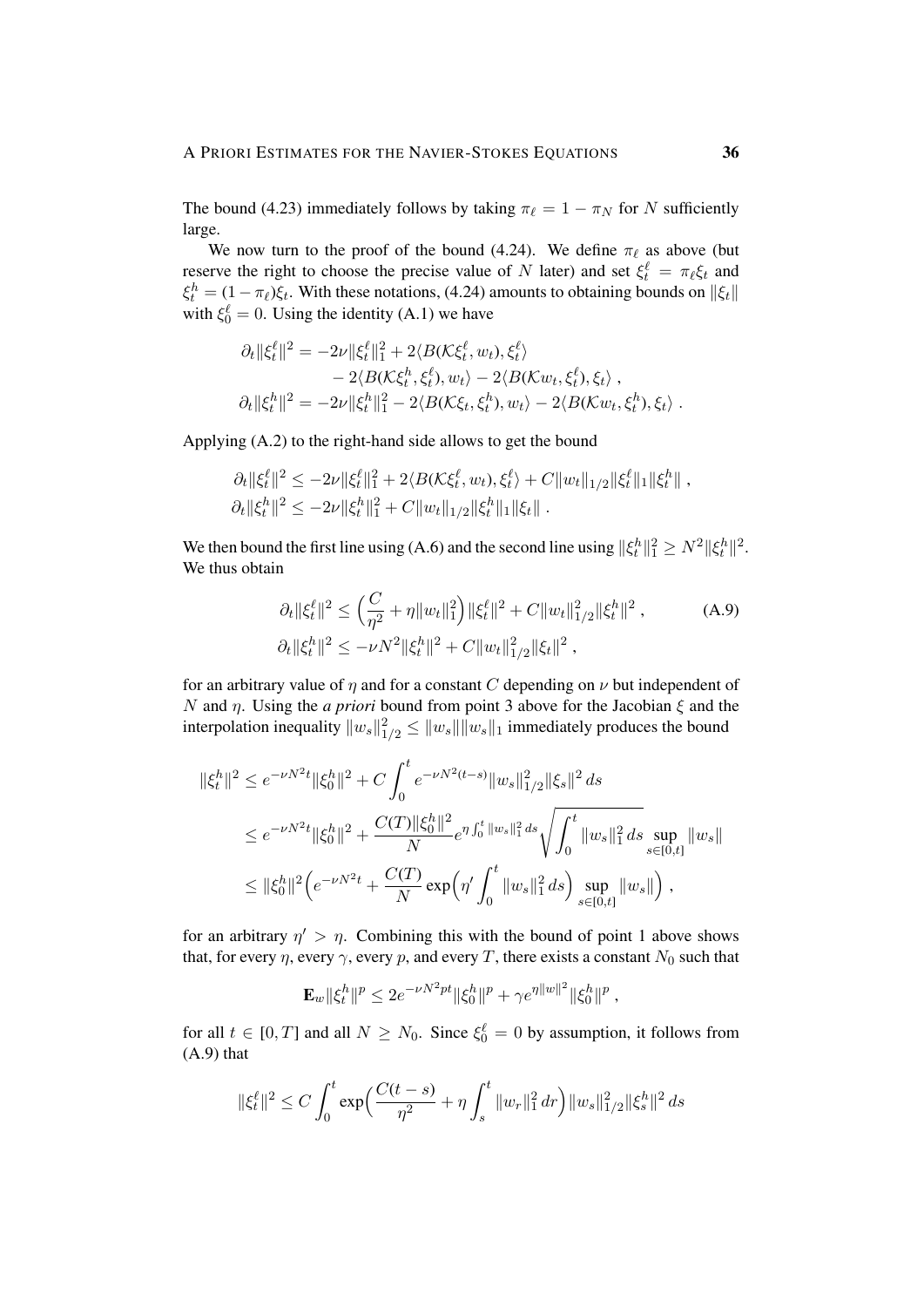The bound (4.23) immediately follows by taking $\pi_\ell = 1 - \pi_N$ for $N$ sufficiently large.

We now turn to the proof of the bound (4.24). We define $\pi_\ell$ as above (but reserve the right to choose the precise value of $N$ later) and set $\xi_t^\ell = \pi_\ell \xi_t$ and $\xi_t^h = (1-\pi_\ell)\xi_t$. With these notations, (4.24) amounts to obtaining bounds on $\|\xi_t\|$ with $\xi_0^\ell = 0$. Using the identity (A.1) we have

$$
\begin{aligned}
\partial_t \|\xi_t^\ell\|^2 &= -2\nu \|\xi_t^\ell\|_1^2 + 2\langle B(\mathcal{K}\xi_t^\ell, w_t), \xi_t^\ell\rangle \\
&\qquad - 2\langle B(\mathcal{K}\xi_t^h, \xi_t^\ell), w_t\rangle - 2\langle B(\mathcal{K}w_t, \xi_t^\ell), \xi_t\rangle\;, \\
\partial_t \|\xi_t^h\|^2 &= -2\nu \|\xi_t^h\|_1^2 - 2\langle B(\mathcal{K}\xi_t, \xi_t^h), w_t\rangle - 2\langle B(\mathcal{K}w_t, \xi_t^h), \xi_t\rangle\;.
\end{aligned}
$$

Applying (A.2) to the right-hand side allows to get the bound

$$
\begin{aligned}
&\partial_t \|\xi_t^\ell\|^2 \le -2\nu \|\xi_t^\ell\|_1^2 + 2\langle B(\mathcal{K}\xi_t^\ell, w_t), \xi_t^\ell\rangle + C\|w_t\|_{1/2}\|\xi_t^\ell\|_1\|\xi_t^h\|\;, \\
&\partial_t \|\xi_t^h\|^2 \le -2\nu \|\xi_t^h\|_1^2 + C\|w_t\|_{1/2}\|\xi_t^h\|_1\|\xi_t\|\;.
\end{aligned}
$$

We then bound the first line using (A.6) and the second line using $\|\xi_t^h\|_1^2 \ge N^2\|\xi_t^h\|^2$. We thus obtain

$$
\begin{aligned}
\partial_t \|\xi_t^\ell\|^2 &\le \Big(\frac{C}{\eta^2} + \eta\|w_t\|_1^2\Big)\|\xi_t^\ell\|^2 + C\|w_t\|_{1/2}^2\|\xi_t^h\|^2\;, \\
\partial_t \|\xi_t^h\|^2 &\le -\nu N^2\|\xi_t^h\|^2 + C\|w_t\|_{1/2}^2\|\xi_t\|^2\;,
\end{aligned}
\tag{A.9}
$$

for an arbitrary value of $\eta$ and for a constant $C$ depending on $\nu$ but independent of $N$ and $\eta$. Using the *a priori* bound from point 3 above for the Jacobian $\xi$ and the interpolation inequality $\|w_s\|_{1/2}^2 \le \|w_s\|\|w_s\|_1$ immediately produces the bound

$$
\begin{aligned}
\|\xi_t^h\|^2 &\le e^{-\nu N^2 t}\|\xi_0^h\|^2 + C\int_0^t e^{-\nu N^2(t-s)}\|w_s\|_{1/2}^2\|\xi_s\|^2\,ds \\
&\le e^{-\nu N^2 t}\|\xi_0^h\|^2 + \frac{C(T)\|\xi_0^h\|^2}{N}e^{\eta\int_0^t\|w_s\|_1^2\,ds}\sqrt{\int_0^t\|w_s\|_1^2\,ds}\,\sup_{s\in[0,t]}\|w_s\| \\
&\le \|\xi_0^h\|^2\Big(e^{-\nu N^2 t} + \frac{C(T)}{N}\exp\Big(\eta'\int_0^t\|w_s\|_1^2\,ds\Big)\sup_{s\in[0,t]}\|w_s\|\Big)\;,
\end{aligned}
$$

for an arbitrary $\eta' > \eta$. Combining this with the bound of point 1 above shows that, for every $\eta$, every $\gamma$, every $p$, and every $T$, there exists a constant $N_0$ such that

$$
\mathbf{E}_w\|\xi_t^h\|^p \le 2e^{-\nu N^2 pt}\|\xi_0^h\|^p + \gamma e^{\eta\|w\|^2}\|\xi_0^h\|^p\;,
$$

for all $t \in [0,T]$ and all $N \ge N_0$. Since $\xi_0^\ell = 0$ by assumption, it follows from (A.9) that

$$
\|\xi_t^\ell\|^2 \le C\int_0^t \exp\Big(\frac{C(t-s)}{\eta^2} + \eta\int_s^t\|w_r\|_1^2\,dr\Big)\|w_s\|_{1/2}^2\|\xi_s^h\|^2\,ds
$$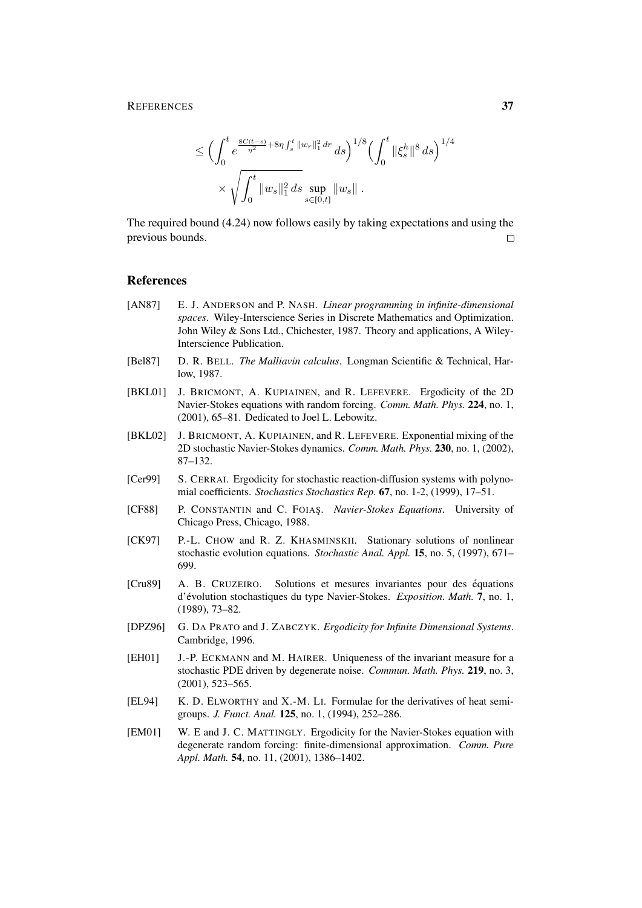$$
\leq \Big(\int_0^t e^{\frac{8C(t-s)}{\eta^2}+8\eta\int_s^t \|w_r\|_1^2\,dr}\,ds\Big)^{1/8}\Big(\int_0^t \|\xi_s^h\|^8\,ds\Big)^{1/4} \\
\times \sqrt{\int_0^t \|w_s\|_1^2\,ds}\,\sup_{s\in[0,t]}\|w_s\|\;.
$$

The required bound (4.24) now follows easily by taking expectations and using the previous bounds. □

## References

- [AN87] E. J. ANDERSON and P. NASH. *Linear programming in infinite-dimensional spaces*. Wiley-Interscience Series in Discrete Mathematics and Optimization. John Wiley & Sons Ltd., Chichester, 1987. Theory and applications, A Wiley-Interscience Publication.
- [Bel87] D. R. BELL. *The Malliavin calculus*. Longman Scientific & Technical, Harlow, 1987.
- [BKL01] J. BRICMONT, A. KUPIAINEN, and R. LEFEVERE. Ergodicity of the 2D Navier-Stokes equations with random forcing. *Comm. Math. Phys.* **224**, no. 1, (2001), 65–81. Dedicated to Joel L. Lebowitz.
- [BKL02] J. BRICMONT, A. KUPIAINEN, and R. LEFEVERE. Exponential mixing of the 2D stochastic Navier-Stokes dynamics. *Comm. Math. Phys.* **230**, no. 1, (2002), 87–132.
- [Cer99] S. CERRAI. Ergodicity for stochastic reaction-diffusion systems with polynomial coefficients. *Stochastics Stochastics Rep.* **67**, no. 1-2, (1999), 17–51.
- [CF88] P. CONSTANTIN and C. FOIAŞ. *Navier-Stokes Equations*. University of Chicago Press, Chicago, 1988.
- [CK97] P.-L. CHOW and R. Z. KHASMINSKII. Stationary solutions of nonlinear stochastic evolution equations. *Stochastic Anal. Appl.* **15**, no. 5, (1997), 671–699.
- [Cru89] A. B. CRUZEIRO. Solutions et mesures invariantes pour des équations d'évolution stochastiques du type Navier-Stokes. *Exposition. Math.* **7**, no. 1, (1989), 73–82.
- [DPZ96] G. DA PRATO and J. ZABCZYK. *Ergodicity for Infinite Dimensional Systems*. Cambridge, 1996.
- [EH01] J.-P. ECKMANN and M. HAIRER. Uniqueness of the invariant measure for a stochastic PDE driven by degenerate noise. *Commun. Math. Phys.* **219**, no. 3, (2001), 523–565.
- [EL94] K. D. ELWORTHY and X.-M. LI. Formulae for the derivatives of heat semigroups. *J. Funct. Anal.* **125**, no. 1, (1994), 252–286.
- [EM01] W. E and J. C. MATTINGLY. Ergodicity for the Navier-Stokes equation with degenerate random forcing: finite-dimensional approximation. *Comm. Pure Appl. Math.* **54**, no. 11, (2001), 1386–1402.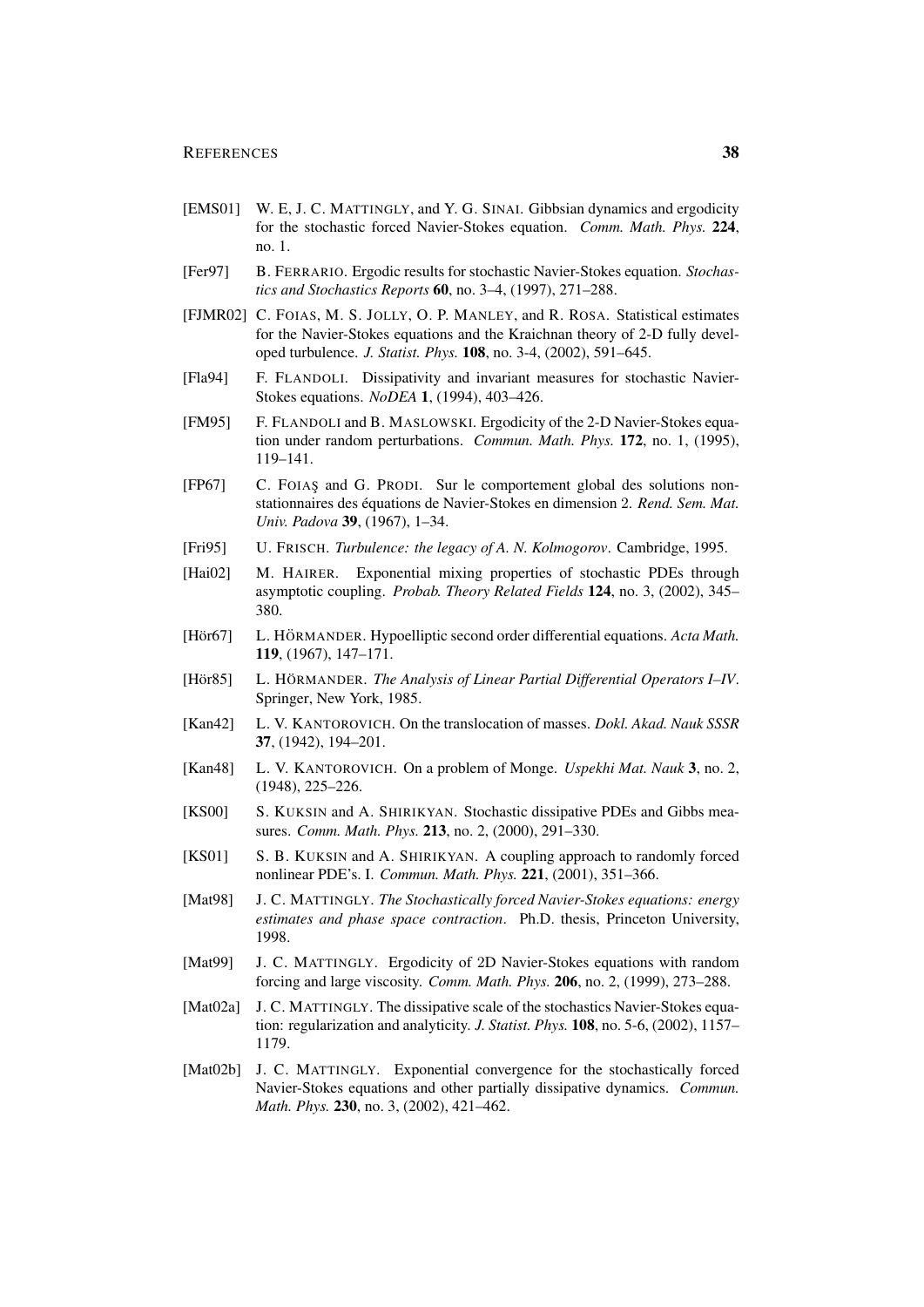- [EMS01] W. E, J. C. MATTINGLY, and Y. G. SINAI. Gibbsian dynamics and ergodicity for the stochastic forced Navier-Stokes equation. *Comm. Math. Phys.* **224**, no. 1.
- [Fer97] B. FERRARIO. Ergodic results for stochastic Navier-Stokes equation. *Stochastics and Stochastics Reports* **60**, no. 3–4, (1997), 271–288.
- [FJMR02] C. FOIAS, M. S. JOLLY, O. P. MANLEY, and R. ROSA. Statistical estimates for the Navier-Stokes equations and the Kraichnan theory of 2-D fully developed turbulence. *J. Statist. Phys.* **108**, no. 3-4, (2002), 591–645.
- [Fla94] F. FLANDOLI. Dissipativity and invariant measures for stochastic Navier-Stokes equations. *NoDEA* **1**, (1994), 403–426.
- [FM95] F. FLANDOLI and B. MASLOWSKI. Ergodicity of the 2-D Navier-Stokes equation under random perturbations. *Commun. Math. Phys.* **172**, no. 1, (1995), 119–141.
- [FP67] C. FOIAŞ and G. PRODI. Sur le comportement global des solutions non-stationnaires des équations de Navier-Stokes en dimension 2. *Rend. Sem. Mat. Univ. Padova* **39**, (1967), 1–34.
- [Fri95] U. FRISCH. *Turbulence: the legacy of A. N. Kolmogorov*. Cambridge, 1995.
- [Hai02] M. HAIRER. Exponential mixing properties of stochastic PDEs through asymptotic coupling. *Probab. Theory Related Fields* **124**, no. 3, (2002), 345–380.
- [Hör67] L. HÖRMANDER. Hypoelliptic second order differential equations. *Acta Math.* **119**, (1967), 147–171.
- [Hör85] L. HÖRMANDER. *The Analysis of Linear Partial Differential Operators I–IV*. Springer, New York, 1985.
- [Kan42] L. V. KANTOROVICH. On the translocation of masses. *Dokl. Akad. Nauk SSSR* **37**, (1942), 194–201.
- [Kan48] L. V. KANTOROVICH. On a problem of Monge. *Uspekhi Mat. Nauk* **3**, no. 2, (1948), 225–226.
- [KS00] S. KUKSIN and A. SHIRIKYAN. Stochastic dissipative PDEs and Gibbs measures. *Comm. Math. Phys.* **213**, no. 2, (2000), 291–330.
- [KS01] S. B. KUKSIN and A. SHIRIKYAN. A coupling approach to randomly forced nonlinear PDE's. I. *Commun. Math. Phys.* **221**, (2001), 351–366.
- [Mat98] J. C. MATTINGLY. *The Stochastically forced Navier-Stokes equations: energy estimates and phase space contraction*. Ph.D. thesis, Princeton University, 1998.
- [Mat99] J. C. MATTINGLY. Ergodicity of 2D Navier-Stokes equations with random forcing and large viscosity. *Comm. Math. Phys.* **206**, no. 2, (1999), 273–288.
- [Mat02a] J. C. MATTINGLY. The dissipative scale of the stochastics Navier-Stokes equation: regularization and analyticity. *J. Statist. Phys.* **108**, no. 5-6, (2002), 1157–1179.
- [Mat02b] J. C. MATTINGLY. Exponential convergence for the stochastically forced Navier-Stokes equations and other partially dissipative dynamics. *Commun. Math. Phys.* **230**, no. 3, (2002), 421–462.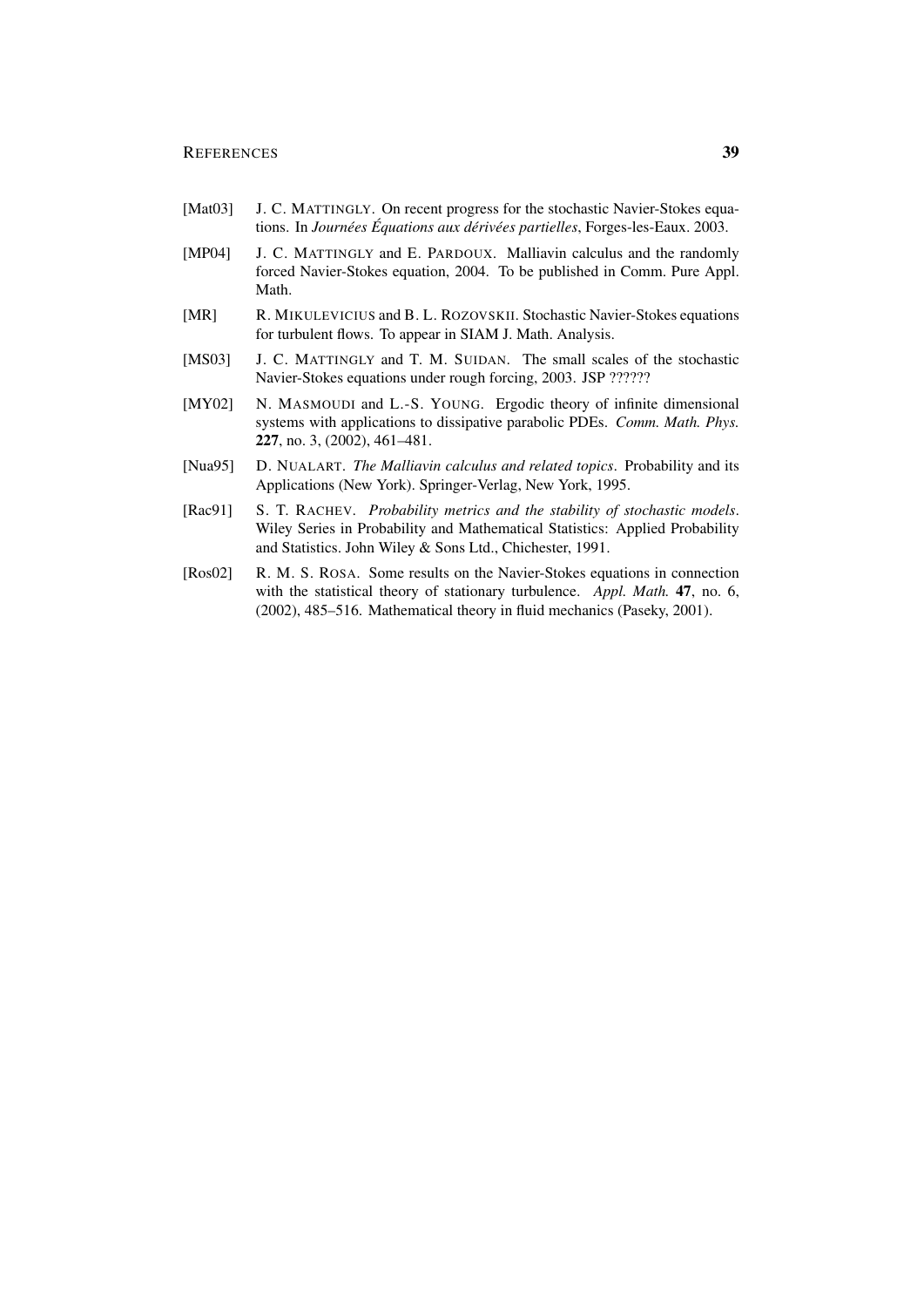[Mat03] J. C. MATTINGLY. On recent progress for the stochastic Navier-Stokes equations. In *Journées Équations aux dérivées partielles*, Forges-les-Eaux. 2003.

[MP04] J. C. MATTINGLY and E. PARDOUX. Malliavin calculus and the randomly forced Navier-Stokes equation, 2004. To be published in Comm. Pure Appl. Math.

[MR] R. MIKULEVICIUS and B. L. ROZOVSKII. Stochastic Navier-Stokes equations for turbulent flows. To appear in SIAM J. Math. Analysis.

[MS03] J. C. MATTINGLY and T. M. SUIDAN. The small scales of the stochastic Navier-Stokes equations under rough forcing, 2003. JSP ??????

[MY02] N. MASMOUDI and L.-S. YOUNG. Ergodic theory of infinite dimensional systems with applications to dissipative parabolic PDEs. *Comm. Math. Phys.* **227**, no. 3, (2002), 461–481.

[Nua95] D. NUALART. *The Malliavin calculus and related topics*. Probability and its Applications (New York). Springer-Verlag, New York, 1995.

[Rac91] S. T. RACHEV. *Probability metrics and the stability of stochastic models*. Wiley Series in Probability and Mathematical Statistics: Applied Probability and Statistics. John Wiley & Sons Ltd., Chichester, 1991.

[Ros02] R. M. S. ROSA. Some results on the Navier-Stokes equations in connection with the statistical theory of stationary turbulence. *Appl. Math.* **47**, no. 6, (2002), 485–516. Mathematical theory in fluid mechanics (Paseky, 2001).